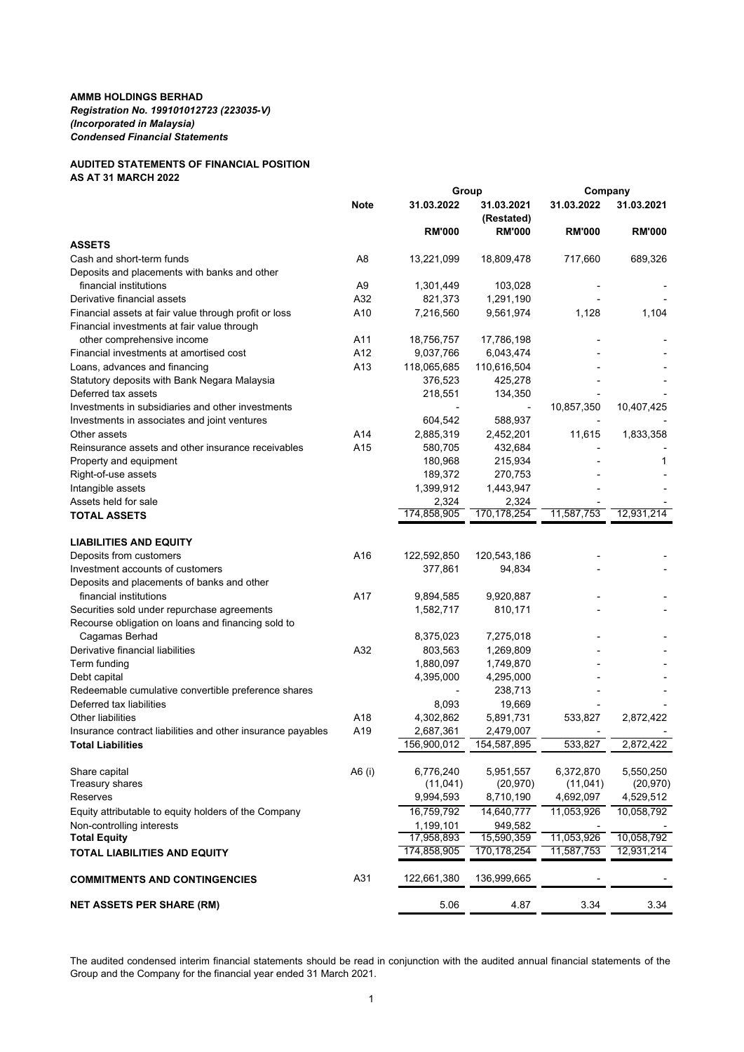**AMMB HOLDINGS BERHAD**
***Registration No. 199101012723 (223035-V)***
***(Incorporated in Malaysia)***
***Condensed Financial Statements***

**AUDITED STATEMENTS OF FINANCIAL POSITION**
**AS AT 31 MARCH 2022**

| | Note | Group | | Company | |
|---|---|---|---|---|---|
| | | 31.03.2022 | 31.03.2021 (Restated) | 31.03.2022 | 31.03.2021 |
| | | **RM'000** | **RM'000** | **RM'000** | **RM'000** |
| **ASSETS** | | | | | |
| Cash and short-term funds | A8 | 13,221,099 | 18,809,478 | 717,660 | 689,326 |
| Deposits and placements with banks and other financial institutions | A9 | 1,301,449 | 103,028 | - | - |
| Derivative financial assets | A32 | 821,373 | 1,291,190 | - | - |
| Financial assets at fair value through profit or loss | A10 | 7,216,560 | 9,561,974 | 1,128 | 1,104 |
| Financial investments at fair value through other comprehensive income | A11 | 18,756,757 | 17,786,198 | - | - |
| Financial investments at amortised cost | A12 | 9,037,766 | 6,043,474 | - | - |
| Loans, advances and financing | A13 | 118,065,685 | 110,616,504 | - | - |
| Statutory deposits with Bank Negara Malaysia | | 376,523 | 425,278 | - | - |
| Deferred tax assets | | 218,551 | 134,350 | - | - |
| Investments in subsidiaries and other investments | | - | - | 10,857,350 | 10,407,425 |
| Investments in associates and joint ventures | | 604,542 | 588,937 | - | - |
| Other assets | A14 | 2,885,319 | 2,452,201 | 11,615 | 1,833,358 |
| Reinsurance assets and other insurance receivables | A15 | 580,705 | 432,684 | - | - |
| Property and equipment | | 180,968 | 215,934 | - | 1 |
| Right-of-use assets | | 189,372 | 270,753 | - | - |
| Intangible assets | | 1,399,912 | 1,443,947 | - | - |
| Assets held for sale | | 2,324 | 2,324 | - | - |
| **TOTAL ASSETS** | | 174,858,905 | 170,178,254 | 11,587,753 | 12,931,214 |
| | | | | | |
| **LIABILITIES AND EQUITY** | | | | | |
| Deposits from customers | A16 | 122,592,850 | 120,543,186 | - | - |
| Investment accounts of customers | | 377,861 | 94,834 | - | - |
| Deposits and placements of banks and other financial institutions | A17 | 9,894,585 | 9,920,887 | - | - |
| Securities sold under repurchase agreements | | 1,582,717 | 810,171 | - | - |
| Recourse obligation on loans and financing sold to Cagamas Berhad | | 8,375,023 | 7,275,018 | - | - |
| Derivative financial liabilities | A32 | 803,563 | 1,269,809 | - | - |
| Term funding | | 1,880,097 | 1,749,870 | - | - |
| Debt capital | | 4,395,000 | 4,295,000 | - | - |
| Redeemable cumulative convertible preference shares | | - | 238,713 | - | - |
| Deferred tax liabilities | | 8,093 | 19,669 | - | - |
| Other liabilities | A18 | 4,302,862 | 5,891,731 | 533,827 | 2,872,422 |
| Insurance contract liabilities and other insurance payables | A19 | 2,687,361 | 2,479,007 | - | - |
| **Total Liabilities** | | 156,900,012 | 154,587,895 | 533,827 | 2,872,422 |
| | | | | | |
| Share capital | A6 (i) | 6,776,240 | 5,951,557 | 6,372,870 | 5,550,250 |
| Treasury shares | | (11,041) | (20,970) | (11,041) | (20,970) |
| Reserves | | 9,994,593 | 8,710,190 | 4,692,097 | 4,529,512 |
| Equity attributable to equity holders of the Company | | 16,759,792 | 14,640,777 | 11,053,926 | 10,058,792 |
| Non-controlling interests | | 1,199,101 | 949,582 | - | - |
| **Total Equity** | | 17,958,893 | 15,590,359 | 11,053,926 | 10,058,792 |
| **TOTAL LIABILITIES AND EQUITY** | | 174,858,905 | 170,178,254 | 11,587,753 | 12,931,214 |
| | | | | | |
| **COMMITMENTS AND CONTINGENCIES** | A31 | 122,661,380 | 136,999,665 | - | - |
| | | | | | |
| **NET ASSETS PER SHARE (RM)** | | 5.06 | 4.87 | 3.34 | 3.34 |

The audited condensed interim financial statements should be read in conjunction with the audited annual financial statements of the Group and the Company for the financial year ended 31 March 2021.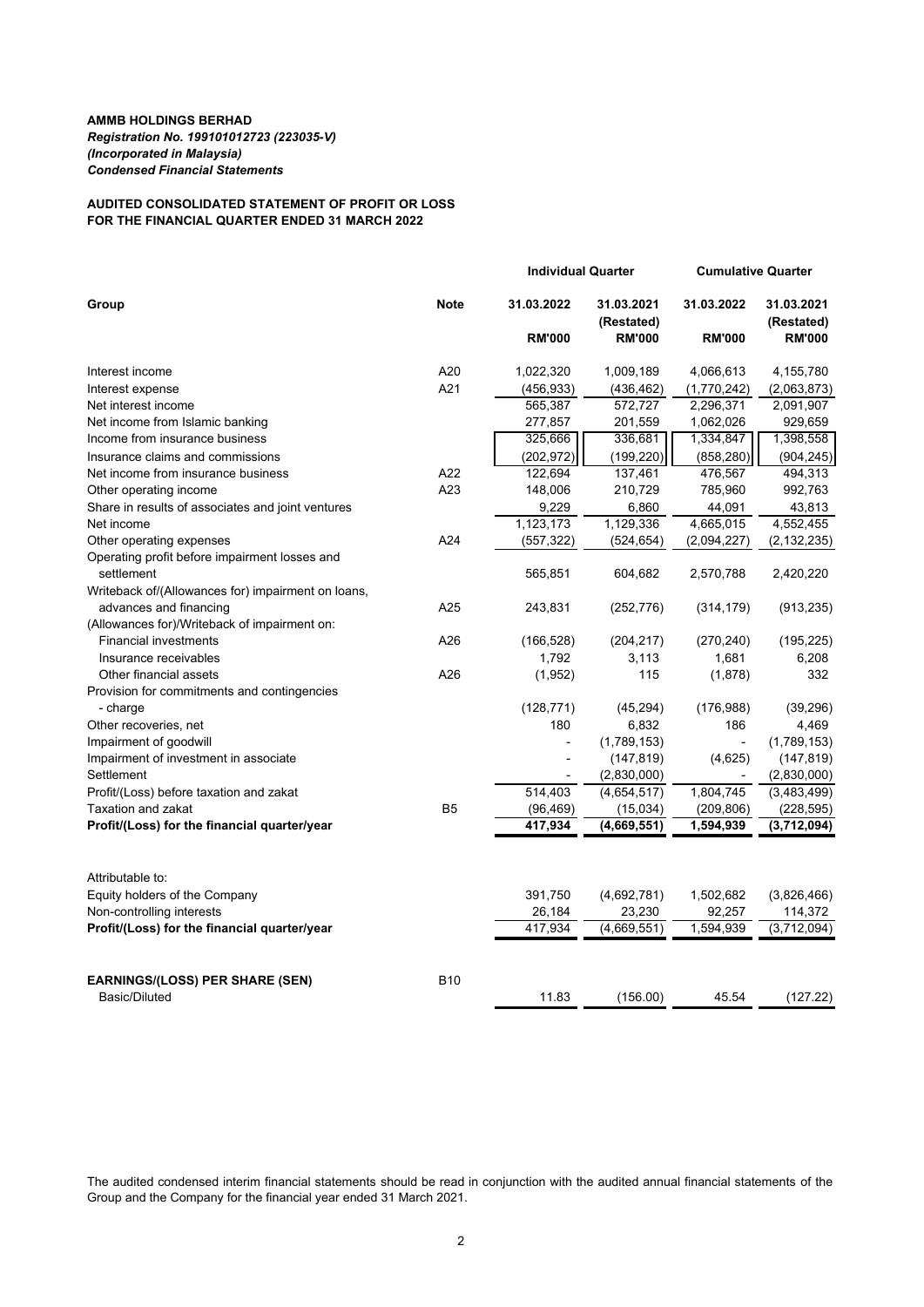**AMMB HOLDINGS BERHAD**
***Registration No. 199101012723 (223035-V)***
***(Incorporated in Malaysia)***
***Condensed Financial Statements***

**AUDITED CONSOLIDATED STATEMENT OF PROFIT OR LOSS**
**FOR THE FINANCIAL QUARTER ENDED 31 MARCH 2022**

| Group | Note | Individual Quarter | | Cumulative Quarter | |
|---|---|---|---|---|---|
| | | 31.03.2022 | 31.03.2021 (Restated) | 31.03.2022 | 31.03.2021 (Restated) |
| | | RM'000 | RM'000 | RM'000 | RM'000 |
| Interest income | A20 | 1,022,320 | 1,009,189 | 4,066,613 | 4,155,780 |
| Interest expense | A21 | (456,933) | (436,462) | (1,770,242) | (2,063,873) |
| Net interest income | | 565,387 | 572,727 | 2,296,371 | 2,091,907 |
| Net income from Islamic banking | | 277,857 | 201,559 | 1,062,026 | 929,659 |
| Income from insurance business | | 325,666 | 336,681 | 1,334,847 | 1,398,558 |
| Insurance claims and commissions | | (202,972) | (199,220) | (858,280) | (904,245) |
| Net income from insurance business | A22 | 122,694 | 137,461 | 476,567 | 494,313 |
| Other operating income | A23 | 148,006 | 210,729 | 785,960 | 992,763 |
| Share in results of associates and joint ventures | | 9,229 | 6,860 | 44,091 | 43,813 |
| Net income | | 1,123,173 | 1,129,336 | 4,665,015 | 4,552,455 |
| Other operating expenses | A24 | (557,322) | (524,654) | (2,094,227) | (2,132,235) |
| Operating profit before impairment losses and settlement | | 565,851 | 604,682 | 2,570,788 | 2,420,220 |
| Writeback of/(Allowances for) impairment on loans, advances and financing | A25 | 243,831 | (252,776) | (314,179) | (913,235) |
| (Allowances for)/Writeback of impairment on: | | | | | |
| Financial investments | A26 | (166,528) | (204,217) | (270,240) | (195,225) |
| Insurance receivables | | 1,792 | 3,113 | 1,681 | 6,208 |
| Other financial assets | A26 | (1,952) | 115 | (1,878) | 332 |
| Provision for commitments and contingencies - charge | | (128,771) | (45,294) | (176,988) | (39,296) |
| Other recoveries, net | | 180 | 6,832 | 186 | 4,469 |
| Impairment of goodwill | | - | (1,789,153) | - | (1,789,153) |
| Impairment of investment in associate | | - | (147,819) | (4,625) | (147,819) |
| Settlement | | - | (2,830,000) | - | (2,830,000) |
| Profit/(Loss) before taxation and zakat | | 514,403 | (4,654,517) | 1,804,745 | (3,483,499) |
| Taxation and zakat | B5 | (96,469) | (15,034) | (209,806) | (228,595) |
| **Profit/(Loss) for the financial quarter/year** | | **417,934** | **(4,669,551)** | **1,594,939** | **(3,712,094)** |
| | | | | | |
| Attributable to: | | | | | |
| Equity holders of the Company | | 391,750 | (4,692,781) | 1,502,682 | (3,826,466) |
| Non-controlling interests | | 26,184 | 23,230 | 92,257 | 114,372 |
| **Profit/(Loss) for the financial quarter/year** | | 417,934 | (4,669,551) | 1,594,939 | (3,712,094) |
| | | | | | |
| **EARNINGS/(LOSS) PER SHARE (SEN)** | B10 | | | | |
| Basic/Diluted | | 11.83 | (156.00) | 45.54 | (127.22) |

The audited condensed interim financial statements should be read in conjunction with the audited annual financial statements of the Group and the Company for the financial year ended 31 March 2021.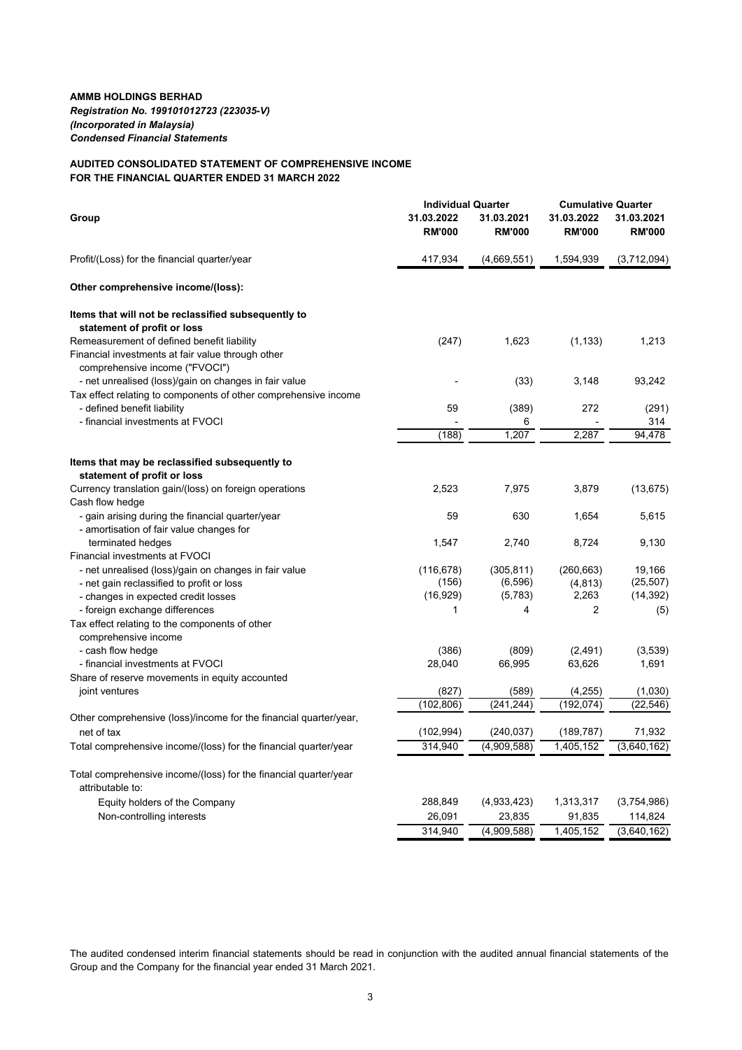**AMMB HOLDINGS BERHAD**
***Registration No. 199101012723 (223035-V)***
***(Incorporated in Malaysia)***
***Condensed Financial Statements***

**AUDITED CONSOLIDATED STATEMENT OF COMPREHENSIVE INCOME**
**FOR THE FINANCIAL QUARTER ENDED 31 MARCH 2022**

| Group | Individual Quarter | | Cumulative Quarter | |
|---|---|---|---|---|
| | 31.03.2022 | 31.03.2021 | 31.03.2022 | 31.03.2021 |
| | RM'000 | RM'000 | RM'000 | RM'000 |
| Profit/(Loss) for the financial quarter/year | 417,934 | (4,669,551) | 1,594,939 | (3,712,094) |
| **Other comprehensive income/(loss):** | | | | |
| **Items that will not be reclassified subsequently to statement of profit or loss** | | | | |
| Remeasurement of defined benefit liability | (247) | 1,623 | (1,133) | 1,213 |
| Financial investments at fair value through other comprehensive income ("FVOCI") | | | | |
| - net unrealised (loss)/gain on changes in fair value | - | (33) | 3,148 | 93,242 |
| Tax effect relating to components of other comprehensive income | | | | |
| - defined benefit liability | 59 | (389) | 272 | (291) |
| - financial investments at FVOCI | - | 6 | - | 314 |
| | (188) | 1,207 | 2,287 | 94,478 |
| **Items that may be reclassified subsequently to statement of profit or loss** | | | | |
| Currency translation gain/(loss) on foreign operations | 2,523 | 7,975 | 3,879 | (13,675) |
| Cash flow hedge | | | | |
| - gain arising during the financial quarter/year | 59 | 630 | 1,654 | 5,615 |
| - amortisation of fair value changes for terminated hedges | 1,547 | 2,740 | 8,724 | 9,130 |
| Financial investments at FVOCI | | | | |
| - net unrealised (loss)/gain on changes in fair value | (116,678) | (305,811) | (260,663) | 19,166 |
| - net gain reclassified to profit or loss | (156) | (6,596) | (4,813) | (25,507) |
| - changes in expected credit losses | (16,929) | (5,783) | 2,263 | (14,392) |
| - foreign exchange differences | 1 | 4 | 2 | (5) |
| Tax effect relating to the components of other comprehensive income | | | | |
| - cash flow hedge | (386) | (809) | (2,491) | (3,539) |
| - financial investments at FVOCI | 28,040 | 66,995 | 63,626 | 1,691 |
| Share of reserve movements in equity accounted joint ventures | (827) | (589) | (4,255) | (1,030) |
| | (102,806) | (241,244) | (192,074) | (22,546) |
| Other comprehensive (loss)/income for the financial quarter/year, net of tax | (102,994) | (240,037) | (189,787) | 71,932 |
| Total comprehensive income/(loss) for the financial quarter/year | 314,940 | (4,909,588) | 1,405,152 | (3,640,162) |
| Total comprehensive income/(loss) for the financial quarter/year attributable to: | | | | |
| Equity holders of the Company | 288,849 | (4,933,423) | 1,313,317 | (3,754,986) |
| Non-controlling interests | 26,091 | 23,835 | 91,835 | 114,824 |
| | 314,940 | (4,909,588) | 1,405,152 | (3,640,162) |

The audited condensed interim financial statements should be read in conjunction with the audited annual financial statements of the Group and the Company for the financial year ended 31 March 2021.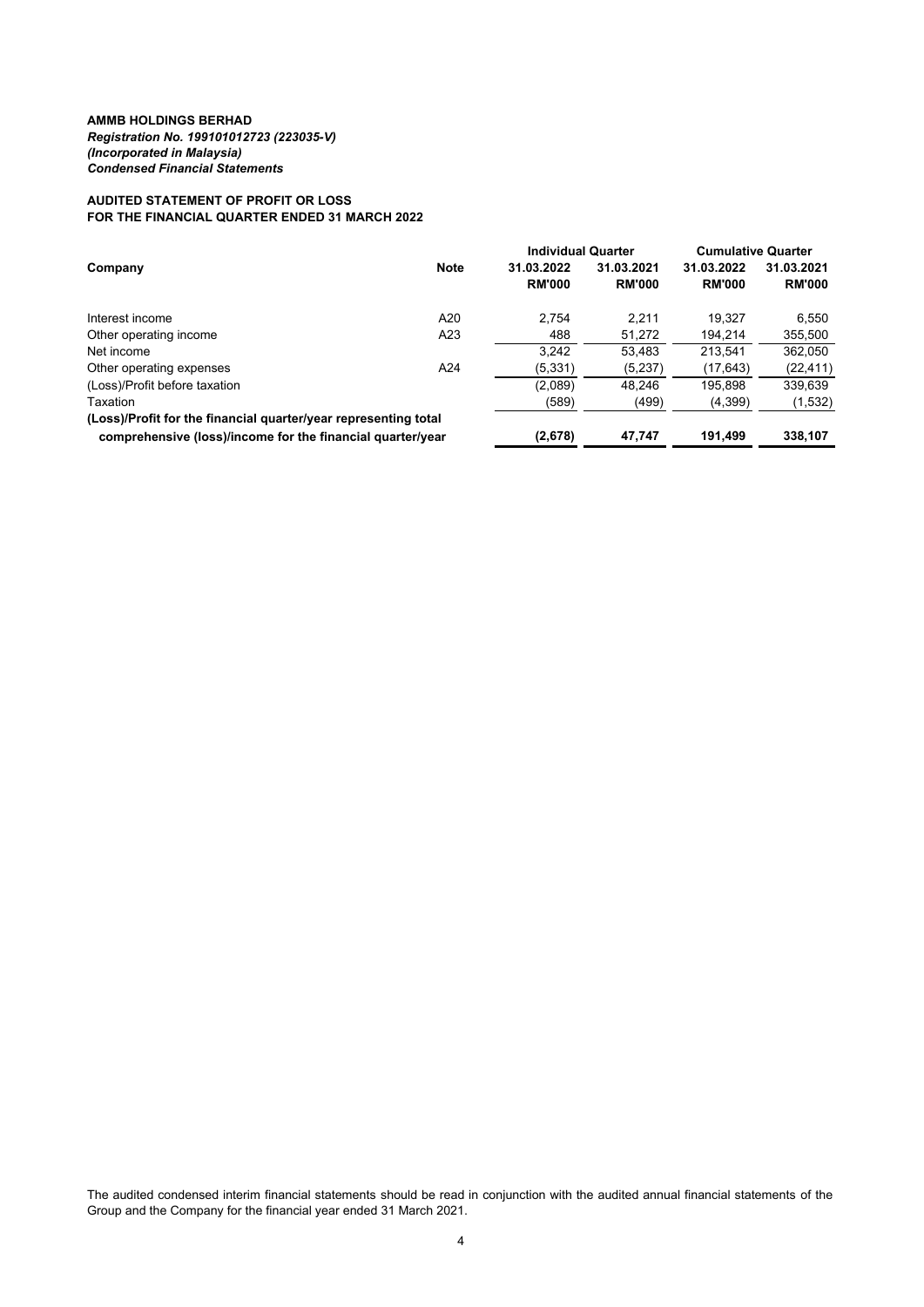**AMMB HOLDINGS BERHAD**
***Registration No. 199101012723 (223035-V)***
***(Incorporated in Malaysia)***
***Condensed Financial Statements***

**AUDITED STATEMENT OF PROFIT OR LOSS**
**FOR THE FINANCIAL QUARTER ENDED 31 MARCH 2022**

| | | Individual Quarter | | Cumulative Quarter | |
|---|---|---|---|---|---|
| **Company** | **Note** | **31.03.2022 RM'000** | **31.03.2021 RM'000** | **31.03.2022 RM'000** | **31.03.2021 RM'000** |
| Interest income | A20 | 2,754 | 2,211 | 19,327 | 6,550 |
| Other operating income | A23 | 488 | 51,272 | 194,214 | 355,500 |
| Net income | | 3,242 | 53,483 | 213,541 | 362,050 |
| Other operating expenses | A24 | (5,331) | (5,237) | (17,643) | (22,411) |
| (Loss)/Profit before taxation | | (2,089) | 48,246 | 195,898 | 339,639 |
| Taxation | | (589) | (499) | (4,399) | (1,532) |
| **(Loss)/Profit for the financial quarter/year representing total comprehensive (loss)/income for the financial quarter/year** | | **(2,678)** | **47,747** | **191,499** | **338,107** |

The audited condensed interim financial statements should be read in conjunction with the audited annual financial statements of the Group and the Company for the financial year ended 31 March 2021.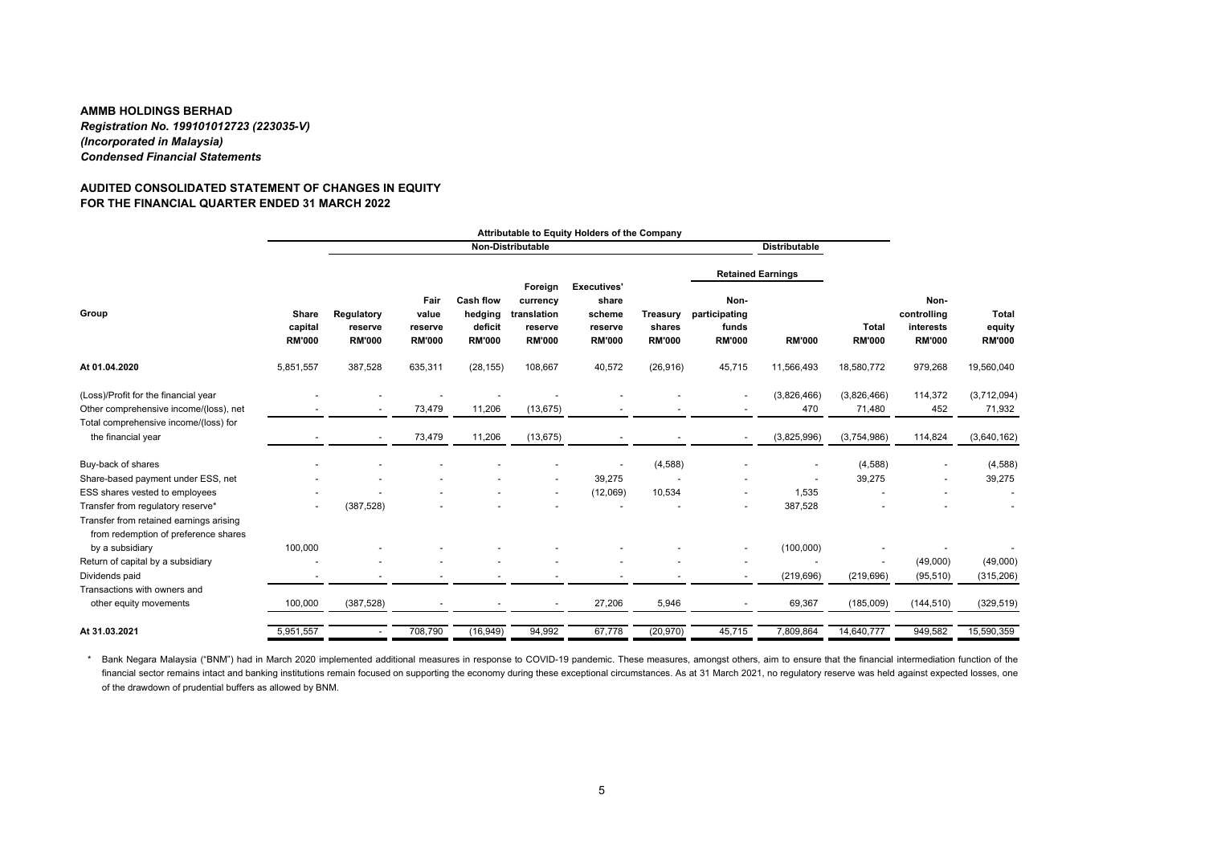**AMMB HOLDINGS BERHAD**
***Registration No. 199101012723 (223035-V)***
***(Incorporated in Malaysia)***
***Condensed Financial Statements***

**AUDITED CONSOLIDATED STATEMENT OF CHANGES IN EQUITY**
**FOR THE FINANCIAL QUARTER ENDED 31 MARCH 2022**

| | Attributable to Equity Holders of the Company | | | | | | | | | | | |
|---|---|---|---|---|---|---|---|---|---|---|---|---|
| | | Non-Distributable | | | | | | | Distributable | | | |
| | | | | | | | | Retained Earnings | | | | |
| **Group** | **Share capital RM'000** | **Regulatory reserve RM'000** | **Fair value reserve RM'000** | **Cash flow hedging deficit RM'000** | **Foreign currency translation reserve RM'000** | **Executives' share scheme reserve RM'000** | **Treasury shares RM'000** | **Non-participating funds RM'000** | **RM'000** | **Total RM'000** | **Non-controlling interests RM'000** | **Total equity RM'000** |
| **At 01.04.2020** | 5,851,557 | 387,528 | 635,311 | (28,155) | 108,667 | 40,572 | (26,916) | 45,715 | 11,566,493 | 18,580,772 | 979,268 | 19,560,040 |
| (Loss)/Profit for the financial year | - | - | - | - | - | - | - | - | (3,826,466) | (3,826,466) | 114,372 | (3,712,094) |
| Other comprehensive income/(loss), net | - | - | 73,479 | 11,206 | (13,675) | - | - | - | 470 | 71,480 | 452 | 71,932 |
| Total comprehensive income/(loss) for the financial year | - | - | 73,479 | 11,206 | (13,675) | - | - | - | (3,825,996) | (3,754,986) | 114,824 | (3,640,162) |
| Buy-back of shares | - | - | - | - | - | - | (4,588) | - | - | (4,588) | - | (4,588) |
| Share-based payment under ESS, net | - | - | - | - | - | 39,275 | - | - | - | 39,275 | - | 39,275 |
| ESS shares vested to employees | - | - | - | - | - | (12,069) | 10,534 | - | 1,535 | - | - | - |
| Transfer from regulatory reserve* | - | (387,528) | - | - | - | - | - | - | 387,528 | - | - | - |
| Transfer from retained earnings arising from redemption of preference shares by a subsidiary | 100,000 | - | - | - | - | - | - | - | (100,000) | - | - | - |
| Return of capital by a subsidiary | - | - | - | - | - | - | - | - | - | - | (49,000) | (49,000) |
| Dividends paid | - | - | - | - | - | - | - | - | (219,696) | (219,696) | (95,510) | (315,206) |
| Transactions with owners and other equity movements | 100,000 | (387,528) | - | - | - | 27,206 | 5,946 | - | 69,367 | (185,009) | (144,510) | (329,519) |
| **At 31.03.2021** | 5,951,557 | - | 708,790 | (16,949) | 94,992 | 67,778 | (20,970) | 45,715 | 7,809,864 | 14,640,777 | 949,582 | 15,590,359 |

\* Bank Negara Malaysia ("BNM") had in March 2020 implemented additional measures in response to COVID-19 pandemic. These measures, amongst others, aim to ensure that the financial intermediation function of the financial sector remains intact and banking institutions remain focused on supporting the economy during these exceptional circumstances. As at 31 March 2021, no regulatory reserve was held against expected losses, one of the drawdown of prudential buffers as allowed by BNM.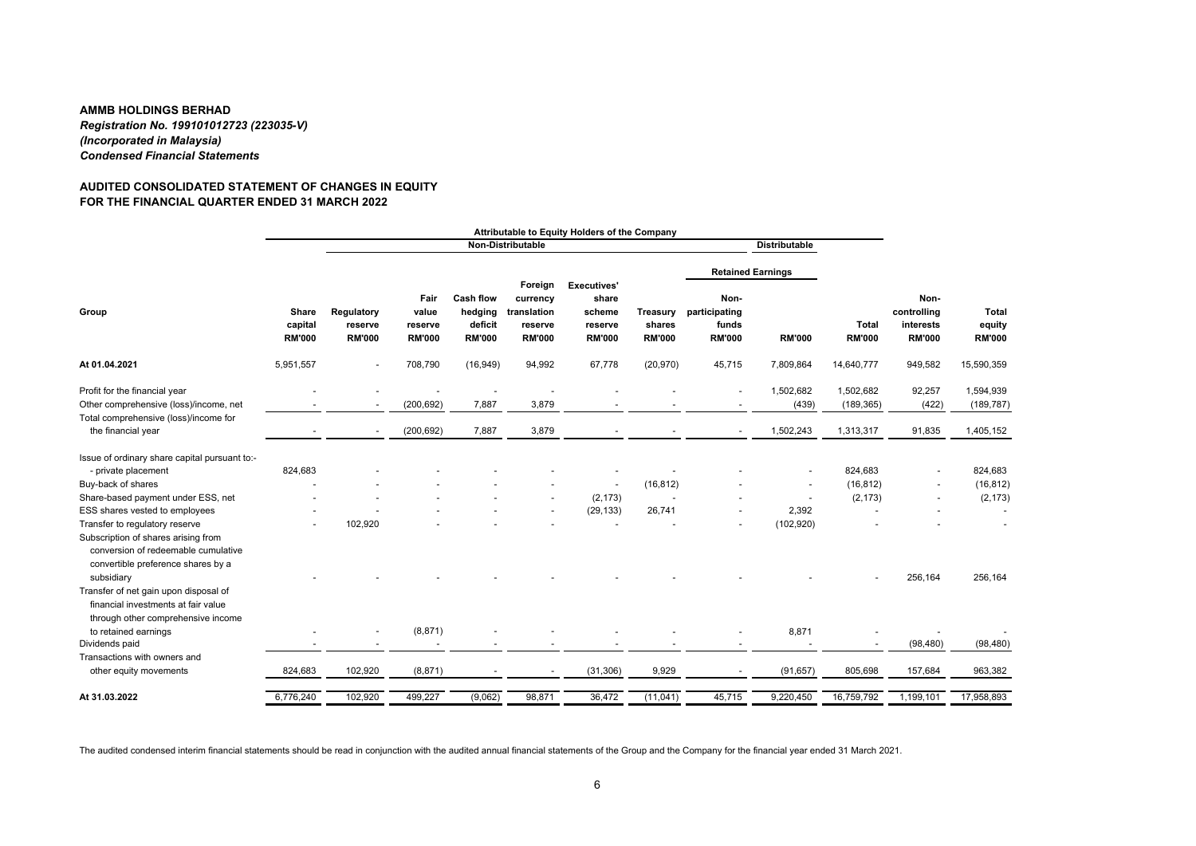**AMMB HOLDINGS BERHAD**
***Registration No. 199101012723 (223035-V)***
***(Incorporated in Malaysia)***
***Condensed Financial Statements***

**AUDITED CONSOLIDATED STATEMENT OF CHANGES IN EQUITY**
**FOR THE FINANCIAL QUARTER ENDED 31 MARCH 2022**

| | Attributable to Equity Holders of the Company | | | | | | | | | | | |
|---|---|---|---|---|---|---|---|---|---|---|---|---|
| | | Non-Distributable | | | | | | | Distributable | | | |
| | | | | | | | | Retained Earnings | | | | |
| **Group** | **Share capital RM'000** | **Regulatory reserve RM'000** | **Fair value reserve RM'000** | **Cash flow hedging deficit RM'000** | **Foreign currency translation reserve RM'000** | **Executives' share scheme reserve RM'000** | **Treasury shares RM'000** | **Non-participating funds RM'000** | **RM'000** | **Total RM'000** | **Non-controlling interests RM'000** | **Total equity RM'000** |
| **At 01.04.2021** | 5,951,557 | - | 708,790 | (16,949) | 94,992 | 67,778 | (20,970) | 45,715 | 7,809,864 | 14,640,777 | 949,582 | 15,590,359 |
| Profit for the financial year | - | - | - | - | - | - | - | - | 1,502,682 | 1,502,682 | 92,257 | 1,594,939 |
| Other comprehensive (loss)/income, net | - | - | (200,692) | 7,887 | 3,879 | - | - | - | (439) | (189,365) | (422) | (189,787) |
| Total comprehensive (loss)/income for the financial year | - | - | (200,692) | 7,887 | 3,879 | - | - | - | 1,502,243 | 1,313,317 | 91,835 | 1,405,152 |
| Issue of ordinary share capital pursuant to:- | | | | | | | | | | | | |
| - private placement | 824,683 | - | - | - | - | - | - | - | - | 824,683 | - | 824,683 |
| Buy-back of shares | - | - | - | - | - | - | (16,812) | - | - | (16,812) | - | (16,812) |
| Share-based payment under ESS, net | - | - | - | - | - | (2,173) | - | - | - | (2,173) | - | (2,173) |
| ESS shares vested to employees | - | - | - | - | - | (29,133) | 26,741 | - | 2,392 | - | - | - |
| Transfer to regulatory reserve | - | 102,920 | - | - | - | - | - | - | (102,920) | - | - | - |
| Subscription of shares arising from conversion of redeemable cumulative convertible preference shares by a subsidiary | - | - | - | - | - | - | - | - | - | - | 256,164 | 256,164 |
| Transfer of net gain upon disposal of financial investments at fair value through other comprehensive income to retained earnings | - | - | (8,871) | - | - | - | - | - | 8,871 | - | - | - |
| Dividends paid | - | - | - | - | - | - | - | - | - | - | (98,480) | (98,480) |
| Transactions with owners and other equity movements | 824,683 | 102,920 | (8,871) | - | - | (31,306) | 9,929 | - | (91,657) | 805,698 | 157,684 | 963,382 |
| **At 31.03.2022** | 6,776,240 | 102,920 | 499,227 | (9,062) | 98,871 | 36,472 | (11,041) | 45,715 | 9,220,450 | 16,759,792 | 1,199,101 | 17,958,893 |

The audited condensed interim financial statements should be read in conjunction with the audited annual financial statements of the Group and the Company for the financial year ended 31 March 2021.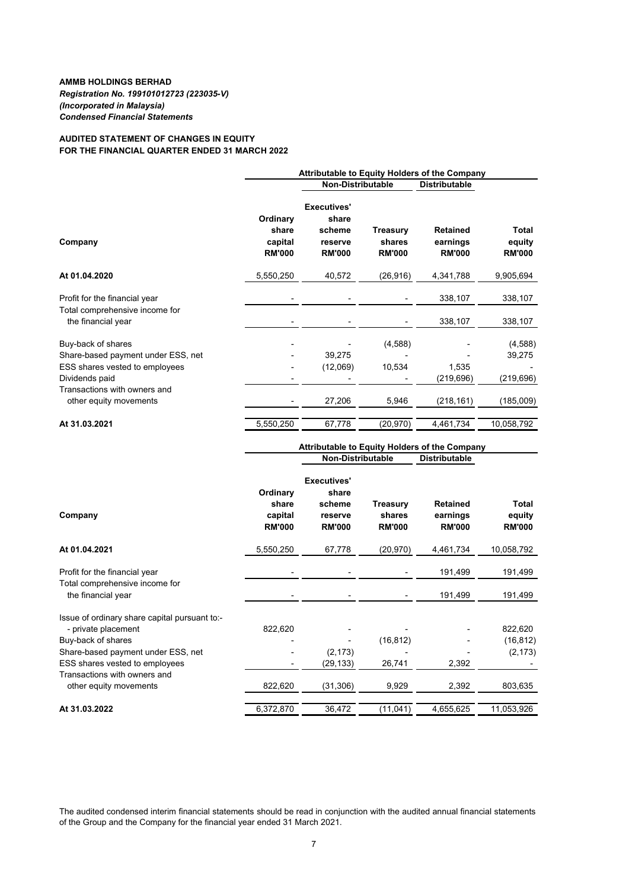**AMMB HOLDINGS BERHAD**
***Registration No. 199101012723 (223035-V)***
***(Incorporated in Malaysia)***
***Condensed Financial Statements***

**AUDITED STATEMENT OF CHANGES IN EQUITY**
**FOR THE FINANCIAL QUARTER ENDED 31 MARCH 2022**

| | Attributable to Equity Holders of the Company | | | | |
|---|---|---|---|---|---|
| | | Non-Distributable | | Distributable | |
| **Company** | **Ordinary share capital RM'000** | **Executives' share scheme reserve RM'000** | **Treasury shares RM'000** | **Retained earnings RM'000** | **Total equity RM'000** |
| **At 01.04.2020** | 5,550,250 | 40,572 | (26,916) | 4,341,788 | 9,905,694 |
| Profit for the financial year | - | - | - | 338,107 | 338,107 |
| Total comprehensive income for the financial year | - | - | - | 338,107 | 338,107 |
| Buy-back of shares | - | - | (4,588) | - | (4,588) |
| Share-based payment under ESS, net | - | 39,275 | - | - | 39,275 |
| ESS shares vested to employees | - | (12,069) | 10,534 | 1,535 | - |
| Dividends paid | - | - | - | (219,696) | (219,696) |
| Transactions with owners and other equity movements | - | 27,206 | 5,946 | (218,161) | (185,009) |
| **At 31.03.2021** | 5,550,250 | 67,778 | (20,970) | 4,461,734 | 10,058,792 |

| | Attributable to Equity Holders of the Company | | | | |
|---|---|---|---|---|---|
| | | Non-Distributable | | Distributable | |
| **Company** | **Ordinary share capital RM'000** | **Executives' share scheme reserve RM'000** | **Treasury shares RM'000** | **Retained earnings RM'000** | **Total equity RM'000** |
| **At 01.04.2021** | 5,550,250 | 67,778 | (20,970) | 4,461,734 | 10,058,792 |
| Profit for the financial year | - | - | - | 191,499 | 191,499 |
| Total comprehensive income for the financial year | - | - | - | 191,499 | 191,499 |
| Issue of ordinary share capital pursuant to:- | | | | | |
| - private placement | 822,620 | - | - | - | 822,620 |
| Buy-back of shares | - | - | (16,812) | - | (16,812) |
| Share-based payment under ESS, net | - | (2,173) | - | - | (2,173) |
| ESS shares vested to employees | - | (29,133) | 26,741 | 2,392 | - |
| Transactions with owners and other equity movements | 822,620 | (31,306) | 9,929 | 2,392 | 803,635 |
| **At 31.03.2022** | 6,372,870 | 36,472 | (11,041) | 4,655,625 | 11,053,926 |

The audited condensed interim financial statements should be read in conjunction with the audited annual financial statements of the Group and the Company for the financial year ended 31 March 2021.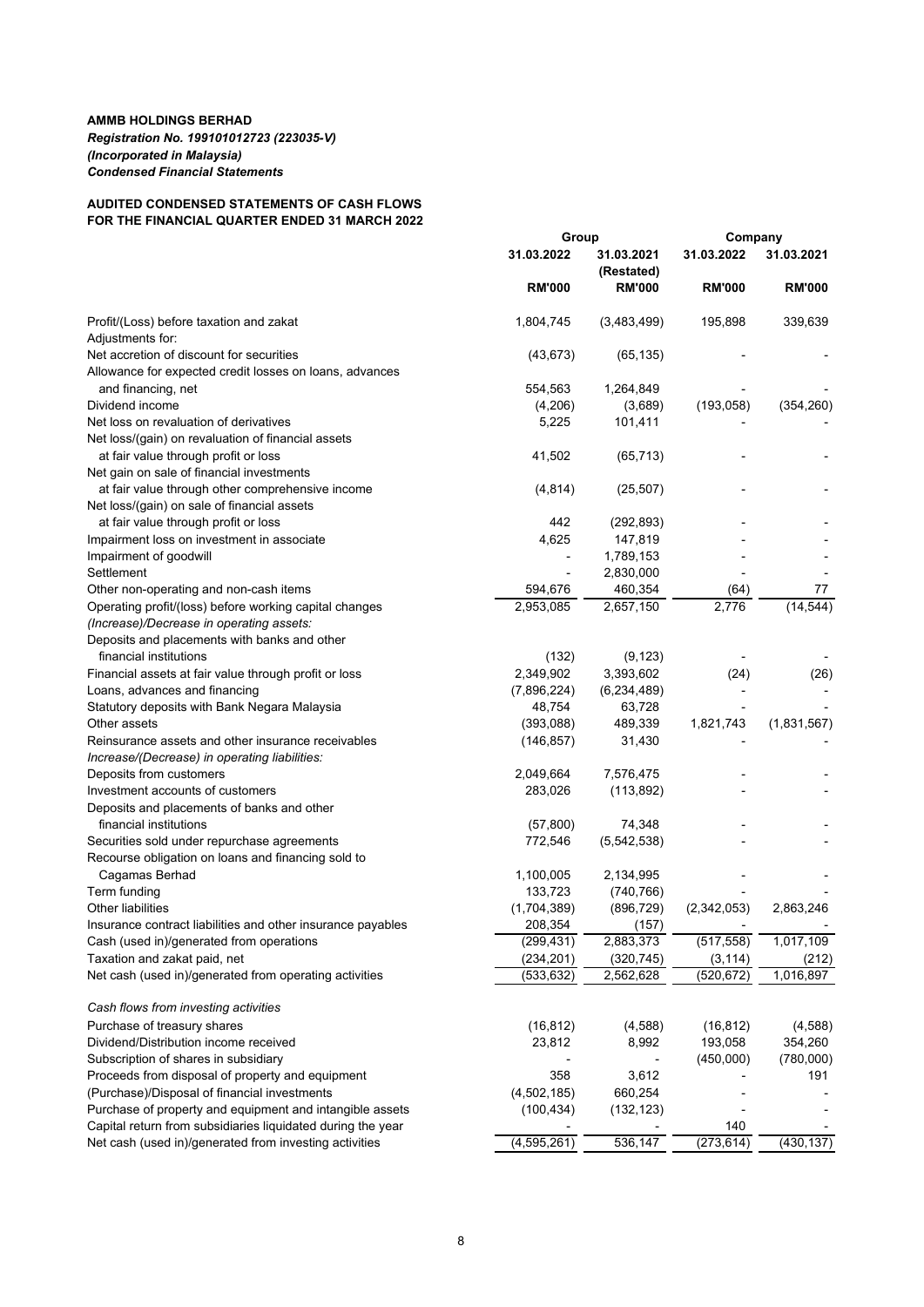**AMMB HOLDINGS BERHAD**
***Registration No. 199101012723 (223035-V)***
***(Incorporated in Malaysia)***
***Condensed Financial Statements***

**AUDITED CONDENSED STATEMENTS OF CASH FLOWS**
**FOR THE FINANCIAL QUARTER ENDED 31 MARCH 2022**

| | Group | | Company | |
|---|---|---|---|---|
| | **31.03.2022** | **31.03.2021 (Restated)** | **31.03.2022** | **31.03.2021** |
| | **RM'000** | **RM'000** | **RM'000** | **RM'000** |
| Profit/(Loss) before taxation and zakat | 1,804,745 | (3,483,499) | 195,898 | 339,639 |
| Adjustments for: | | | | |
| Net accretion of discount for securities | (43,673) | (65,135) | - | - |
| Allowance for expected credit losses on loans, advances and financing, net | 554,563 | 1,264,849 | - | - |
| Dividend income | (4,206) | (3,689) | (193,058) | (354,260) |
| Net loss on revaluation of derivatives | 5,225 | 101,411 | - | - |
| Net loss/(gain) on revaluation of financial assets at fair value through profit or loss | 41,502 | (65,713) | - | - |
| Net gain on sale of financial investments at fair value through other comprehensive income | (4,814) | (25,507) | - | - |
| Net loss/(gain) on sale of financial assets at fair value through profit or loss | 442 | (292,893) | - | - |
| Impairment loss on investment in associate | 4,625 | 147,819 | - | - |
| Impairment of goodwill | - | 1,789,153 | - | - |
| Settlement | - | 2,830,000 | - | - |
| Other non-operating and non-cash items | 594,676 | 460,354 | (64) | 77 |
| Operating profit/(loss) before working capital changes | 2,953,085 | 2,657,150 | 2,776 | (14,544) |
| *(Increase)/Decrease in operating assets:* | | | | |
| Deposits and placements with banks and other financial institutions | (132) | (9,123) | - | - |
| Financial assets at fair value through profit or loss | 2,349,902 | 3,393,602 | (24) | (26) |
| Loans, advances and financing | (7,896,224) | (6,234,489) | - | - |
| Statutory deposits with Bank Negara Malaysia | 48,754 | 63,728 | - | - |
| Other assets | (393,088) | 489,339 | 1,821,743 | (1,831,567) |
| Reinsurance assets and other insurance receivables | (146,857) | 31,430 | - | - |
| *Increase/(Decrease) in operating liabilities:* | | | | |
| Deposits from customers | 2,049,664 | 7,576,475 | - | - |
| Investment accounts of customers | 283,026 | (113,892) | - | - |
| Deposits and placements of banks and other financial institutions | (57,800) | 74,348 | - | - |
| Securities sold under repurchase agreements | 772,546 | (5,542,538) | - | - |
| Recourse obligation on loans and financing sold to Cagamas Berhad | 1,100,005 | 2,134,995 | - | - |
| Term funding | 133,723 | (740,766) | - | - |
| Other liabilities | (1,704,389) | (896,729) | (2,342,053) | 2,863,246 |
| Insurance contract liabilities and other insurance payables | 208,354 | (157) | - | - |
| Cash (used in)/generated from operations | (299,431) | 2,883,373 | (517,558) | 1,017,109 |
| Taxation and zakat paid, net | (234,201) | (320,745) | (3,114) | (212) |
| Net cash (used in)/generated from operating activities | (533,632) | 2,562,628 | (520,672) | 1,016,897 |
| *Cash flows from investing activities* | | | | |
| Purchase of treasury shares | (16,812) | (4,588) | (16,812) | (4,588) |
| Dividend/Distribution income received | 23,812 | 8,992 | 193,058 | 354,260 |
| Subscription of shares in subsidiary | - | - | (450,000) | (780,000) |
| Proceeds from disposal of property and equipment | 358 | 3,612 | - | 191 |
| (Purchase)/Disposal of financial investments | (4,502,185) | 660,254 | - | - |
| Purchase of property and equipment and intangible assets | (100,434) | (132,123) | - | - |
| Capital return from subsidiaries liquidated during the year | - | - | 140 | - |
| Net cash (used in)/generated from investing activities | (4,595,261) | 536,147 | (273,614) | (430,137) |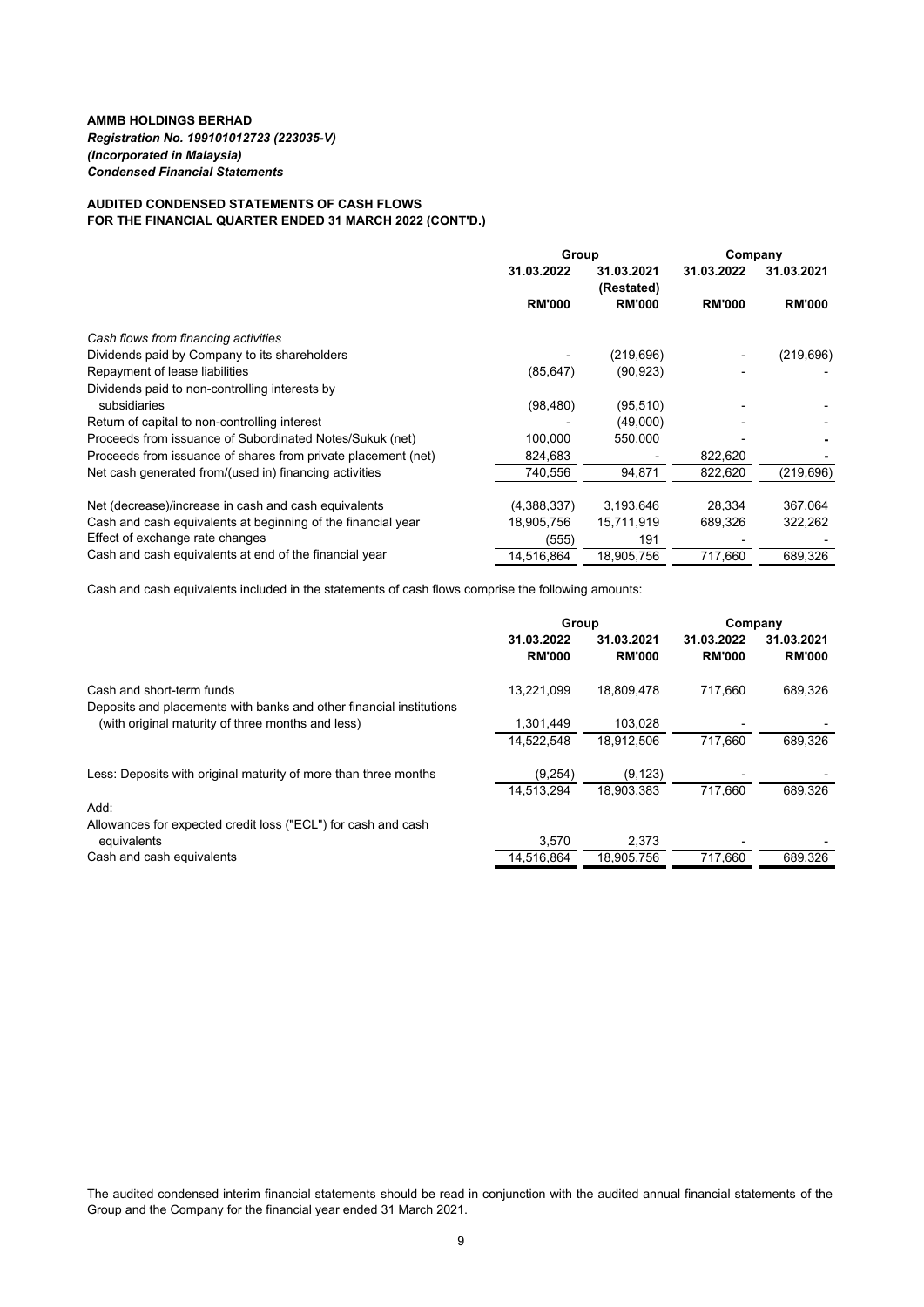**AMMB HOLDINGS BERHAD**
***Registration No. 199101012723 (223035-V)***
***(Incorporated in Malaysia)***
***Condensed Financial Statements***

**AUDITED CONDENSED STATEMENTS OF CASH FLOWS**
**FOR THE FINANCIAL QUARTER ENDED 31 MARCH 2022 (CONT'D.)**

| | Group | | Company | |
|---|---|---|---|---|
| | 31.03.2022 | 31.03.2021 (Restated) | 31.03.2022 | 31.03.2021 |
| | RM'000 | RM'000 | RM'000 | RM'000 |
| *Cash flows from financing activities* | | | | |
| Dividends paid by Company to its shareholders | - | (219,696) | - | (219,696) |
| Repayment of lease liabilities | (85,647) | (90,923) | - | - |
| Dividends paid to non-controlling interests by subsidiaries | (98,480) | (95,510) | - | - |
| Return of capital to non-controlling interest | - | (49,000) | - | - |
| Proceeds from issuance of Subordinated Notes/Sukuk (net) | 100,000 | 550,000 | - | - |
| Proceeds from issuance of shares from private placement (net) | 824,683 | - | 822,620 | - |
| Net cash generated from/(used in) financing activities | 740,556 | 94,871 | 822,620 | (219,696) |
| | | | | |
| Net (decrease)/increase in cash and cash equivalents | (4,388,337) | 3,193,646 | 28,334 | 367,064 |
| Cash and cash equivalents at beginning of the financial year | 18,905,756 | 15,711,919 | 689,326 | 322,262 |
| Effect of exchange rate changes | (555) | 191 | - | - |
| Cash and cash equivalents at end of the financial year | 14,516,864 | 18,905,756 | 717,660 | 689,326 |

Cash and cash equivalents included in the statements of cash flows comprise the following amounts:

| | Group | | Company | |
|---|---|---|---|---|
| | 31.03.2022 | 31.03.2021 | 31.03.2022 | 31.03.2021 |
| | RM'000 | RM'000 | RM'000 | RM'000 |
| Cash and short-term funds | 13,221,099 | 18,809,478 | 717,660 | 689,326 |
| Deposits and placements with banks and other financial institutions (with original maturity of three months and less) | 1,301,449 | 103,028 | - | - |
| | 14,522,548 | 18,912,506 | 717,660 | 689,326 |
| Less: Deposits with original maturity of more than three months | (9,254) | (9,123) | - | - |
| | 14,513,294 | 18,903,383 | 717,660 | 689,326 |
| Add: | | | | |
| Allowances for expected credit loss ("ECL") for cash and cash equivalents | 3,570 | 2,373 | - | - |
| Cash and cash equivalents | 14,516,864 | 18,905,756 | 717,660 | 689,326 |

The audited condensed interim financial statements should be read in conjunction with the audited annual financial statements of the Group and the Company for the financial year ended 31 March 2021.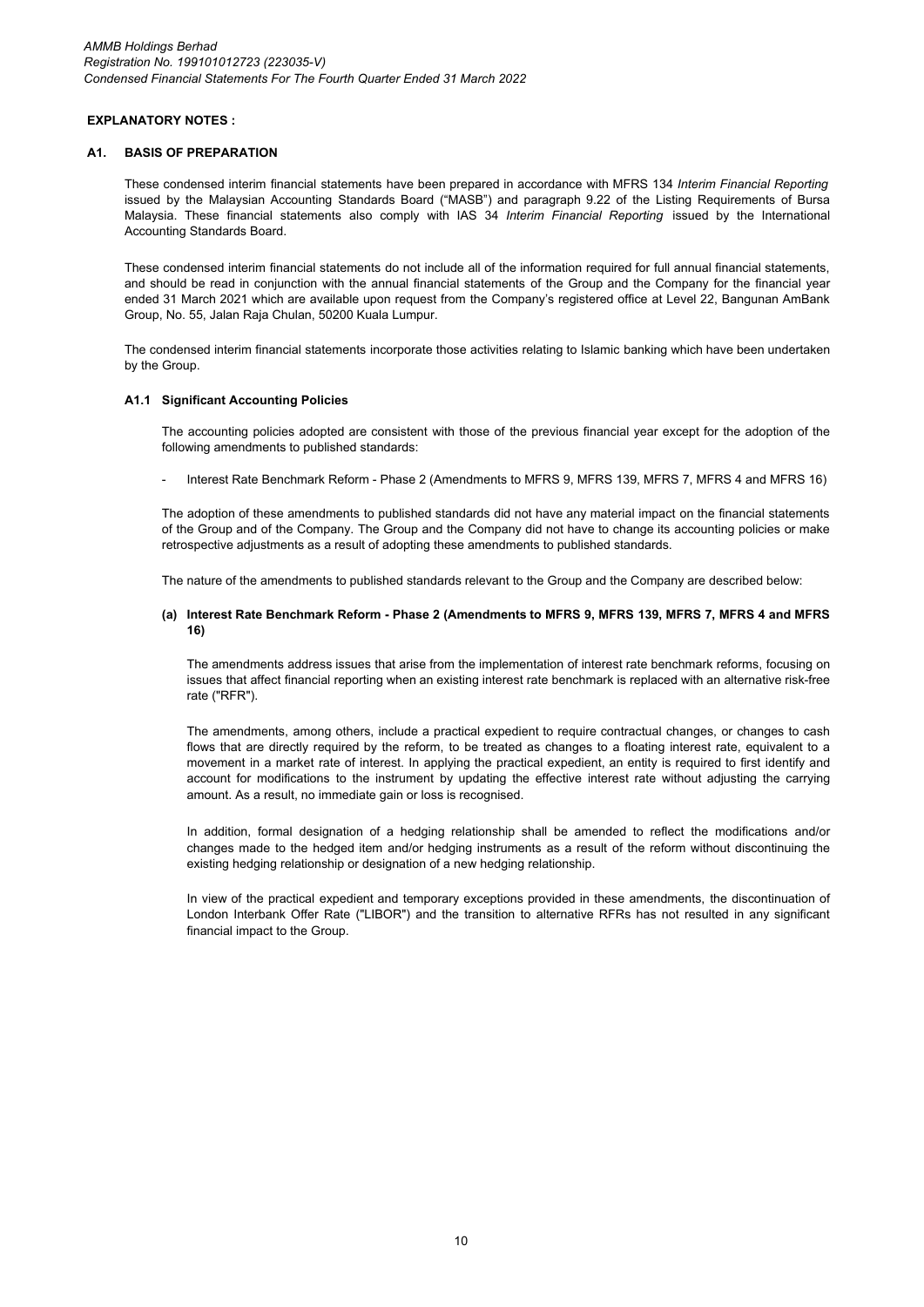**EXPLANATORY NOTES :**

## A1. BASIS OF PREPARATION

These condensed interim financial statements have been prepared in accordance with MFRS 134 *Interim Financial Reporting* issued by the Malaysian Accounting Standards Board ("MASB") and paragraph 9.22 of the Listing Requirements of Bursa Malaysia. These financial statements also comply with IAS 34 *Interim Financial Reporting* issued by the International Accounting Standards Board.

These condensed interim financial statements do not include all of the information required for full annual financial statements, and should be read in conjunction with the annual financial statements of the Group and the Company for the financial year ended 31 March 2021 which are available upon request from the Company's registered office at Level 22, Bangunan AmBank Group, No. 55, Jalan Raja Chulan, 50200 Kuala Lumpur.

The condensed interim financial statements incorporate those activities relating to Islamic banking which have been undertaken by the Group.

### A1.1 Significant Accounting Policies

The accounting policies adopted are consistent with those of the previous financial year except for the adoption of the following amendments to published standards:

- Interest Rate Benchmark Reform - Phase 2 (Amendments to MFRS 9, MFRS 139, MFRS 7, MFRS 4 and MFRS 16)

The adoption of these amendments to published standards did not have any material impact on the financial statements of the Group and of the Company. The Group and the Company did not have to change its accounting policies or make retrospective adjustments as a result of adopting these amendments to published standards.

The nature of the amendments to published standards relevant to the Group and the Company are described below:

**(a) Interest Rate Benchmark Reform - Phase 2 (Amendments to MFRS 9, MFRS 139, MFRS 7, MFRS 4 and MFRS 16)**

The amendments address issues that arise from the implementation of interest rate benchmark reforms, focusing on issues that affect financial reporting when an existing interest rate benchmark is replaced with an alternative risk-free rate ("RFR").

The amendments, among others, include a practical expedient to require contractual changes, or changes to cash flows that are directly required by the reform, to be treated as changes to a floating interest rate, equivalent to a movement in a market rate of interest. In applying the practical expedient, an entity is required to first identify and account for modifications to the instrument by updating the effective interest rate without adjusting the carrying amount. As a result, no immediate gain or loss is recognised.

In addition, formal designation of a hedging relationship shall be amended to reflect the modifications and/or changes made to the hedged item and/or hedging instruments as a result of the reform without discontinuing the existing hedging relationship or designation of a new hedging relationship.

In view of the practical expedient and temporary exceptions provided in these amendments, the discontinuation of London Interbank Offer Rate ("LIBOR") and the transition to alternative RFRs has not resulted in any significant financial impact to the Group.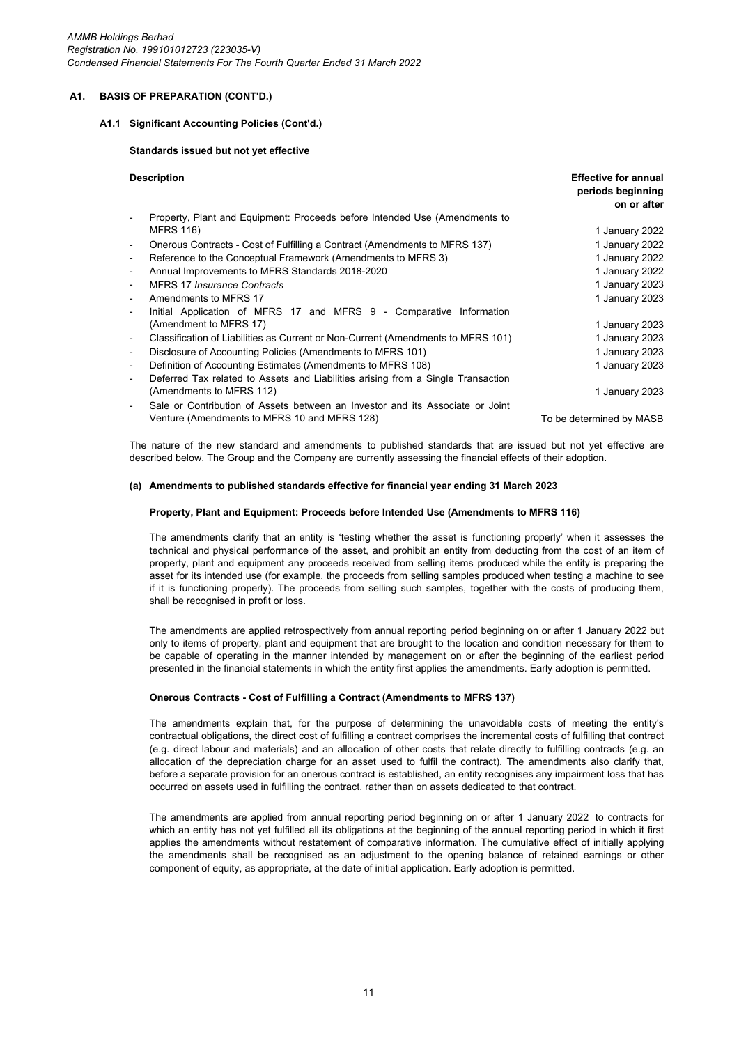## A1. BASIS OF PREPARATION (CONT'D.)

### A1.1 Significant Accounting Policies (Cont'd.)

**Standards issued but not yet effective**

| Description | Effective for annual periods beginning on or after |
|---|---|
| - Property, Plant and Equipment: Proceeds before Intended Use (Amendments to MFRS 116) | 1 January 2022 |
| - Onerous Contracts - Cost of Fulfilling a Contract (Amendments to MFRS 137) | 1 January 2022 |
| - Reference to the Conceptual Framework (Amendments to MFRS 3) | 1 January 2022 |
| - Annual Improvements to MFRS Standards 2018-2020 | 1 January 2022 |
| - MFRS 17 *Insurance Contracts* | 1 January 2023 |
| - Amendments to MFRS 17 | 1 January 2023 |
| - Initial Application of MFRS 17 and MFRS 9 - Comparative Information (Amendment to MFRS 17) | 1 January 2023 |
| - Classification of Liabilities as Current or Non-Current (Amendments to MFRS 101) | 1 January 2023 |
| - Disclosure of Accounting Policies (Amendments to MFRS 101) | 1 January 2023 |
| - Definition of Accounting Estimates (Amendments to MFRS 108) | 1 January 2023 |
| - Deferred Tax related to Assets and Liabilities arising from a Single Transaction (Amendments to MFRS 112) | 1 January 2023 |
| - Sale or Contribution of Assets between an Investor and its Associate or Joint Venture (Amendments to MFRS 10 and MFRS 128) | To be determined by MASB |

The nature of the new standard and amendments to published standards that are issued but not yet effective are described below. The Group and the Company are currently assessing the financial effects of their adoption.

**(a) Amendments to published standards effective for financial year ending 31 March 2023**

**Property, Plant and Equipment: Proceeds before Intended Use (Amendments to MFRS 116)**

The amendments clarify that an entity is 'testing whether the asset is functioning properly' when it assesses the technical and physical performance of the asset, and prohibit an entity from deducting from the cost of an item of property, plant and equipment any proceeds received from selling items produced while the entity is preparing the asset for its intended use (for example, the proceeds from selling samples produced when testing a machine to see if it is functioning properly). The proceeds from selling such samples, together with the costs of producing them, shall be recognised in profit or loss.

The amendments are applied retrospectively from annual reporting period beginning on or after 1 January 2022 but only to items of property, plant and equipment that are brought to the location and condition necessary for them to be capable of operating in the manner intended by management on or after the beginning of the earliest period presented in the financial statements in which the entity first applies the amendments. Early adoption is permitted.

**Onerous Contracts - Cost of Fulfilling a Contract (Amendments to MFRS 137)**

The amendments explain that, for the purpose of determining the unavoidable costs of meeting the entity's contractual obligations, the direct cost of fulfilling a contract comprises the incremental costs of fulfilling that contract (e.g. direct labour and materials) and an allocation of other costs that relate directly to fulfilling contracts (e.g. an allocation of the depreciation charge for an asset used to fulfil the contract). The amendments also clarify that, before a separate provision for an onerous contract is established, an entity recognises any impairment loss that has occurred on assets used in fulfilling the contract, rather than on assets dedicated to that contract.

The amendments are applied from annual reporting period beginning on or after 1 January 2022 to contracts for which an entity has not yet fulfilled all its obligations at the beginning of the annual reporting period in which it first applies the amendments without restatement of comparative information. The cumulative effect of initially applying the amendments shall be recognised as an adjustment to the opening balance of retained earnings or other component of equity, as appropriate, at the date of initial application. Early adoption is permitted.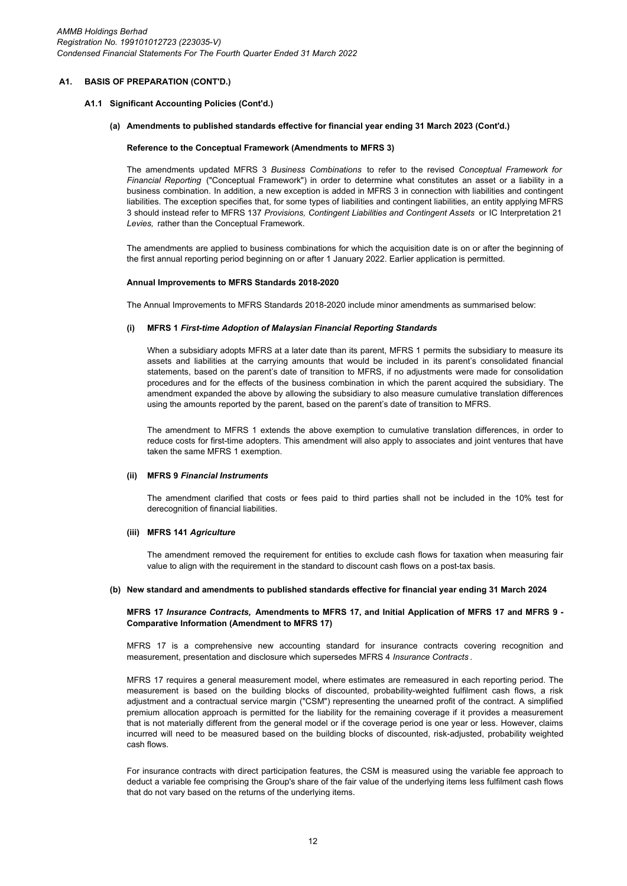## A1. BASIS OF PREPARATION (CONT'D.)

### A1.1 Significant Accounting Policies (Cont'd.)

#### (a) Amendments to published standards effective for financial year ending 31 March 2023 (Cont'd.)

**Reference to the Conceptual Framework (Amendments to MFRS 3)**

The amendments updated MFRS 3 *Business Combinations* to refer to the revised *Conceptual Framework for Financial Reporting* ("Conceptual Framework") in order to determine what constitutes an asset or a liability in a business combination. In addition, a new exception is added in MFRS 3 in connection with liabilities and contingent liabilities. The exception specifies that, for some types of liabilities and contingent liabilities, an entity applying MFRS 3 should instead refer to MFRS 137 *Provisions, Contingent Liabilities and Contingent Assets* or IC Interpretation 21 *Levies,* rather than the Conceptual Framework.

The amendments are applied to business combinations for which the acquisition date is on or after the beginning of the first annual reporting period beginning on or after 1 January 2022. Earlier application is permitted.

**Annual Improvements to MFRS Standards 2018-2020**

The Annual Improvements to MFRS Standards 2018-2020 include minor amendments as summarised below:

**(i) MFRS 1 *First-time Adoption of Malaysian Financial Reporting Standards***

When a subsidiary adopts MFRS at a later date than its parent, MFRS 1 permits the subsidiary to measure its assets and liabilities at the carrying amounts that would be included in its parent's consolidated financial statements, based on the parent's date of transition to MFRS, if no adjustments were made for consolidation procedures and for the effects of the business combination in which the parent acquired the subsidiary. The amendment expanded the above by allowing the subsidiary to also measure cumulative translation differences using the amounts reported by the parent, based on the parent's date of transition to MFRS.

The amendment to MFRS 1 extends the above exemption to cumulative translation differences, in order to reduce costs for first-time adopters. This amendment will also apply to associates and joint ventures that have taken the same MFRS 1 exemption.

**(ii) MFRS 9 *Financial Instruments***

The amendment clarified that costs or fees paid to third parties shall not be included in the 10% test for derecognition of financial liabilities.

**(iii) MFRS 141 *Agriculture***

The amendment removed the requirement for entities to exclude cash flows for taxation when measuring fair value to align with the requirement in the standard to discount cash flows on a post-tax basis.

#### (b) New standard and amendments to published standards effective for financial year ending 31 March 2024

**MFRS 17 *Insurance Contracts,* Amendments to MFRS 17, and Initial Application of MFRS 17 and MFRS 9 - Comparative Information (Amendment to MFRS 17)**

MFRS 17 is a comprehensive new accounting standard for insurance contracts covering recognition and measurement, presentation and disclosure which supersedes MFRS 4 *Insurance Contracts*.

MFRS 17 requires a general measurement model, where estimates are remeasured in each reporting period. The measurement is based on the building blocks of discounted, probability-weighted fulfilment cash flows, a risk adjustment and a contractual service margin ("CSM") representing the unearned profit of the contract. A simplified premium allocation approach is permitted for the liability for the remaining coverage if it provides a measurement that is not materially different from the general model or if the coverage period is one year or less. However, claims incurred will need to be measured based on the building blocks of discounted, risk-adjusted, probability weighted cash flows.

For insurance contracts with direct participation features, the CSM is measured using the variable fee approach to deduct a variable fee comprising the Group's share of the fair value of the underlying items less fulfilment cash flows that do not vary based on the returns of the underlying items.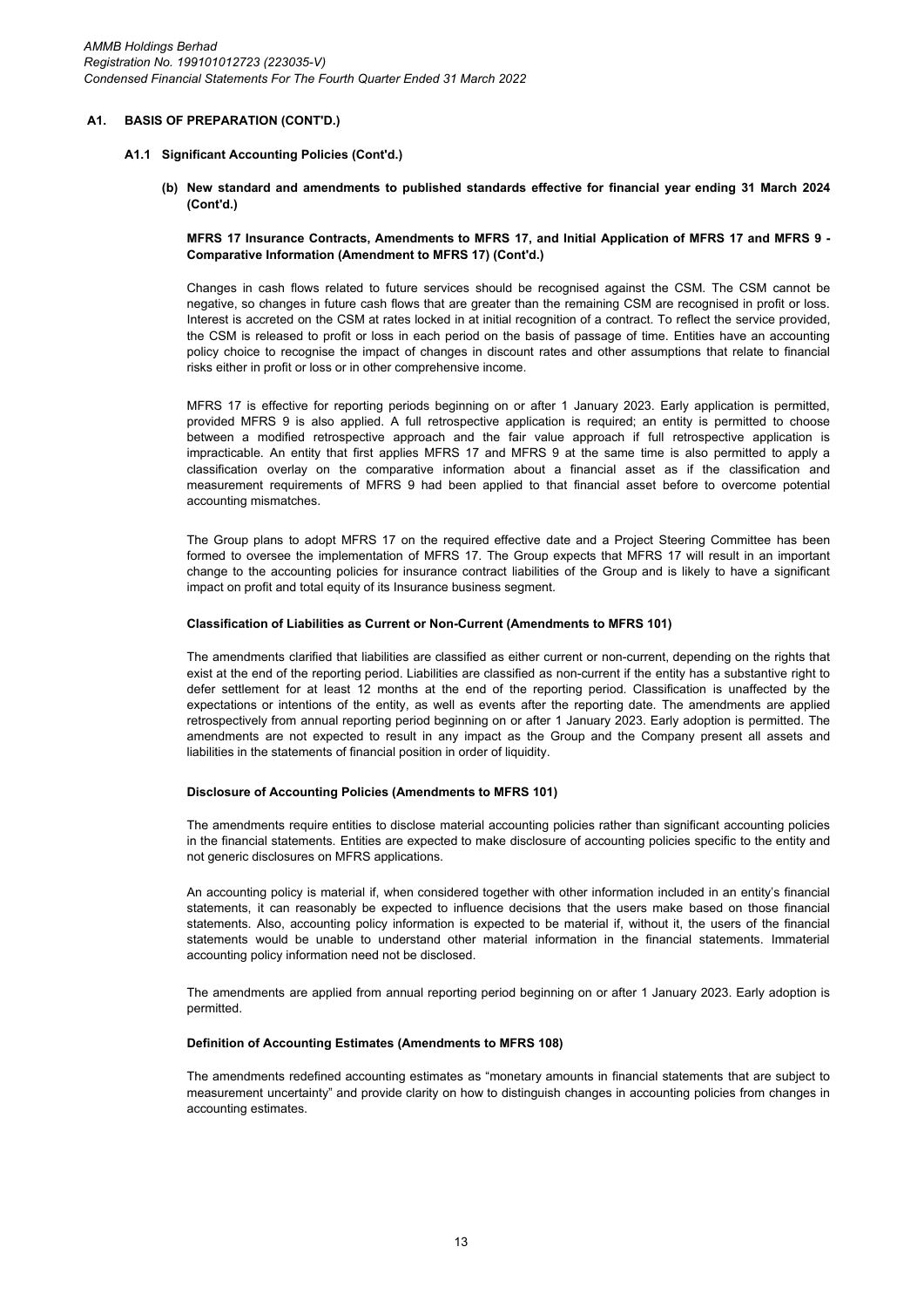## A1. BASIS OF PREPARATION (CONT'D.)

### A1.1 Significant Accounting Policies (Cont'd.)

#### (b) New standard and amendments to published standards effective for financial year ending 31 March 2024 (Cont'd.)

**MFRS 17 Insurance Contracts, Amendments to MFRS 17, and Initial Application of MFRS 17 and MFRS 9 - Comparative Information (Amendment to MFRS 17) (Cont'd.)**

Changes in cash flows related to future services should be recognised against the CSM. The CSM cannot be negative, so changes in future cash flows that are greater than the remaining CSM are recognised in profit or loss. Interest is accreted on the CSM at rates locked in at initial recognition of a contract. To reflect the service provided, the CSM is released to profit or loss in each period on the basis of passage of time. Entities have an accounting policy choice to recognise the impact of changes in discount rates and other assumptions that relate to financial risks either in profit or loss or in other comprehensive income.

MFRS 17 is effective for reporting periods beginning on or after 1 January 2023. Early application is permitted, provided MFRS 9 is also applied. A full retrospective application is required; an entity is permitted to choose between a modified retrospective approach and the fair value approach if full retrospective application is impracticable. An entity that first applies MFRS 17 and MFRS 9 at the same time is also permitted to apply a classification overlay on the comparative information about a financial asset as if the classification and measurement requirements of MFRS 9 had been applied to that financial asset before to overcome potential accounting mismatches.

The Group plans to adopt MFRS 17 on the required effective date and a Project Steering Committee has been formed to oversee the implementation of MFRS 17. The Group expects that MFRS 17 will result in an important change to the accounting policies for insurance contract liabilities of the Group and is likely to have a significant impact on profit and total equity of its Insurance business segment.

**Classification of Liabilities as Current or Non-Current (Amendments to MFRS 101)**

The amendments clarified that liabilities are classified as either current or non-current, depending on the rights that exist at the end of the reporting period. Liabilities are classified as non-current if the entity has a substantive right to defer settlement for at least 12 months at the end of the reporting period. Classification is unaffected by the expectations or intentions of the entity, as well as events after the reporting date. The amendments are applied retrospectively from annual reporting period beginning on or after 1 January 2023. Early adoption is permitted. The amendments are not expected to result in any impact as the Group and the Company present all assets and liabilities in the statements of financial position in order of liquidity.

**Disclosure of Accounting Policies (Amendments to MFRS 101)**

The amendments require entities to disclose material accounting policies rather than significant accounting policies in the financial statements. Entities are expected to make disclosure of accounting policies specific to the entity and not generic disclosures on MFRS applications.

An accounting policy is material if, when considered together with other information included in an entity's financial statements, it can reasonably be expected to influence decisions that the users make based on those financial statements. Also, accounting policy information is expected to be material if, without it, the users of the financial statements would be unable to understand other material information in the financial statements. Immaterial accounting policy information need not be disclosed.

The amendments are applied from annual reporting period beginning on or after 1 January 2023. Early adoption is permitted.

**Definition of Accounting Estimates (Amendments to MFRS 108)**

The amendments redefined accounting estimates as "monetary amounts in financial statements that are subject to measurement uncertainty" and provide clarity on how to distinguish changes in accounting policies from changes in accounting estimates.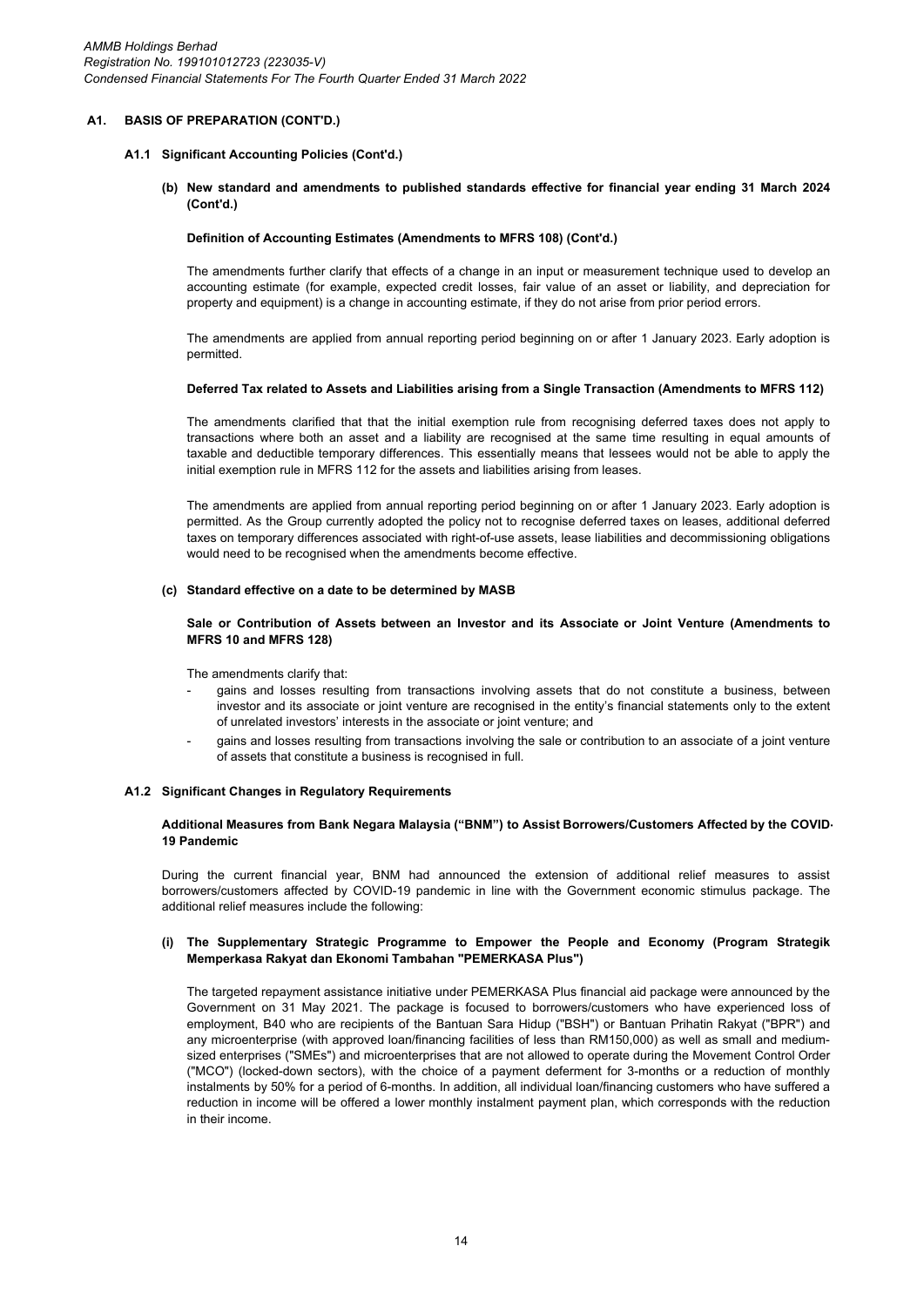## A1. BASIS OF PREPARATION (CONT'D.)

### A1.1 Significant Accounting Policies (Cont'd.)

**(b) New standard and amendments to published standards effective for financial year ending 31 March 2024 (Cont'd.)**

**Definition of Accounting Estimates (Amendments to MFRS 108) (Cont'd.)**

The amendments further clarify that effects of a change in an input or measurement technique used to develop an accounting estimate (for example, expected credit losses, fair value of an asset or liability, and depreciation for property and equipment) is a change in accounting estimate, if they do not arise from prior period errors.

The amendments are applied from annual reporting period beginning on or after 1 January 2023. Early adoption is permitted.

**Deferred Tax related to Assets and Liabilities arising from a Single Transaction (Amendments to MFRS 112)**

The amendments clarified that that the initial exemption rule from recognising deferred taxes does not apply to transactions where both an asset and a liability are recognised at the same time resulting in equal amounts of taxable and deductible temporary differences. This essentially means that lessees would not be able to apply the initial exemption rule in MFRS 112 for the assets and liabilities arising from leases.

The amendments are applied from annual reporting period beginning on or after 1 January 2023. Early adoption is permitted. As the Group currently adopted the policy not to recognise deferred taxes on leases, additional deferred taxes on temporary differences associated with right-of-use assets, lease liabilities and decommissioning obligations would need to be recognised when the amendments become effective.

**(c) Standard effective on a date to be determined by MASB**

**Sale or Contribution of Assets between an Investor and its Associate or Joint Venture (Amendments to MFRS 10 and MFRS 128)**

The amendments clarify that:

- gains and losses resulting from transactions involving assets that do not constitute a business, between investor and its associate or joint venture are recognised in the entity's financial statements only to the extent of unrelated investors' interests in the associate or joint venture; and
- gains and losses resulting from transactions involving the sale or contribution to an associate of a joint venture of assets that constitute a business is recognised in full.

### A1.2 Significant Changes in Regulatory Requirements

**Additional Measures from Bank Negara Malaysia ("BNM") to Assist Borrowers/Customers Affected by the COVID-19 Pandemic**

During the current financial year, BNM had announced the extension of additional relief measures to assist borrowers/customers affected by COVID-19 pandemic in line with the Government economic stimulus package. The additional relief measures include the following:

**(i) The Supplementary Strategic Programme to Empower the People and Economy (Program Strategik Memperkasa Rakyat dan Ekonomi Tambahan "PEMERKASA Plus")**

The targeted repayment assistance initiative under PEMERKASA Plus financial aid package were announced by the Government on 31 May 2021. The package is focused to borrowers/customers who have experienced loss of employment, B40 who are recipients of the Bantuan Sara Hidup ("BSH") or Bantuan Prihatin Rakyat ("BPR") and any microenterprise (with approved loan/financing facilities of less than RM150,000) as well as small and medium-sized enterprises ("SMEs") and microenterprises that are not allowed to operate during the Movement Control Order ("MCO") (locked-down sectors), with the choice of a payment deferment for 3-months or a reduction of monthly instalments by 50% for a period of 6-months. In addition, all individual loan/financing customers who have suffered a reduction in income will be offered a lower monthly instalment payment plan, which corresponds with the reduction in their income.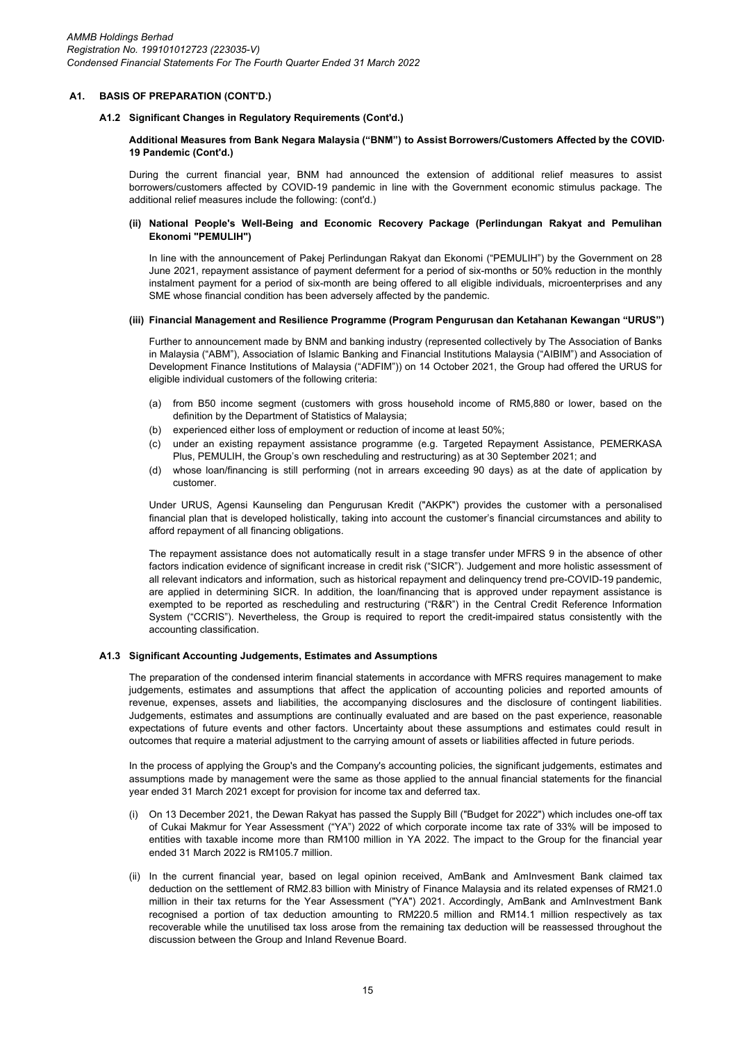## A1. BASIS OF PREPARATION (CONT'D.)

### A1.2 Significant Changes in Regulatory Requirements (Cont'd.)

**Additional Measures from Bank Negara Malaysia ("BNM") to Assist Borrowers/Customers Affected by the COVID-19 Pandemic (Cont'd.)**

During the current financial year, BNM had announced the extension of additional relief measures to assist borrowers/customers affected by COVID-19 pandemic in line with the Government economic stimulus package. The additional relief measures include the following: (cont'd.)

**(ii) National People's Well-Being and Economic Recovery Package (Perlindungan Rakyat and Pemulihan Ekonomi "PEMULIH")**

In line with the announcement of Pakej Perlindungan Rakyat dan Ekonomi ("PEMULIH") by the Government on 28 June 2021, repayment assistance of payment deferment for a period of six-months or 50% reduction in the monthly instalment payment for a period of six-month are being offered to all eligible individuals, microenterprises and any SME whose financial condition has been adversely affected by the pandemic.

**(iii) Financial Management and Resilience Programme (Program Pengurusan dan Ketahanan Kewangan "URUS")**

Further to announcement made by BNM and banking industry (represented collectively by The Association of Banks in Malaysia ("ABM"), Association of Islamic Banking and Financial Institutions Malaysia ("AIBIM") and Association of Development Finance Institutions of Malaysia ("ADFIM")) on 14 October 2021, the Group had offered the URUS for eligible individual customers of the following criteria:

(a) from B50 income segment (customers with gross household income of RM5,880 or lower, based on the definition by the Department of Statistics of Malaysia;
(b) experienced either loss of employment or reduction of income at least 50%;
(c) under an existing repayment assistance programme (e.g. Targeted Repayment Assistance, PEMERKASA Plus, PEMULIH, the Group's own rescheduling and restructuring) as at 30 September 2021; and
(d) whose loan/financing is still performing (not in arrears exceeding 90 days) as at the date of application by customer.

Under URUS, Agensi Kaunseling dan Pengurusan Kredit ("AKPK") provides the customer with a personalised financial plan that is developed holistically, taking into account the customer's financial circumstances and ability to afford repayment of all financing obligations.

The repayment assistance does not automatically result in a stage transfer under MFRS 9 in the absence of other factors indication evidence of significant increase in credit risk ("SICR"). Judgement and more holistic assessment of all relevant indicators and information, such as historical repayment and delinquency trend pre-COVID-19 pandemic, are applied in determining SICR. In addition, the loan/financing that is approved under repayment assistance is exempted to be reported as rescheduling and restructuring ("R&R") in the Central Credit Reference Information System ("CCRIS"). Nevertheless, the Group is required to report the credit-impaired status consistently with the accounting classification.

### A1.3 Significant Accounting Judgements, Estimates and Assumptions

The preparation of the condensed interim financial statements in accordance with MFRS requires management to make judgements, estimates and assumptions that affect the application of accounting policies and reported amounts of revenue, expenses, assets and liabilities, the accompanying disclosures and the disclosure of contingent liabilities. Judgements, estimates and assumptions are continually evaluated and are based on the past experience, reasonable expectations of future events and other factors. Uncertainty about these assumptions and estimates could result in outcomes that require a material adjustment to the carrying amount of assets or liabilities affected in future periods.

In the process of applying the Group's and the Company's accounting policies, the significant judgements, estimates and assumptions made by management were the same as those applied to the annual financial statements for the financial year ended 31 March 2021 except for provision for income tax and deferred tax.

(i) On 13 December 2021, the Dewan Rakyat has passed the Supply Bill ("Budget for 2022") which includes one-off tax of Cukai Makmur for Year Assessment ("YA") 2022 of which corporate income tax rate of 33% will be imposed to entities with taxable income more than RM100 million in YA 2022. The impact to the Group for the financial year ended 31 March 2022 is RM105.7 million.

(ii) In the current financial year, based on legal opinion received, AmBank and AmInvesment Bank claimed tax deduction on the settlement of RM2.83 billion with Ministry of Finance Malaysia and its related expenses of RM21.0 million in their tax returns for the Year Assessment ("YA") 2021. Accordingly, AmBank and AmInvestment Bank recognised a portion of tax deduction amounting to RM220.5 million and RM14.1 million respectively as tax recoverable while the unutilised tax loss arose from the remaining tax deduction will be reassessed throughout the discussion between the Group and Inland Revenue Board.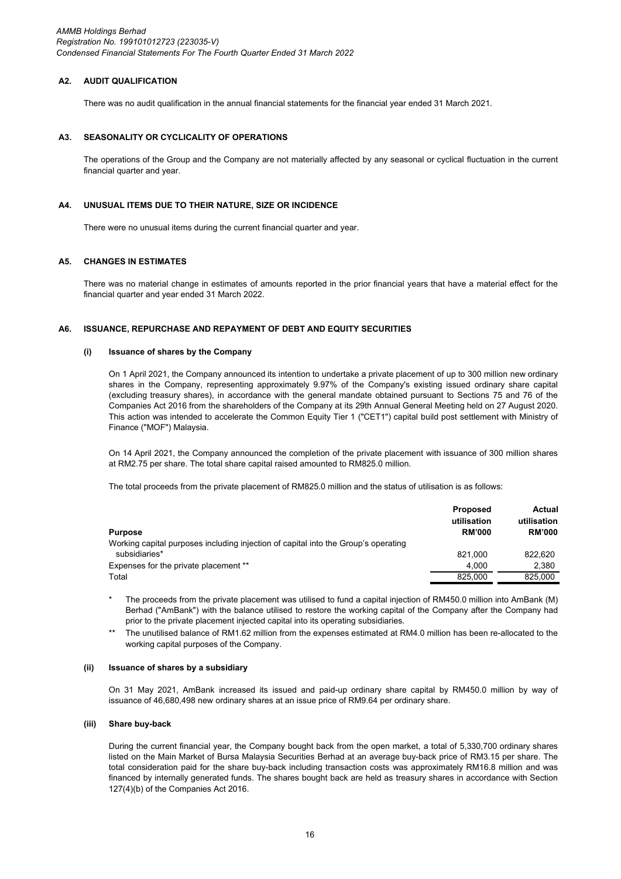## A2. AUDIT QUALIFICATION

There was no audit qualification in the annual financial statements for the financial year ended 31 March 2021.

## A3. SEASONALITY OR CYCLICALITY OF OPERATIONS

The operations of the Group and the Company are not materially affected by any seasonal or cyclical fluctuation in the current financial quarter and year.

## A4. UNUSUAL ITEMS DUE TO THEIR NATURE, SIZE OR INCIDENCE

There were no unusual items during the current financial quarter and year.

## A5. CHANGES IN ESTIMATES

There was no material change in estimates of amounts reported in the prior financial years that have a material effect for the financial quarter and year ended 31 March 2022.

## A6. ISSUANCE, REPURCHASE AND REPAYMENT OF DEBT AND EQUITY SECURITIES

### (i) Issuance of shares by the Company

On 1 April 2021, the Company announced its intention to undertake a private placement of up to 300 million new ordinary shares in the Company, representing approximately 9.97% of the Company's existing issued ordinary share capital (excluding treasury shares), in accordance with the general mandate obtained pursuant to Sections 75 and 76 of the Companies Act 2016 from the shareholders of the Company at its 29th Annual General Meeting held on 27 August 2020. This action was intended to accelerate the Common Equity Tier 1 ("CET1") capital build post settlement with Ministry of Finance ("MOF") Malaysia.

On 14 April 2021, the Company announced the completion of the private placement with issuance of 300 million shares at RM2.75 per share. The total share capital raised amounted to RM825.0 million.

The total proceeds from the private placement of RM825.0 million and the status of utilisation is as follows:

| Purpose | Proposed utilisation RM'000 | Actual utilisation RM'000 |
|---|---|---|
| Working capital purposes including injection of capital into the Group's operating subsidiaries* | 821,000 | 822,620 |
| Expenses for the private placement ** | 4,000 | 2,380 |
| Total | 825,000 | 825,000 |

\* The proceeds from the private placement was utilised to fund a capital injection of RM450.0 million into AmBank (M) Berhad ("AmBank") with the balance utilised to restore the working capital of the Company after the Company had prior to the private placement injected capital into its operating subsidiaries.

\*\* The unutilised balance of RM1.62 million from the expenses estimated at RM4.0 million has been re-allocated to the working capital purposes of the Company.

### (ii) Issuance of shares by a subsidiary

On 31 May 2021, AmBank increased its issued and paid-up ordinary share capital by RM450.0 million by way of issuance of 46,680,498 new ordinary shares at an issue price of RM9.64 per ordinary share.

### (iii) Share buy-back

During the current financial year, the Company bought back from the open market, a total of 5,330,700 ordinary shares listed on the Main Market of Bursa Malaysia Securities Berhad at an average buy-back price of RM3.15 per share. The total consideration paid for the share buy-back including transaction costs was approximately RM16.8 million and was financed by internally generated funds. The shares bought back are held as treasury shares in accordance with Section 127(4)(b) of the Companies Act 2016.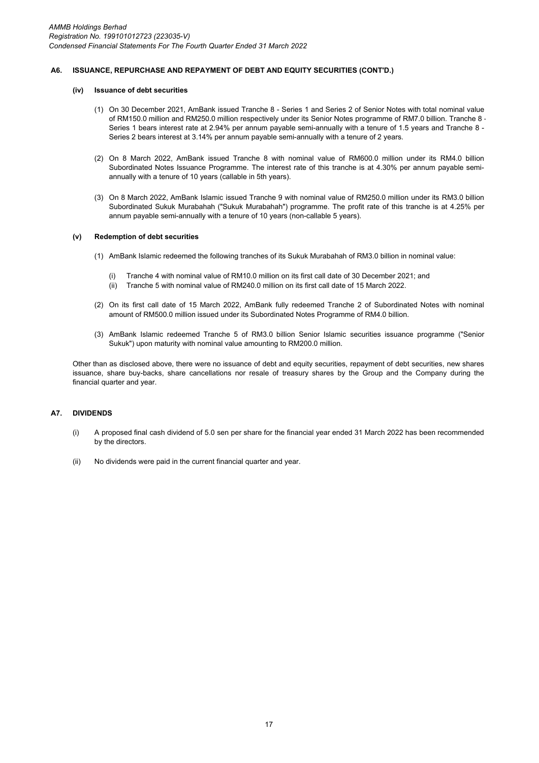## A6. ISSUANCE, REPURCHASE AND REPAYMENT OF DEBT AND EQUITY SECURITIES (CONT'D.)

### (iv) Issuance of debt securities

(1) On 30 December 2021, AmBank issued Tranche 8 - Series 1 and Series 2 of Senior Notes with total nominal value of RM150.0 million and RM250.0 million respectively under its Senior Notes programme of RM7.0 billion. Tranche 8 - Series 1 bears interest rate at 2.94% per annum payable semi-annually with a tenure of 1.5 years and Tranche 8 - Series 2 bears interest at 3.14% per annum payable semi-annually with a tenure of 2 years.

(2) On 8 March 2022, AmBank issued Tranche 8 with nominal value of RM600.0 million under its RM4.0 billion Subordinated Notes Issuance Programme. The interest rate of this tranche is at 4.30% per annum payable semi-annually with a tenure of 10 years (callable in 5th years).

(3) On 8 March 2022, AmBank Islamic issued Tranche 9 with nominal value of RM250.0 million under its RM3.0 billion Subordinated Sukuk Murabahah ("Sukuk Murabahah") programme. The profit rate of this tranche is at 4.25% per annum payable semi-annually with a tenure of 10 years (non-callable 5 years).

### (v) Redemption of debt securities

(1) AmBank Islamic redeemed the following tranches of its Sukuk Murabahah of RM3.0 billion in nominal value:

   (i) Tranche 4 with nominal value of RM10.0 million on its first call date of 30 December 2021; and
   (ii) Tranche 5 with nominal value of RM240.0 million on its first call date of 15 March 2022.

(2) On its first call date of 15 March 2022, AmBank fully redeemed Tranche 2 of Subordinated Notes with nominal amount of RM500.0 million issued under its Subordinated Notes Programme of RM4.0 billion.

(3) AmBank Islamic redeemed Tranche 5 of RM3.0 billion Senior Islamic securities issuance programme ("Senior Sukuk") upon maturity with nominal value amounting to RM200.0 million.

Other than as disclosed above, there were no issuance of debt and equity securities, repayment of debt securities, new shares issuance, share buy-backs, share cancellations nor resale of treasury shares by the Group and the Company during the financial quarter and year.

## A7. DIVIDENDS

(i) A proposed final cash dividend of 5.0 sen per share for the financial year ended 31 March 2022 has been recommended by the directors.

(ii) No dividends were paid in the current financial quarter and year.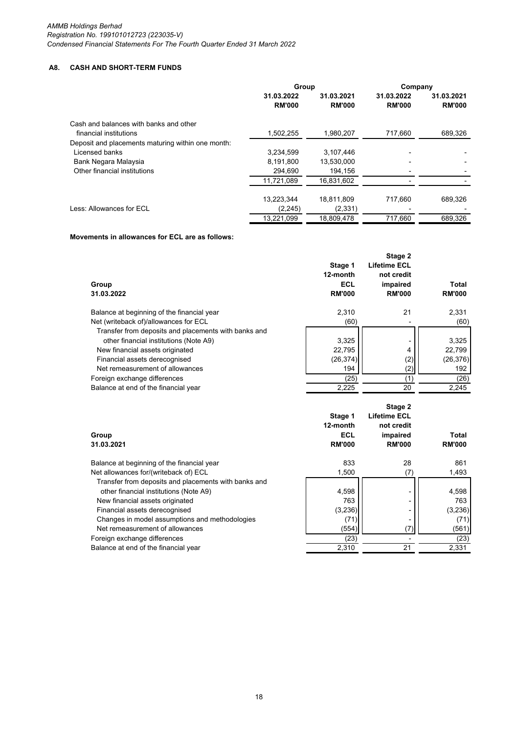## A8. CASH AND SHORT-TERM FUNDS

| | Group | | Company | |
|---|---|---|---|---|
| | 31.03.2022 RM'000 | 31.03.2021 RM'000 | 31.03.2022 RM'000 | 31.03.2021 RM'000 |
| Cash and balances with banks and other financial institutions | 1,502,255 | 1,980,207 | 717,660 | 689,326 |
| Deposit and placements maturing within one month: | | | | |
| Licensed banks | 3,234,599 | 3,107,446 | - | - |
| Bank Negara Malaysia | 8,191,800 | 13,530,000 | - | - |
| Other financial institutions | 294,690 | 194,156 | - | - |
| | 11,721,089 | 16,831,602 | - | - |
| | 13,223,344 | 18,811,809 | 717,660 | 689,326 |
| Less: Allowances for ECL | (2,245) | (2,331) | - | - |
| | 13,221,099 | 18,809,478 | 717,660 | 689,326 |

**Movements in allowances for ECL are as follows:**

| Group 31.03.2022 | Stage 1 12-month ECL RM'000 | Stage 2 Lifetime ECL not credit impaired RM'000 | Total RM'000 |
|---|---|---|---|
| Balance at beginning of the financial year | 2,310 | 21 | 2,331 |
| Net (writeback of)/allowances for ECL | (60) | - | (60) |
| Transfer from deposits and placements with banks and other financial institutions (Note A9) | 3,325 | - | 3,325 |
| New financial assets originated | 22,795 | 4 | 22,799 |
| Financial assets derecognised | (26,374) | (2) | (26,376) |
| Net remeasurement of allowances | 194 | (2) | 192 |
| Foreign exchange differences | (25) | (1) | (26) |
| Balance at end of the financial year | 2,225 | 20 | 2,245 |

| Group 31.03.2021 | Stage 1 12-month ECL RM'000 | Stage 2 Lifetime ECL not credit impaired RM'000 | Total RM'000 |
|---|---|---|---|
| Balance at beginning of the financial year | 833 | 28 | 861 |
| Net allowances for/(writeback of) ECL | 1,500 | (7) | 1,493 |
| Transfer from deposits and placements with banks and other financial institutions (Note A9) | 4,598 | - | 4,598 |
| New financial assets originated | 763 | - | 763 |
| Financial assets derecognised | (3,236) | - | (3,236) |
| Changes in model assumptions and methodologies | (71) | - | (71) |
| Net remeasurement of allowances | (554) | (7) | (561) |
| Foreign exchange differences | (23) | - | (23) |
| Balance at end of the financial year | 2,310 | 21 | 2,331 |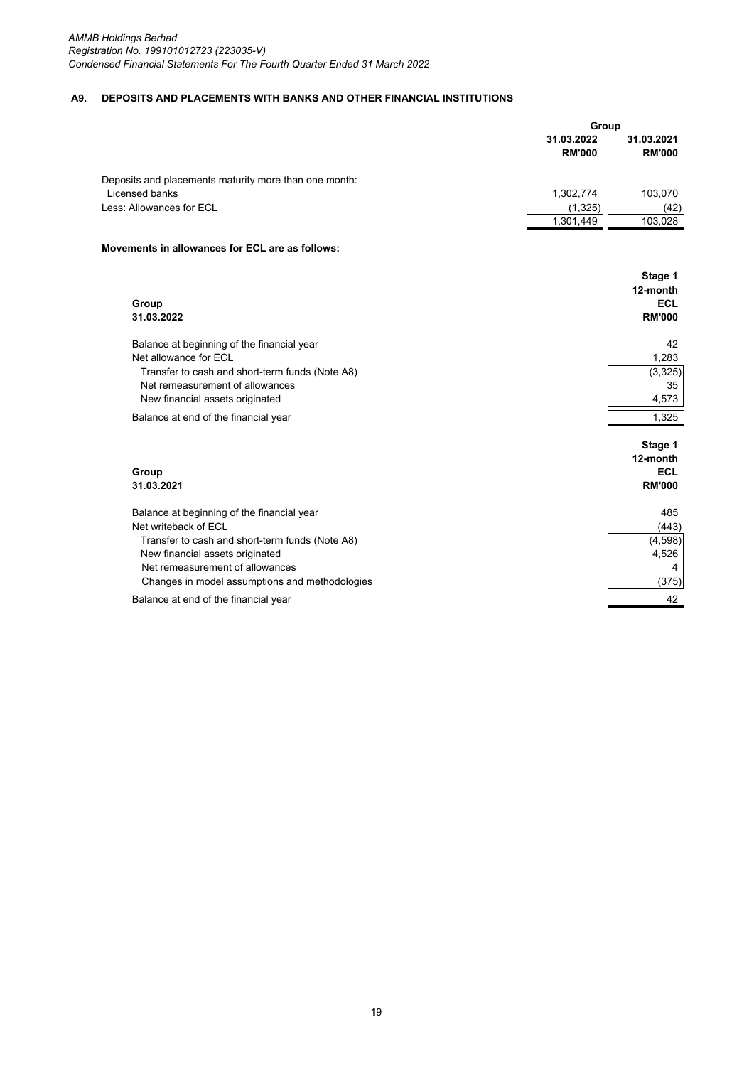## A9. DEPOSITS AND PLACEMENTS WITH BANKS AND OTHER FINANCIAL INSTITUTIONS

| | Group | |
|---|---|---|
| | 31.03.2022 RM'000 | 31.03.2021 RM'000 |
| Deposits and placements maturity more than one month: | | |
| Licensed banks | 1,302,774 | 103,070 |
| Less: Allowances for ECL | (1,325) | (42) |
| | 1,301,449 | 103,028 |

**Movements in allowances for ECL are as follows:**

| Group 31.03.2022 | Stage 1 12-month ECL RM'000 |
|---|---|
| Balance at beginning of the financial year | 42 |
| Net allowance for ECL | 1,283 |
| Transfer to cash and short-term funds (Note A8) | (3,325) |
| Net remeasurement of allowances | 35 |
| New financial assets originated | 4,573 |
| Balance at end of the financial year | 1,325 |

| Group 31.03.2021 | Stage 1 12-month ECL RM'000 |
|---|---|
| Balance at beginning of the financial year | 485 |
| Net writeback of ECL | (443) |
| Transfer to cash and short-term funds (Note A8) | (4,598) |
| New financial assets originated | 4,526 |
| Net remeasurement of allowances | 4 |
| Changes in model assumptions and methodologies | (375) |
| Balance at end of the financial year | 42 |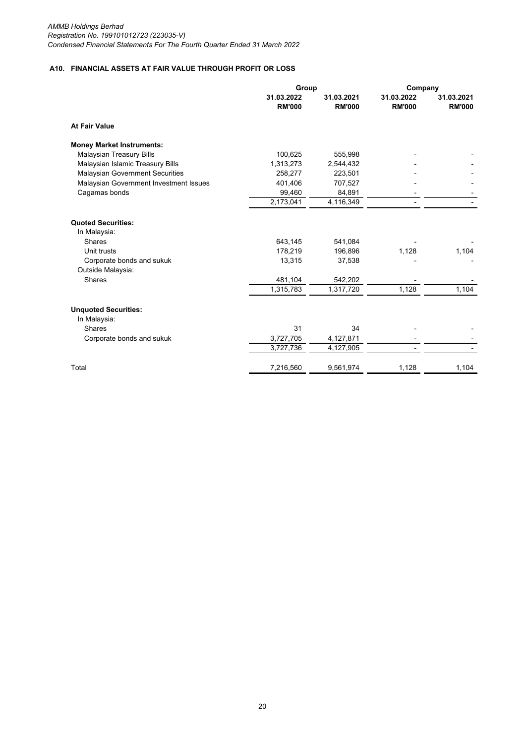## A10. FINANCIAL ASSETS AT FAIR VALUE THROUGH PROFIT OR LOSS

| | Group | | Company | |
|---|---|---|---|---|
| | 31.03.2022 RM'000 | 31.03.2021 RM'000 | 31.03.2022 RM'000 | 31.03.2021 RM'000 |
| **At Fair Value** | | | | |
| **Money Market Instruments:** | | | | |
| Malaysian Treasury Bills | 100,625 | 555,998 | - | - |
| Malaysian Islamic Treasury Bills | 1,313,273 | 2,544,432 | - | - |
| Malaysian Government Securities | 258,277 | 223,501 | - | - |
| Malaysian Government Investment Issues | 401,406 | 707,527 | - | - |
| Cagamas bonds | 99,460 | 84,891 | - | - |
| | 2,173,041 | 4,116,349 | - | - |
| **Quoted Securities:** | | | | |
| In Malaysia: | | | | |
| Shares | 643,145 | 541,084 | - | - |
| Unit trusts | 178,219 | 196,896 | 1,128 | 1,104 |
| Corporate bonds and sukuk | 13,315 | 37,538 | - | - |
| Outside Malaysia: | | | | |
| Shares | 481,104 | 542,202 | - | - |
| | 1,315,783 | 1,317,720 | 1,128 | 1,104 |
| **Unquoted Securities:** | | | | |
| In Malaysia: | | | | |
| Shares | 31 | 34 | - | - |
| Corporate bonds and sukuk | 3,727,705 | 4,127,871 | - | - |
| | 3,727,736 | 4,127,905 | - | - |
| Total | 7,216,560 | 9,561,974 | 1,128 | 1,104 |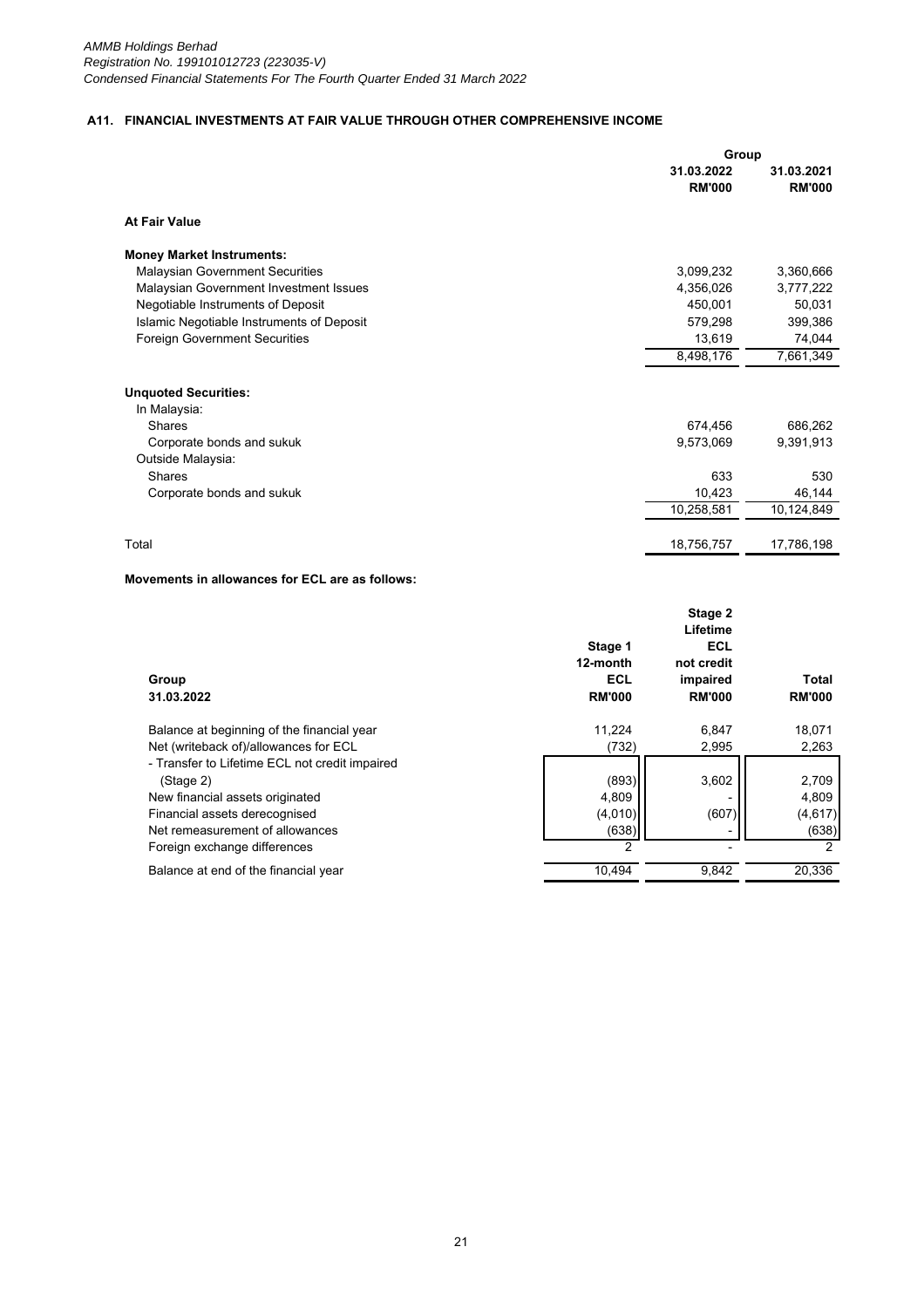## A11. FINANCIAL INVESTMENTS AT FAIR VALUE THROUGH OTHER COMPREHENSIVE INCOME

| | Group | |
|---|---|---|
| | 31.03.2022 RM'000 | 31.03.2021 RM'000 |
| **At Fair Value** | | |
| **Money Market Instruments:** | | |
| Malaysian Government Securities | 3,099,232 | 3,360,666 |
| Malaysian Government Investment Issues | 4,356,026 | 3,777,222 |
| Negotiable Instruments of Deposit | 450,001 | 50,031 |
| Islamic Negotiable Instruments of Deposit | 579,298 | 399,386 |
| Foreign Government Securities | 13,619 | 74,044 |
| | 8,498,176 | 7,661,349 |
| **Unquoted Securities:** | | |
| In Malaysia: | | |
| Shares | 674,456 | 686,262 |
| Corporate bonds and sukuk | 9,573,069 | 9,391,913 |
| Outside Malaysia: | | |
| Shares | 633 | 530 |
| Corporate bonds and sukuk | 10,423 | 46,144 |
| | 10,258,581 | 10,124,849 |
| Total | 18,756,757 | 17,786,198 |

**Movements in allowances for ECL are as follows:**

| Group 31.03.2022 | Stage 1 12-month ECL RM'000 | Stage 2 Lifetime ECL not credit impaired RM'000 | Total RM'000 |
|---|---|---|---|
| Balance at beginning of the financial year | 11,224 | 6,847 | 18,071 |
| Net (writeback of)/allowances for ECL | (732) | 2,995 | 2,263 |
| - Transfer to Lifetime ECL not credit impaired (Stage 2) | (893) | 3,602 | 2,709 |
| New financial assets originated | 4,809 | - | 4,809 |
| Financial assets derecognised | (4,010) | (607) | (4,617) |
| Net remeasurement of allowances | (638) | - | (638) |
| Foreign exchange differences | 2 | - | 2 |
| Balance at end of the financial year | 10,494 | 9,842 | 20,336 |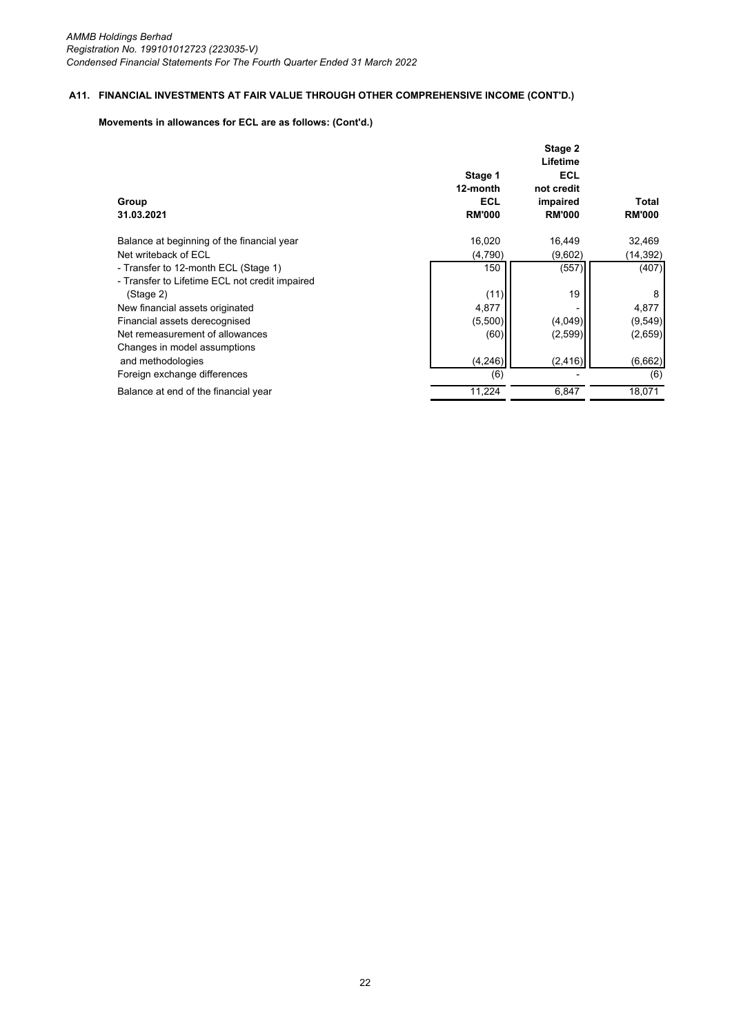## A11. FINANCIAL INVESTMENTS AT FAIR VALUE THROUGH OTHER COMPREHENSIVE INCOME (CONT'D.)

**Movements in allowances for ECL are as follows: (Cont'd.)**

| Group<br>31.03.2021 | Stage 1<br>12-month<br>ECL<br>RM'000 | Stage 2<br>Lifetime<br>ECL<br>not credit<br>impaired<br>RM'000 | Total<br>RM'000 |
|---|---|---|---|
| Balance at beginning of the financial year | 16,020 | 16,449 | 32,469 |
| Net writeback of ECL | (4,790) | (9,602) | (14,392) |
| - Transfer to 12-month ECL (Stage 1) | 150 | (557) | (407) |
| - Transfer to Lifetime ECL not credit impaired (Stage 2) | (11) | 19 | 8 |
| New financial assets originated | 4,877 | - | 4,877 |
| Financial assets derecognised | (5,500) | (4,049) | (9,549) |
| Net remeasurement of allowances | (60) | (2,599) | (2,659) |
| Changes in model assumptions and methodologies | (4,246) | (2,416) | (6,662) |
| Foreign exchange differences | (6) | - | (6) |
| Balance at end of the financial year | 11,224 | 6,847 | 18,071 |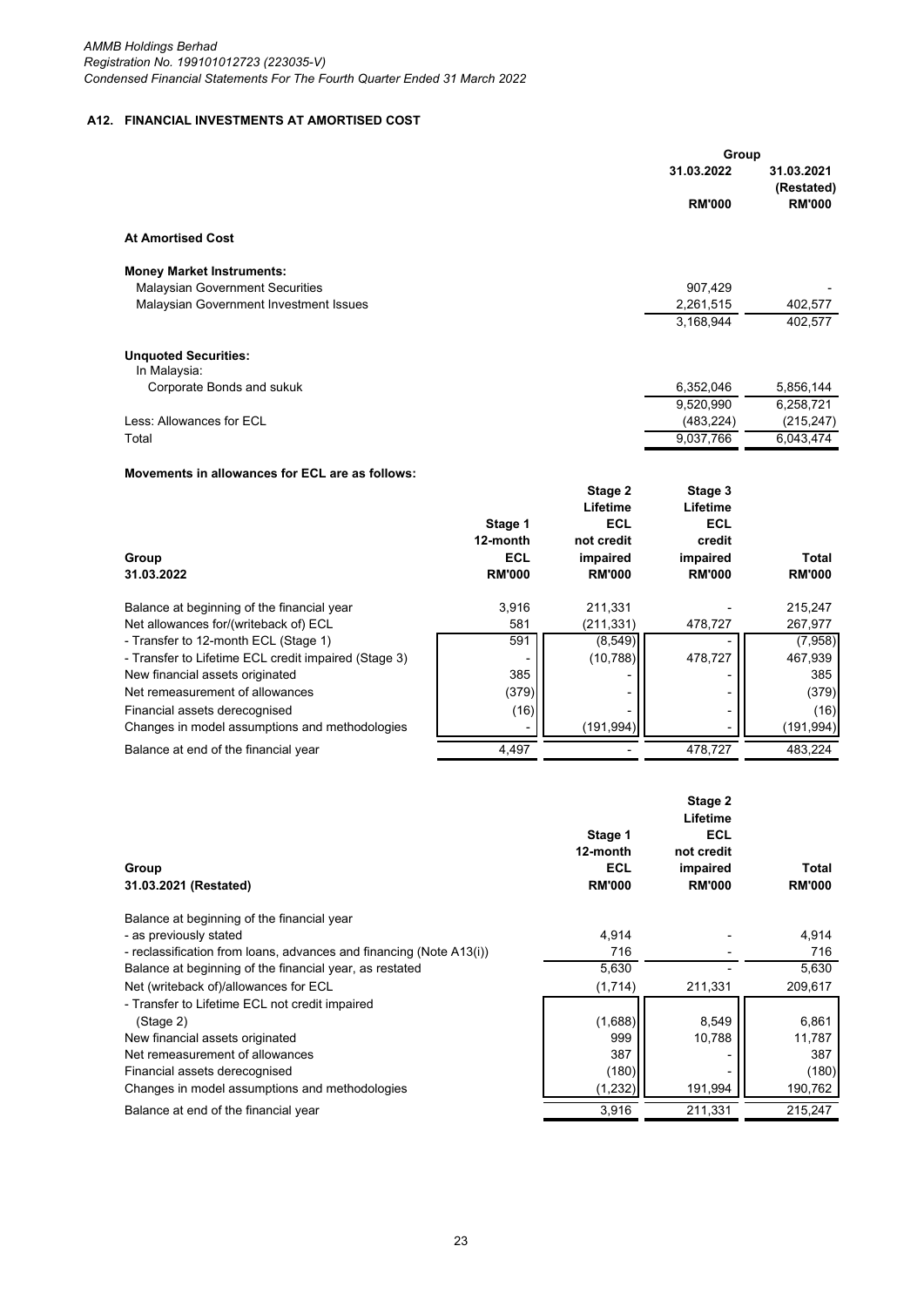## A12. FINANCIAL INVESTMENTS AT AMORTISED COST

| | Group | |
|---|---|---|
| | 31.03.2022 | 31.03.2021 (Restated) |
| | RM'000 | RM'000 |
| **At Amortised Cost** | | |
| **Money Market Instruments:** | | |
| Malaysian Government Securities | 907,429 | - |
| Malaysian Government Investment Issues | 2,261,515 | 402,577 |
| | 3,168,944 | 402,577 |
| **Unquoted Securities:** | | |
| In Malaysia: | | |
| Corporate Bonds and sukuk | 6,352,046 | 5,856,144 |
| | 9,520,990 | 6,258,721 |
| Less: Allowances for ECL | (483,224) | (215,247) |
| Total | 9,037,766 | 6,043,474 |

**Movements in allowances for ECL are as follows:**

| Group<br>31.03.2022 | Stage 1<br>12-month<br>ECL<br>RM'000 | Stage 2<br>Lifetime<br>ECL<br>not credit<br>impaired<br>RM'000 | Stage 3<br>Lifetime<br>ECL<br>credit<br>impaired<br>RM'000 | Total<br>RM'000 |
|---|---|---|---|---|
| Balance at beginning of the financial year | 3,916 | 211,331 | - | 215,247 |
| Net allowances for/(writeback of) ECL | 581 | (211,331) | 478,727 | 267,977 |
| - Transfer to 12-month ECL (Stage 1) | 591 | (8,549) | - | (7,958) |
| - Transfer to Lifetime ECL credit impaired (Stage 3) | - | (10,788) | 478,727 | 467,939 |
| New financial assets originated | 385 | - | - | 385 |
| Net remeasurement of allowances | (379) | - | - | (379) |
| Financial assets derecognised | (16) | - | - | (16) |
| Changes in model assumptions and methodologies | - | (191,994) | - | (191,994) |
| Balance at end of the financial year | 4,497 | - | 478,727 | 483,224 |

| Group<br>31.03.2021 (Restated) | Stage 1<br>12-month<br>ECL<br>RM'000 | Stage 2<br>Lifetime<br>ECL<br>not credit<br>impaired<br>RM'000 | Total<br>RM'000 |
|---|---|---|---|
| Balance at beginning of the financial year | | | |
| - as previously stated | 4,914 | - | 4,914 |
| - reclassification from loans, advances and financing (Note A13(i)) | 716 | - | 716 |
| Balance at beginning of the financial year, as restated | 5,630 | - | 5,630 |
| Net (writeback of)/allowances for ECL | (1,714) | 211,331 | 209,617 |
| - Transfer to Lifetime ECL not credit impaired (Stage 2) | (1,688) | 8,549 | 6,861 |
| New financial assets originated | 999 | 10,788 | 11,787 |
| Net remeasurement of allowances | 387 | - | 387 |
| Financial assets derecognised | (180) | - | (180) |
| Changes in model assumptions and methodologies | (1,232) | 191,994 | 190,762 |
| Balance at end of the financial year | 3,916 | 211,331 | 215,247 |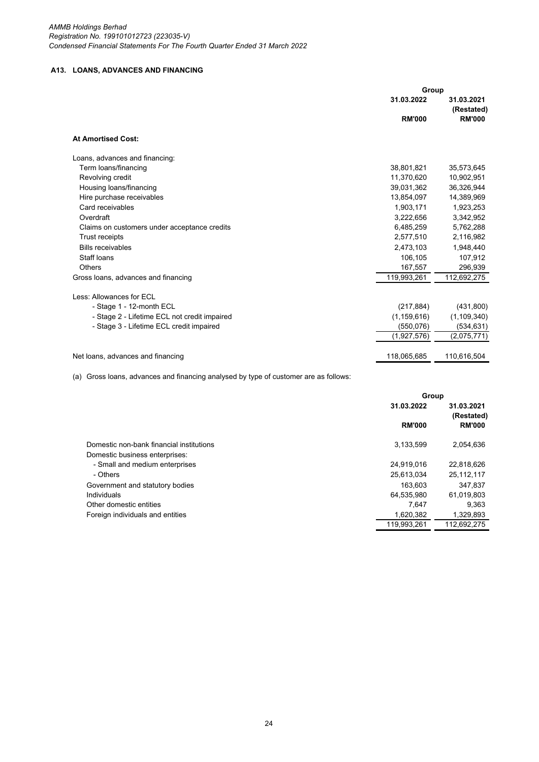## A13. LOANS, ADVANCES AND FINANCING

| | Group | |
|---|---|---|
| | 31.03.2022 | 31.03.2021 (Restated) |
| | RM'000 | RM'000 |
| **At Amortised Cost:** | | |
| Loans, advances and financing: | | |
| Term loans/financing | 38,801,821 | 35,573,645 |
| Revolving credit | 11,370,620 | 10,902,951 |
| Housing loans/financing | 39,031,362 | 36,326,944 |
| Hire purchase receivables | 13,854,097 | 14,389,969 |
| Card receivables | 1,903,171 | 1,923,253 |
| Overdraft | 3,222,656 | 3,342,952 |
| Claims on customers under acceptance credits | 6,485,259 | 5,762,288 |
| Trust receipts | 2,577,510 | 2,116,982 |
| Bills receivables | 2,473,103 | 1,948,440 |
| Staff loans | 106,105 | 107,912 |
| Others | 167,557 | 296,939 |
| Gross loans, advances and financing | 119,993,261 | 112,692,275 |
| Less: Allowances for ECL | | |
| - Stage 1 - 12-month ECL | (217,884) | (431,800) |
| - Stage 2 - Lifetime ECL not credit impaired | (1,159,616) | (1,109,340) |
| - Stage 3 - Lifetime ECL credit impaired | (550,076) | (534,631) |
| | (1,927,576) | (2,075,771) |
| Net loans, advances and financing | 118,065,685 | 110,616,504 |

(a) Gross loans, advances and financing analysed by type of customer are as follows:

| | Group | |
|---|---|---|
| | 31.03.2022 | 31.03.2021 (Restated) |
| | RM'000 | RM'000 |
| Domestic non-bank financial institutions | 3,133,599 | 2,054,636 |
| Domestic business enterprises: | | |
| - Small and medium enterprises | 24,919,016 | 22,818,626 |
| - Others | 25,613,034 | 25,112,117 |
| Government and statutory bodies | 163,603 | 347,837 |
| Individuals | 64,535,980 | 61,019,803 |
| Other domestic entities | 7,647 | 9,363 |
| Foreign individuals and entities | 1,620,382 | 1,329,893 |
| | 119,993,261 | 112,692,275 |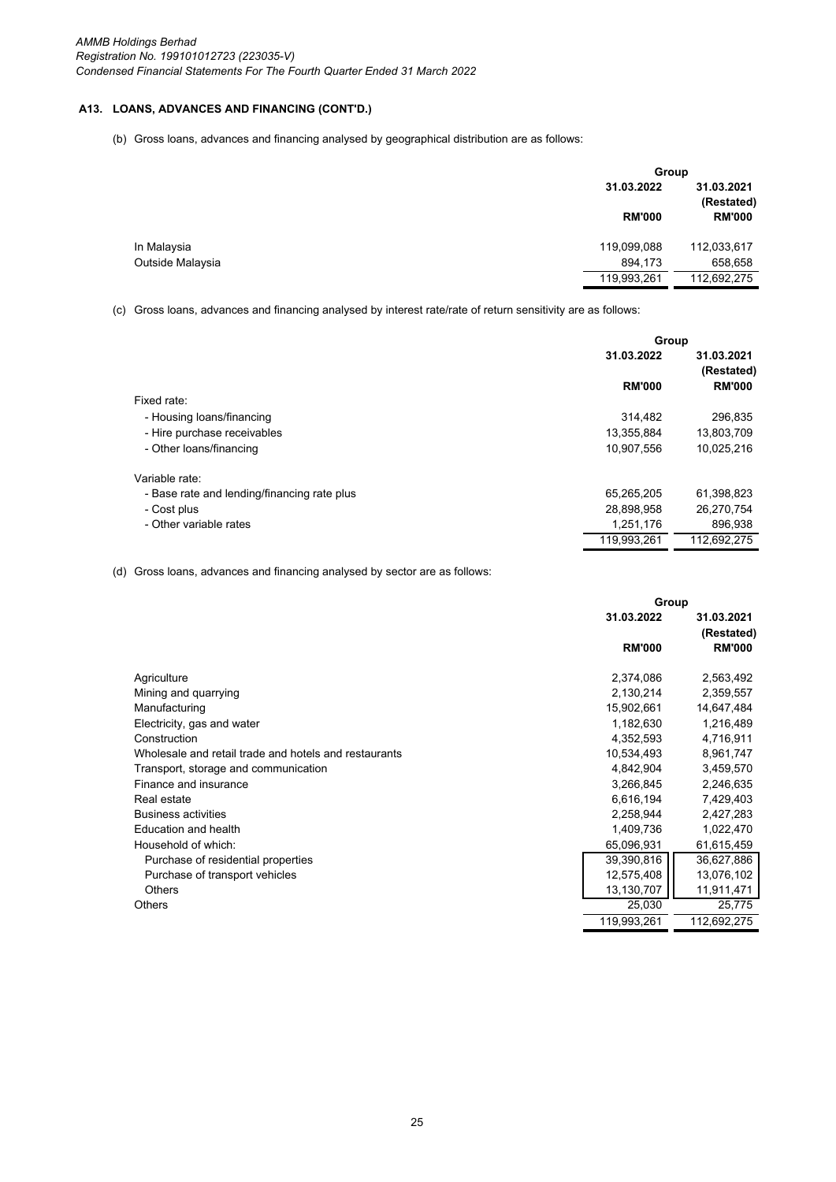### A13. LOANS, ADVANCES AND FINANCING (CONT'D.)

(b) Gross loans, advances and financing analysed by geographical distribution are as follows:

| | Group | |
|---|---|---|
| | 31.03.2022 | 31.03.2021 (Restated) |
| | RM'000 | RM'000 |
| In Malaysia | 119,099,088 | 112,033,617 |
| Outside Malaysia | 894,173 | 658,658 |
| | 119,993,261 | 112,692,275 |

(c) Gross loans, advances and financing analysed by interest rate/rate of return sensitivity are as follows:

| | Group | |
|---|---|---|
| | 31.03.2022 | 31.03.2021 (Restated) |
| | RM'000 | RM'000 |
| Fixed rate: | | |
| - Housing loans/financing | 314,482 | 296,835 |
| - Hire purchase receivables | 13,355,884 | 13,803,709 |
| - Other loans/financing | 10,907,556 | 10,025,216 |
| Variable rate: | | |
| - Base rate and lending/financing rate plus | 65,265,205 | 61,398,823 |
| - Cost plus | 28,898,958 | 26,270,754 |
| - Other variable rates | 1,251,176 | 896,938 |
| | 119,993,261 | 112,692,275 |

(d) Gross loans, advances and financing analysed by sector are as follows:

| | Group | |
|---|---|---|
| | 31.03.2022 | 31.03.2021 (Restated) |
| | RM'000 | RM'000 |
| Agriculture | 2,374,086 | 2,563,492 |
| Mining and quarrying | 2,130,214 | 2,359,557 |
| Manufacturing | 15,902,661 | 14,647,484 |
| Electricity, gas and water | 1,182,630 | 1,216,489 |
| Construction | 4,352,593 | 4,716,911 |
| Wholesale and retail trade and hotels and restaurants | 10,534,493 | 8,961,747 |
| Transport, storage and communication | 4,842,904 | 3,459,570 |
| Finance and insurance | 3,266,845 | 2,246,635 |
| Real estate | 6,616,194 | 7,429,403 |
| Business activities | 2,258,944 | 2,427,283 |
| Education and health | 1,409,736 | 1,022,470 |
| Household of which: | 65,096,931 | 61,615,459 |
| Purchase of residential properties | 39,390,816 | 36,627,886 |
| Purchase of transport vehicles | 12,575,408 | 13,076,102 |
| Others | 13,130,707 | 11,911,471 |
| Others | 25,030 | 25,775 |
| | 119,993,261 | 112,692,275 |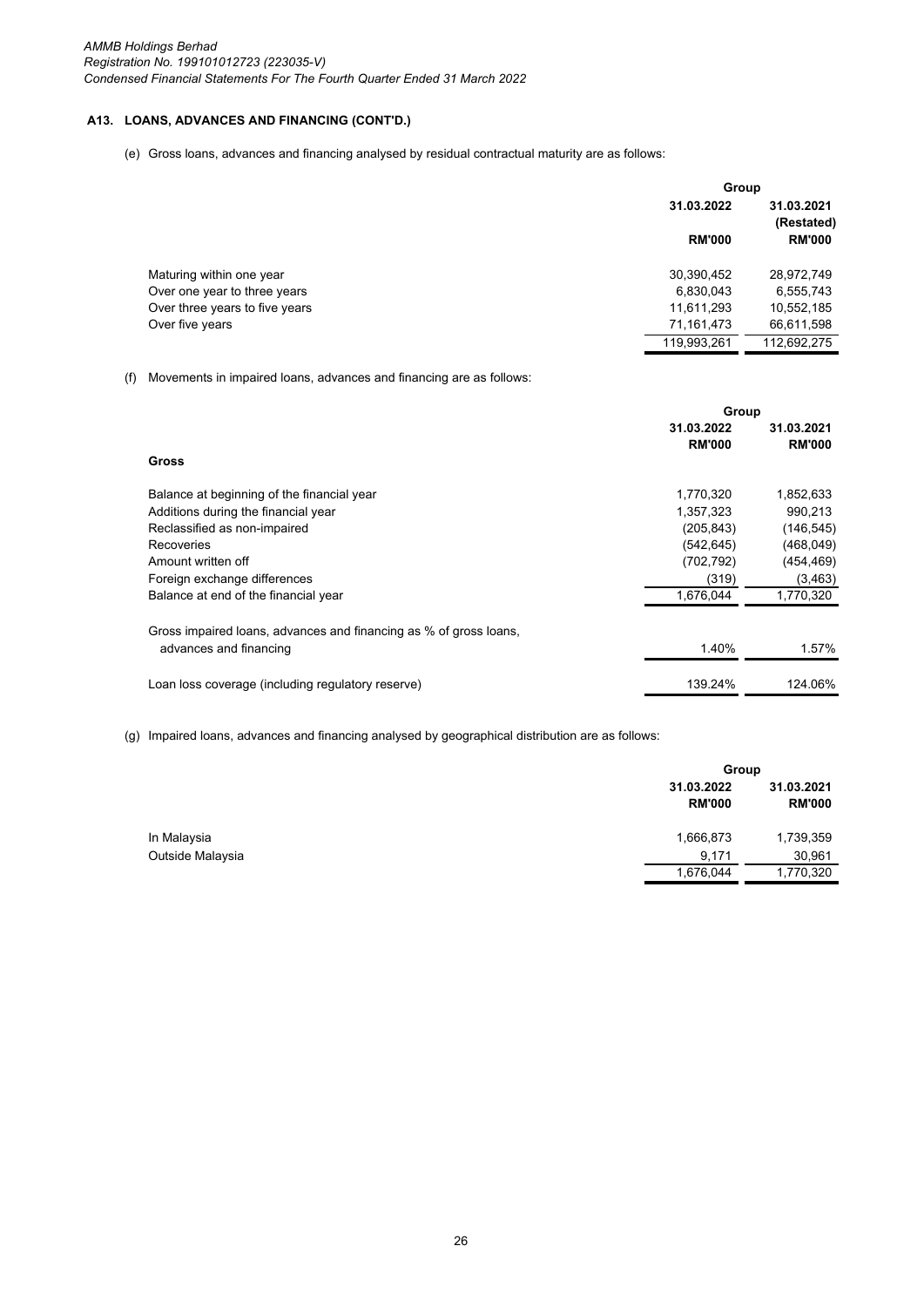## A13. LOANS, ADVANCES AND FINANCING (CONT'D.)

(e) Gross loans, advances and financing analysed by residual contractual maturity are as follows:

| | Group | |
|---|---|---|
| | 31.03.2022 | 31.03.2021 (Restated) |
| | RM'000 | RM'000 |
| Maturing within one year | 30,390,452 | 28,972,749 |
| Over one year to three years | 6,830,043 | 6,555,743 |
| Over three years to five years | 11,611,293 | 10,552,185 |
| Over five years | 71,161,473 | 66,611,598 |
| | 119,993,261 | 112,692,275 |

(f) Movements in impaired loans, advances and financing are as follows:

| | Group | |
|---|---|---|
| | 31.03.2022 | 31.03.2021 |
| | RM'000 | RM'000 |
| **Gross** | | |
| Balance at beginning of the financial year | 1,770,320 | 1,852,633 |
| Additions during the financial year | 1,357,323 | 990,213 |
| Reclassified as non-impaired | (205,843) | (146,545) |
| Recoveries | (542,645) | (468,049) |
| Amount written off | (702,792) | (454,469) |
| Foreign exchange differences | (319) | (3,463) |
| Balance at end of the financial year | 1,676,044 | 1,770,320 |
| Gross impaired loans, advances and financing as % of gross loans, advances and financing | 1.40% | 1.57% |
| Loan loss coverage (including regulatory reserve) | 139.24% | 124.06% |

(g) Impaired loans, advances and financing analysed by geographical distribution are as follows:

| | Group | |
|---|---|---|
| | 31.03.2022 | 31.03.2021 |
| | RM'000 | RM'000 |
| In Malaysia | 1,666,873 | 1,739,359 |
| Outside Malaysia | 9,171 | 30,961 |
| | 1,676,044 | 1,770,320 |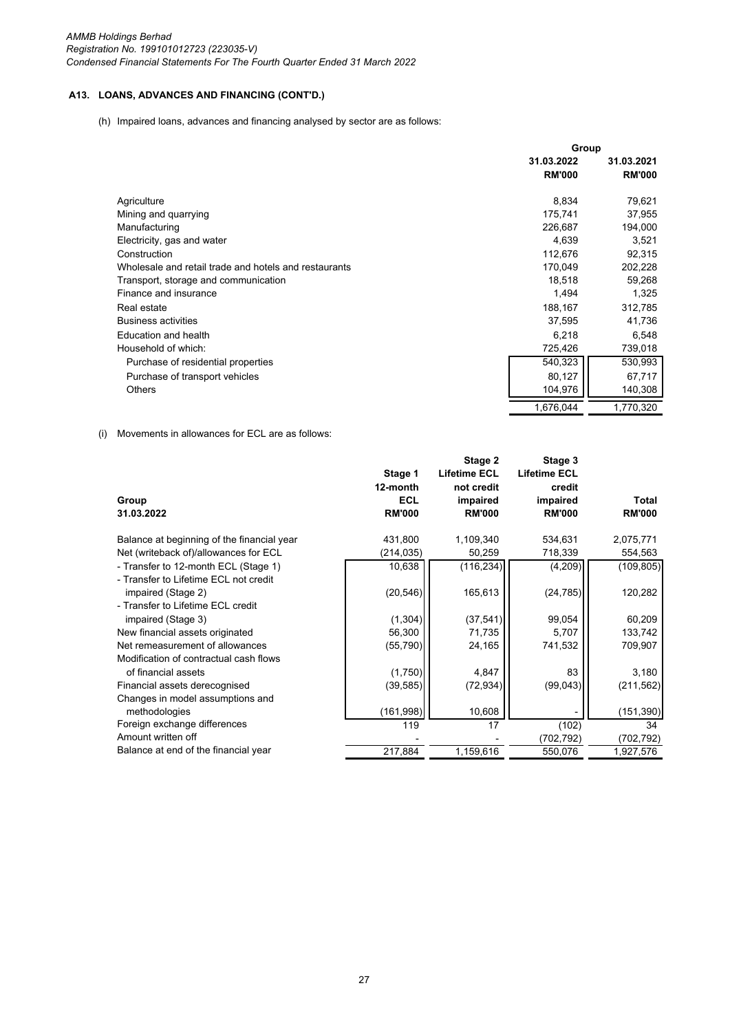## A13. LOANS, ADVANCES AND FINANCING (CONT'D.)

(h) Impaired loans, advances and financing analysed by sector are as follows:

| | Group | |
|---|---|---|
| | 31.03.2022 RM'000 | 31.03.2021 RM'000 |
| Agriculture | 8,834 | 79,621 |
| Mining and quarrying | 175,741 | 37,955 |
| Manufacturing | 226,687 | 194,000 |
| Electricity, gas and water | 4,639 | 3,521 |
| Construction | 112,676 | 92,315 |
| Wholesale and retail trade and hotels and restaurants | 170,049 | 202,228 |
| Transport, storage and communication | 18,518 | 59,268 |
| Finance and insurance | 1,494 | 1,325 |
| Real estate | 188,167 | 312,785 |
| Business activities | 37,595 | 41,736 |
| Education and health | 6,218 | 6,548 |
| Household of which: | 725,426 | 739,018 |
| Purchase of residential properties | 540,323 | 530,993 |
| Purchase of transport vehicles | 80,127 | 67,717 |
| Others | 104,976 | 140,308 |
| | 1,676,044 | 1,770,320 |

(i) Movements in allowances for ECL are as follows:

| Group 31.03.2022 | Stage 1 12-month ECL RM'000 | Stage 2 Lifetime ECL not credit impaired RM'000 | Stage 3 Lifetime ECL credit impaired RM'000 | Total RM'000 |
|---|---|---|---|---|
| Balance at beginning of the financial year | 431,800 | 1,109,340 | 534,631 | 2,075,771 |
| Net (writeback of)/allowances for ECL | (214,035) | 50,259 | 718,339 | 554,563 |
| - Transfer to 12-month ECL (Stage 1) | 10,638 | (116,234) | (4,209) | (109,805) |
| - Transfer to Lifetime ECL not credit impaired (Stage 2) | (20,546) | 165,613 | (24,785) | 120,282 |
| - Transfer to Lifetime ECL credit impaired (Stage 3) | (1,304) | (37,541) | 99,054 | 60,209 |
| New financial assets originated | 56,300 | 71,735 | 5,707 | 133,742 |
| Net remeasurement of allowances | (55,790) | 24,165 | 741,532 | 709,907 |
| Modification of contractual cash flows of financial assets | (1,750) | 4,847 | 83 | 3,180 |
| Financial assets derecognised | (39,585) | (72,934) | (99,043) | (211,562) |
| Changes in model assumptions and methodologies | (161,998) | 10,608 | - | (151,390) |
| Foreign exchange differences | 119 | 17 | (102) | 34 |
| Amount written off | - | - | (702,792) | (702,792) |
| Balance at end of the financial year | 217,884 | 1,159,616 | 550,076 | 1,927,576 |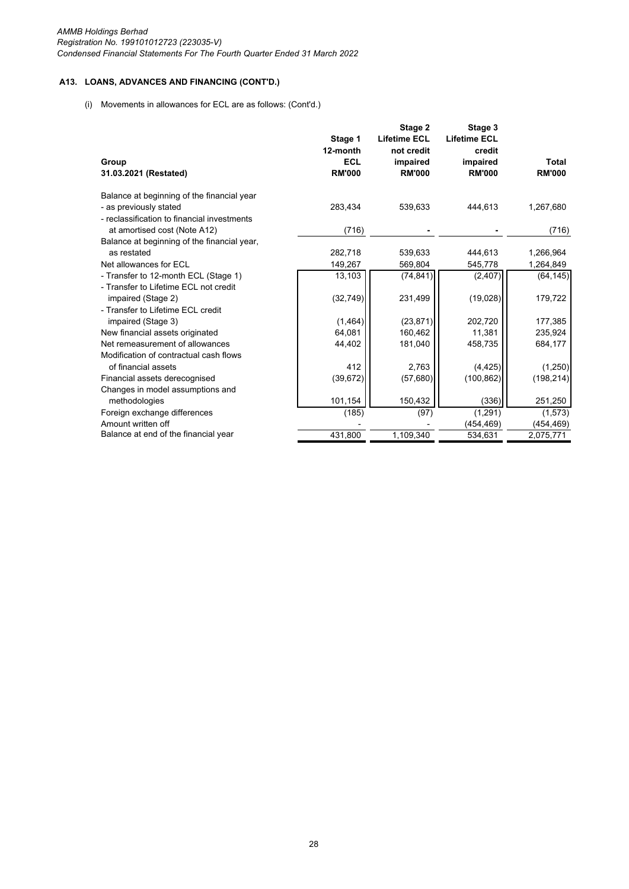### A13. LOANS, ADVANCES AND FINANCING (CONT'D.)

(i) Movements in allowances for ECL are as follows: (Cont'd.)

| Group<br>31.03.2021 (Restated) | Stage 1<br>12-month<br>ECL<br>RM'000 | Stage 2<br>Lifetime ECL<br>not credit<br>impaired<br>RM'000 | Stage 3<br>Lifetime ECL<br>credit<br>impaired<br>RM'000 | Total<br>RM'000 |
|---|---|---|---|---|
| Balance at beginning of the financial year | | | | |
| - as previously stated | 283,434 | 539,633 | 444,613 | 1,267,680 |
| - reclassification to financial investments at amortised cost (Note A12) | (716) | - | - | (716) |
| Balance at beginning of the financial year, as restated | 282,718 | 539,633 | 444,613 | 1,266,964 |
| Net allowances for ECL | 149,267 | 569,804 | 545,778 | 1,264,849 |
| - Transfer to 12-month ECL (Stage 1) | 13,103 | (74,841) | (2,407) | (64,145) |
| - Transfer to Lifetime ECL not credit impaired (Stage 2) | (32,749) | 231,499 | (19,028) | 179,722 |
| - Transfer to Lifetime ECL credit impaired (Stage 3) | (1,464) | (23,871) | 202,720 | 177,385 |
| New financial assets originated | 64,081 | 160,462 | 11,381 | 235,924 |
| Net remeasurement of allowances | 44,402 | 181,040 | 458,735 | 684,177 |
| Modification of contractual cash flows of financial assets | 412 | 2,763 | (4,425) | (1,250) |
| Financial assets derecognised | (39,672) | (57,680) | (100,862) | (198,214) |
| Changes in model assumptions and methodologies | 101,154 | 150,432 | (336) | 251,250 |
| Foreign exchange differences | (185) | (97) | (1,291) | (1,573) |
| Amount written off | - | - | (454,469) | (454,469) |
| Balance at end of the financial year | 431,800 | 1,109,340 | 534,631 | 2,075,771 |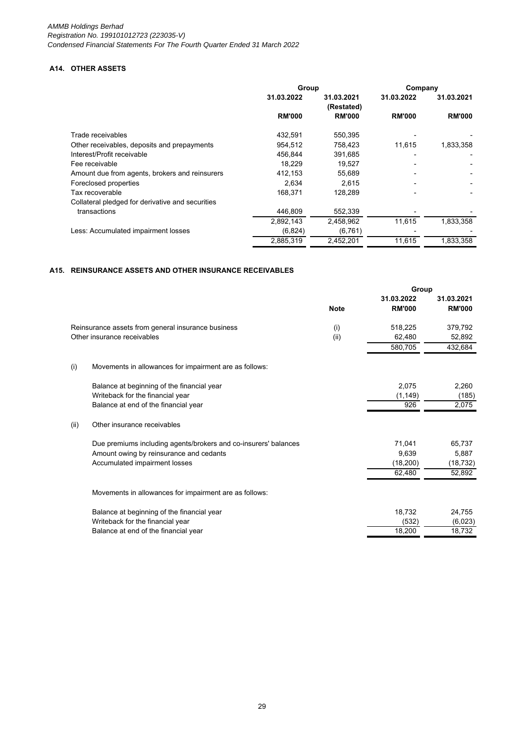### A14. OTHER ASSETS

| | Group | | Company | |
|---|---|---|---|---|
| | 31.03.2022 | 31.03.2021 (Restated) | 31.03.2022 | 31.03.2021 |
| | RM'000 | RM'000 | RM'000 | RM'000 |
| Trade receivables | 432,591 | 550,395 | - | - |
| Other receivables, deposits and prepayments | 954,512 | 758,423 | 11,615 | 1,833,358 |
| Interest/Profit receivable | 456,844 | 391,685 | - | - |
| Fee receivable | 18,229 | 19,527 | - | - |
| Amount due from agents, brokers and reinsurers | 412,153 | 55,689 | - | - |
| Foreclosed properties | 2,634 | 2,615 | - | - |
| Tax recoverable | 168,371 | 128,289 | - | - |
| Collateral pledged for derivative and securities transactions | 446,809 | 552,339 | - | - |
| | 2,892,143 | 2,458,962 | 11,615 | 1,833,358 |
| Less: Accumulated impairment losses | (6,824) | (6,761) | - | - |
| | 2,885,319 | 2,452,201 | 11,615 | 1,833,358 |

### A15. REINSURANCE ASSETS AND OTHER INSURANCE RECEIVABLES

| | | Group | |
|---|---|---|---|
| | Note | 31.03.2022 RM'000 | 31.03.2021 RM'000 |
| Reinsurance assets from general insurance business | (i) | 518,225 | 379,792 |
| Other insurance receivables | (ii) | 62,480 | 52,892 |
| | | 580,705 | 432,684 |

(i) Movements in allowances for impairment are as follows:

| | 31.03.2022 RM'000 | 31.03.2021 RM'000 |
|---|---|---|
| Balance at beginning of the financial year | 2,075 | 2,260 |
| Writeback for the financial year | (1,149) | (185) |
| Balance at end of the financial year | 926 | 2,075 |

(ii) Other insurance receivables

| | 31.03.2022 RM'000 | 31.03.2021 RM'000 |
|---|---|---|
| Due premiums including agents/brokers and co-insurers' balances | 71,041 | 65,737 |
| Amount owing by reinsurance and cedants | 9,639 | 5,887 |
| Accumulated impairment losses | (18,200) | (18,732) |
| | 62,480 | 52,892 |

Movements in allowances for impairment are as follows:

| | 31.03.2022 RM'000 | 31.03.2021 RM'000 |
|---|---|---|
| Balance at beginning of the financial year | 18,732 | 24,755 |
| Writeback for the financial year | (532) | (6,023) |
| Balance at end of the financial year | 18,200 | 18,732 |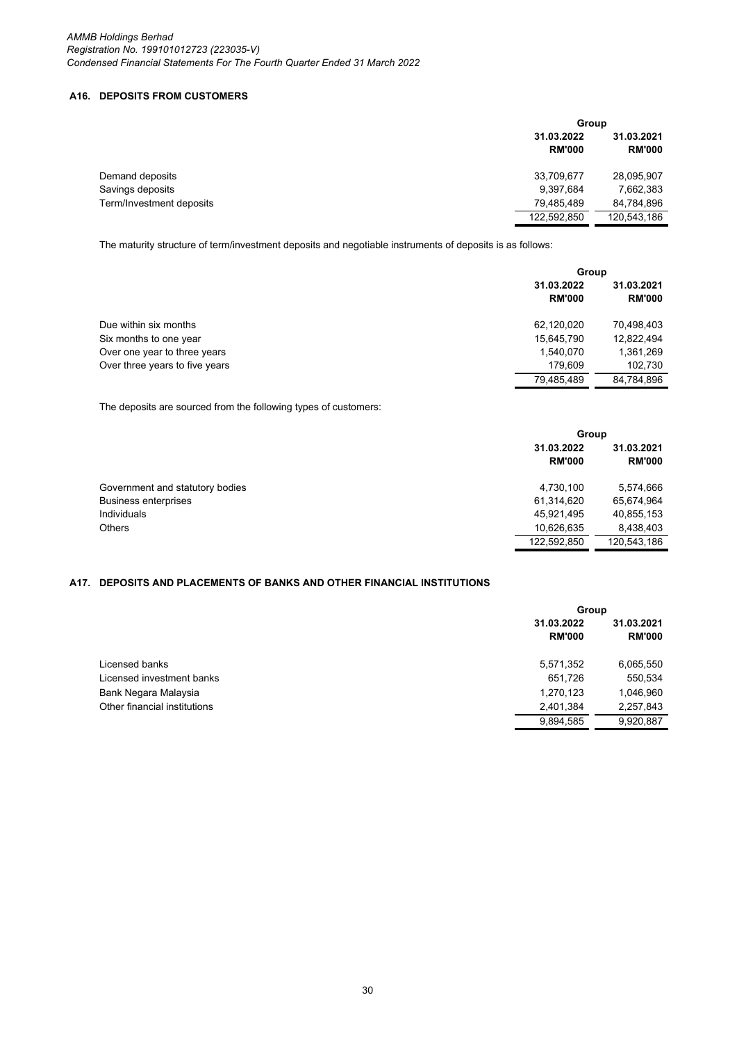## A16. DEPOSITS FROM CUSTOMERS

| | Group | |
|---|---|---|
| | 31.03.2022 RM'000 | 31.03.2021 RM'000 |
| Demand deposits | 33,709,677 | 28,095,907 |
| Savings deposits | 9,397,684 | 7,662,383 |
| Term/Investment deposits | 79,485,489 | 84,784,896 |
| | 122,592,850 | 120,543,186 |

The maturity structure of term/investment deposits and negotiable instruments of deposits is as follows:

| | Group | |
|---|---|---|
| | 31.03.2022 RM'000 | 31.03.2021 RM'000 |
| Due within six months | 62,120,020 | 70,498,403 |
| Six months to one year | 15,645,790 | 12,822,494 |
| Over one year to three years | 1,540,070 | 1,361,269 |
| Over three years to five years | 179,609 | 102,730 |
| | 79,485,489 | 84,784,896 |

The deposits are sourced from the following types of customers:

| | Group | |
|---|---|---|
| | 31.03.2022 RM'000 | 31.03.2021 RM'000 |
| Government and statutory bodies | 4,730,100 | 5,574,666 |
| Business enterprises | 61,314,620 | 65,674,964 |
| Individuals | 45,921,495 | 40,855,153 |
| Others | 10,626,635 | 8,438,403 |
| | 122,592,850 | 120,543,186 |

## A17. DEPOSITS AND PLACEMENTS OF BANKS AND OTHER FINANCIAL INSTITUTIONS

| | Group | |
|---|---|---|
| | 31.03.2022 RM'000 | 31.03.2021 RM'000 |
| Licensed banks | 5,571,352 | 6,065,550 |
| Licensed investment banks | 651,726 | 550,534 |
| Bank Negara Malaysia | 1,270,123 | 1,046,960 |
| Other financial institutions | 2,401,384 | 2,257,843 |
| | 9,894,585 | 9,920,887 |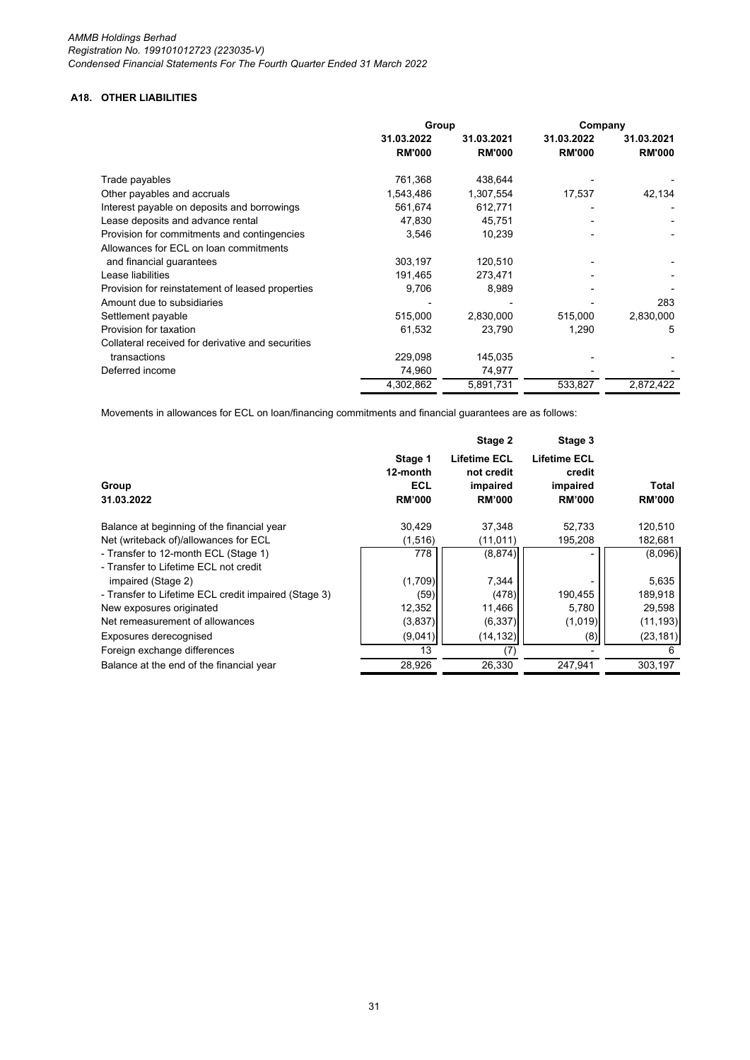## A18. OTHER LIABILITIES

| | Group | | Company | |
|---|---|---|---|---|
| | 31.03.2022 RM'000 | 31.03.2021 RM'000 | 31.03.2022 RM'000 | 31.03.2021 RM'000 |
| Trade payables | 761,368 | 438,644 | - | - |
| Other payables and accruals | 1,543,486 | 1,307,554 | 17,537 | 42,134 |
| Interest payable on deposits and borrowings | 561,674 | 612,771 | - | - |
| Lease deposits and advance rental | 47,830 | 45,751 | - | - |
| Provision for commitments and contingencies | 3,546 | 10,239 | - | - |
| Allowances for ECL on loan commitments and financial guarantees | 303,197 | 120,510 | - | - |
| Lease liabilities | 191,465 | 273,471 | - | - |
| Provision for reinstatement of leased properties | 9,706 | 8,989 | - | - |
| Amount due to subsidiaries | - | - | - | 283 |
| Settlement payable | 515,000 | 2,830,000 | 515,000 | 2,830,000 |
| Provision for taxation | 61,532 | 23,790 | 1,290 | 5 |
| Collateral received for derivative and securities transactions | 229,098 | 145,035 | - | - |
| Deferred income | 74,960 | 74,977 | - | - |
| | 4,302,862 | 5,891,731 | 533,827 | 2,872,422 |

Movements in allowances for ECL on loan/financing commitments and financial guarantees are as follows:

| Group 31.03.2022 | Stage 1 12-month ECL RM'000 | Stage 2 Lifetime ECL not credit impaired RM'000 | Stage 3 Lifetime ECL credit impaired RM'000 | Total RM'000 |
|---|---|---|---|---|
| Balance at beginning of the financial year | 30,429 | 37,348 | 52,733 | 120,510 |
| Net (writeback of)/allowances for ECL | (1,516) | (11,011) | 195,208 | 182,681 |
| - Transfer to 12-month ECL (Stage 1) | 778 | (8,874) | - | (8,096) |
| - Transfer to Lifetime ECL not credit impaired (Stage 2) | (1,709) | 7,344 | - | 5,635 |
| - Transfer to Lifetime ECL credit impaired (Stage 3) | (59) | (478) | 190,455 | 189,918 |
| New exposures originated | 12,352 | 11,466 | 5,780 | 29,598 |
| Net remeasurement of allowances | (3,837) | (6,337) | (1,019) | (11,193) |
| Exposures derecognised | (9,041) | (14,132) | (8) | (23,181) |
| Foreign exchange differences | 13 | (7) | - | 6 |
| Balance at the end of the financial year | 28,926 | 26,330 | 247,941 | 303,197 |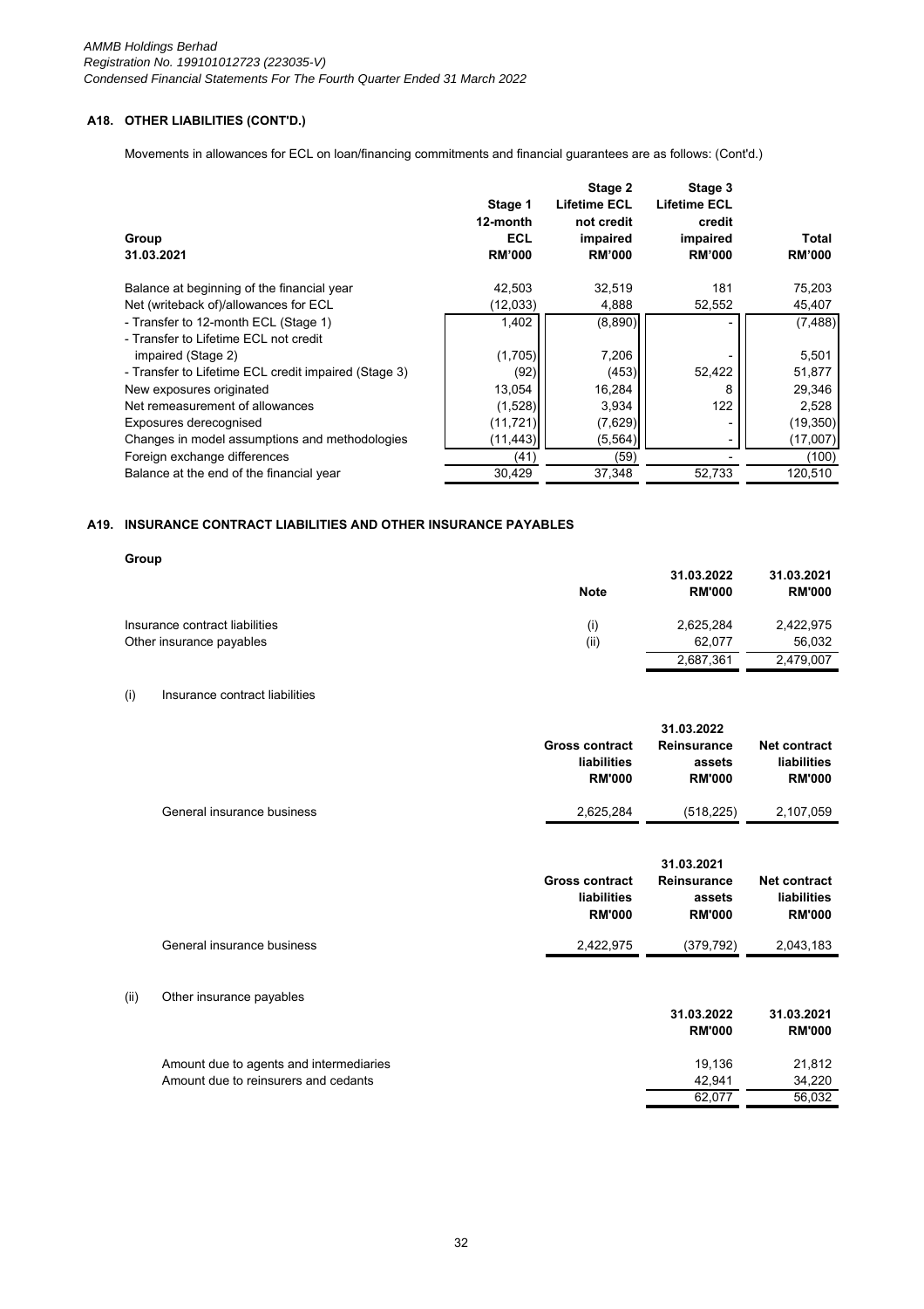## A18. OTHER LIABILITIES (CONT'D.)

Movements in allowances for ECL on loan/financing commitments and financial guarantees are as follows: (Cont'd.)

| Group<br>31.03.2021 | Stage 1<br>12-month<br>ECL<br>RM'000 | Stage 2<br>Lifetime ECL<br>not credit<br>impaired<br>RM'000 | Stage 3<br>Lifetime ECL<br>credit<br>impaired<br>RM'000 | Total<br>RM'000 |
|---|---|---|---|---|
| Balance at beginning of the financial year | 42,503 | 32,519 | 181 | 75,203 |
| Net (writeback of)/allowances for ECL | (12,033) | 4,888 | 52,552 | 45,407 |
| - Transfer to 12-month ECL (Stage 1) | 1,402 | (8,890) | - | (7,488) |
| - Transfer to Lifetime ECL not credit impaired (Stage 2) | (1,705) | 7,206 | - | 5,501 |
| - Transfer to Lifetime ECL credit impaired (Stage 3) | (92) | (453) | 52,422 | 51,877 |
| New exposures originated | 13,054 | 16,284 | 8 | 29,346 |
| Net remeasurement of allowances | (1,528) | 3,934 | 122 | 2,528 |
| Exposures derecognised | (11,721) | (7,629) | - | (19,350) |
| Changes in model assumptions and methodologies | (11,443) | (5,564) | - | (17,007) |
| Foreign exchange differences | (41) | (59) | - | (100) |
| Balance at the end of the financial year | 30,429 | 37,348 | 52,733 | 120,510 |

## A19. INSURANCE CONTRACT LIABILITIES AND OTHER INSURANCE PAYABLES

**Group**

| | Note | 31.03.2022<br>RM'000 | 31.03.2021<br>RM'000 |
|---|---|---|---|
| Insurance contract liabilities | (i) | 2,625,284 | 2,422,975 |
| Other insurance payables | (ii) | 62,077 | 56,032 |
| | | 2,687,361 | 2,479,007 |

(i) Insurance contract liabilities

| 31.03.2022 | Gross contract liabilities<br>RM'000 | Reinsurance assets<br>RM'000 | Net contract liabilities<br>RM'000 |
|---|---|---|---|
| General insurance business | 2,625,284 | (518,225) | 2,107,059 |

| 31.03.2021 | Gross contract liabilities<br>RM'000 | Reinsurance assets<br>RM'000 | Net contract liabilities<br>RM'000 |
|---|---|---|---|
| General insurance business | 2,422,975 | (379,792) | 2,043,183 |

(ii) Other insurance payables

| | 31.03.2022<br>RM'000 | 31.03.2021<br>RM'000 |
|---|---|---|
| Amount due to agents and intermediaries | 19,136 | 21,812 |
| Amount due to reinsurers and cedants | 42,941 | 34,220 |
| | 62,077 | 56,032 |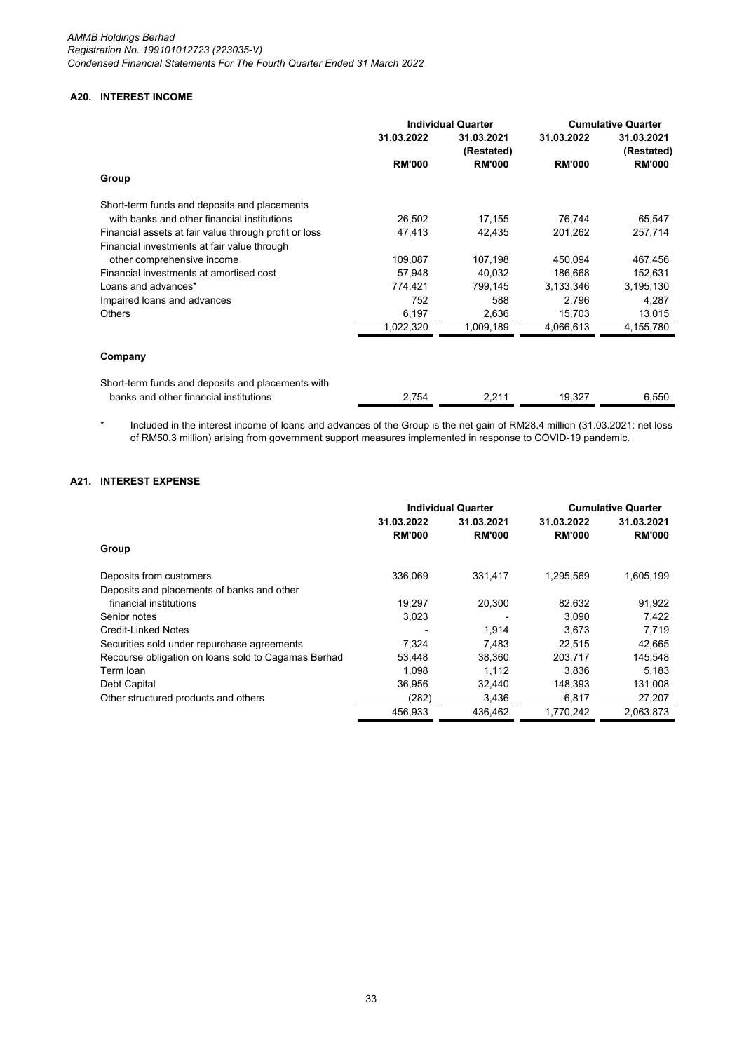## A20. INTEREST INCOME

| | Individual Quarter | | Cumulative Quarter | |
|---|---|---|---|---|
| | 31.03.2022 | 31.03.2021 (Restated) | 31.03.2022 | 31.03.2021 (Restated) |
| | RM'000 | RM'000 | RM'000 | RM'000 |
| **Group** | | | | |
| Short-term funds and deposits and placements with banks and other financial institutions | 26,502 | 17,155 | 76,744 | 65,547 |
| Financial assets at fair value through profit or loss | 47,413 | 42,435 | 201,262 | 257,714 |
| Financial investments at fair value through other comprehensive income | 109,087 | 107,198 | 450,094 | 467,456 |
| Financial investments at amortised cost | 57,948 | 40,032 | 186,668 | 152,631 |
| Loans and advances* | 774,421 | 799,145 | 3,133,346 | 3,195,130 |
| Impaired loans and advances | 752 | 588 | 2,796 | 4,287 |
| Others | 6,197 | 2,636 | 15,703 | 13,015 |
| | 1,022,320 | 1,009,189 | 4,066,613 | 4,155,780 |
| **Company** | | | | |
| Short-term funds and deposits and placements with banks and other financial institutions | 2,754 | 2,211 | 19,327 | 6,550 |

\* Included in the interest income of loans and advances of the Group is the net gain of RM28.4 million (31.03.2021: net loss of RM50.3 million) arising from government support measures implemented in response to COVID-19 pandemic.

## A21. INTEREST EXPENSE

| | Individual Quarter | | Cumulative Quarter | |
|---|---|---|---|---|
| | 31.03.2022 | 31.03.2021 | 31.03.2022 | 31.03.2021 |
| | RM'000 | RM'000 | RM'000 | RM'000 |
| **Group** | | | | |
| Deposits from customers | 336,069 | 331,417 | 1,295,569 | 1,605,199 |
| Deposits and placements of banks and other financial institutions | 19,297 | 20,300 | 82,632 | 91,922 |
| Senior notes | 3,023 | - | 3,090 | 7,422 |
| Credit-Linked Notes | - | 1,914 | 3,673 | 7,719 |
| Securities sold under repurchase agreements | 7,324 | 7,483 | 22,515 | 42,665 |
| Recourse obligation on loans sold to Cagamas Berhad | 53,448 | 38,360 | 203,717 | 145,548 |
| Term loan | 1,098 | 1,112 | 3,836 | 5,183 |
| Debt Capital | 36,956 | 32,440 | 148,393 | 131,008 |
| Other structured products and others | (282) | 3,436 | 6,817 | 27,207 |
| | 456,933 | 436,462 | 1,770,242 | 2,063,873 |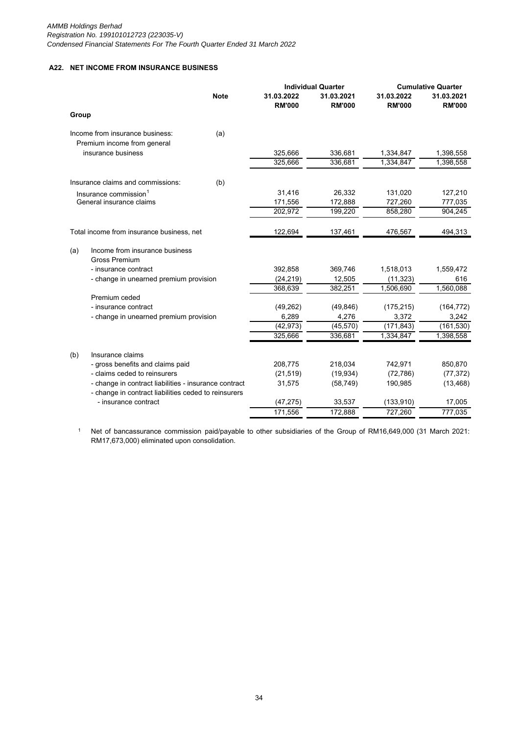## A22. NET INCOME FROM INSURANCE BUSINESS

| | Note | Individual Quarter | | Cumulative Quarter | |
|---|---|---|---|---|---|
| | | 31.03.2022 | 31.03.2021 | 31.03.2022 | 31.03.2021 |
| | | RM'000 | RM'000 | RM'000 | RM'000 |
| **Group** | | | | | |
| Income from insurance business: | (a) | | | | |
| Premium income from general insurance business | | 325,666 | 336,681 | 1,334,847 | 1,398,558 |
| | | 325,666 | 336,681 | 1,334,847 | 1,398,558 |
| Insurance claims and commissions: | (b) | | | | |
| Insurance commission[1] | | 31,416 | 26,332 | 131,020 | 127,210 |
| General insurance claims | | 171,556 | 172,888 | 727,260 | 777,035 |
| | | 202,972 | 199,220 | 858,280 | 904,245 |
| Total income from insurance business, net | | 122,694 | 137,461 | 476,567 | 494,313 |
| (a) Income from insurance business | | | | | |
| Gross Premium | | | | | |
| - insurance contract | | 392,858 | 369,746 | 1,518,013 | 1,559,472 |
| - change in unearned premium provision | | (24,219) | 12,505 | (11,323) | 616 |
| | | 368,639 | 382,251 | 1,506,690 | 1,560,088 |
| Premium ceded | | | | | |
| - insurance contract | | (49,262) | (49,846) | (175,215) | (164,772) |
| - change in unearned premium provision | | 6,289 | 4,276 | 3,372 | 3,242 |
| | | (42,973) | (45,570) | (171,843) | (161,530) |
| | | 325,666 | 336,681 | 1,334,847 | 1,398,558 |
| (b) Insurance claims | | | | | |
| - gross benefits and claims paid | | 208,775 | 218,034 | 742,971 | 850,870 |
| - claims ceded to reinsurers | | (21,519) | (19,934) | (72,786) | (77,372) |
| - change in contract liabilities - insurance contract | | 31,575 | (58,749) | 190,985 | (13,468) |
| - change in contract liabilities ceded to reinsurers - insurance contract | | (47,275) | 33,537 | (133,910) | 17,005 |
| | | 171,556 | 172,888 | 727,260 | 777,035 |

[1] Net of bancassurance commission paid/payable to other subsidiaries of the Group of RM16,649,000 (31 March 2021: RM17,673,000) eliminated upon consolidation.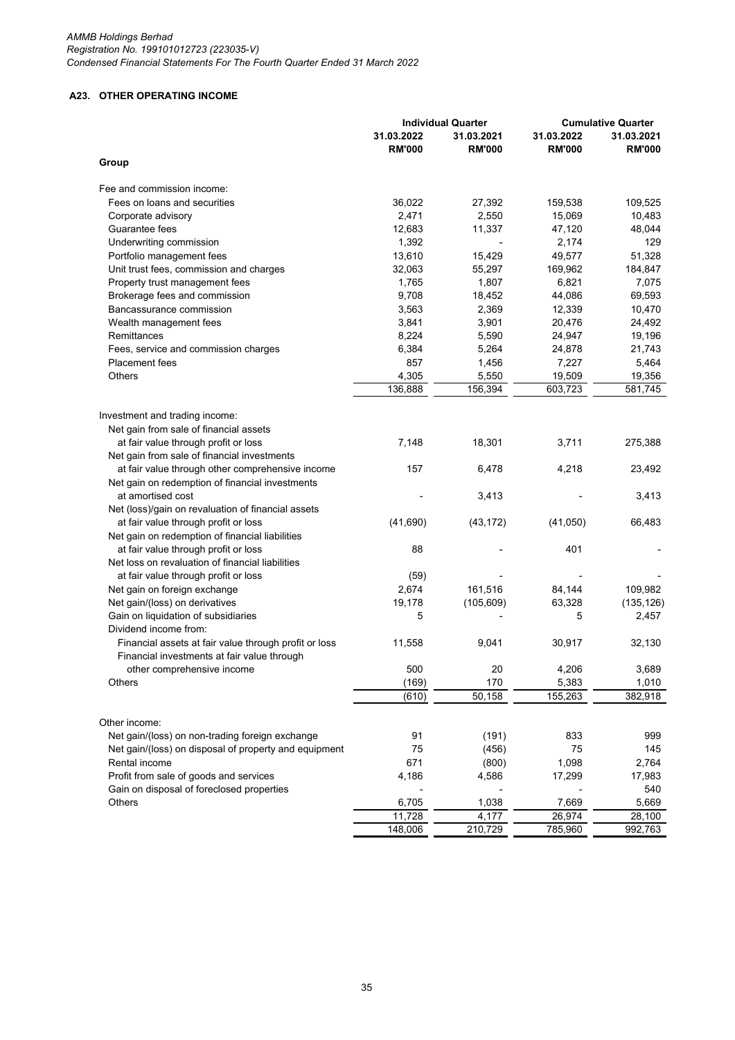### A23. OTHER OPERATING INCOME

| | Individual Quarter | | Cumulative Quarter | |
|---|---|---|---|---|
| | 31.03.2022 | 31.03.2021 | 31.03.2022 | 31.03.2021 |
| | RM'000 | RM'000 | RM'000 | RM'000 |
| **Group** | | | | |
| Fee and commission income: | | | | |
| Fees on loans and securities | 36,022 | 27,392 | 159,538 | 109,525 |
| Corporate advisory | 2,471 | 2,550 | 15,069 | 10,483 |
| Guarantee fees | 12,683 | 11,337 | 47,120 | 48,044 |
| Underwriting commission | 1,392 | - | 2,174 | 129 |
| Portfolio management fees | 13,610 | 15,429 | 49,577 | 51,328 |
| Unit trust fees, commission and charges | 32,063 | 55,297 | 169,962 | 184,847 |
| Property trust management fees | 1,765 | 1,807 | 6,821 | 7,075 |
| Brokerage fees and commission | 9,708 | 18,452 | 44,086 | 69,593 |
| Bancassurance commission | 3,563 | 2,369 | 12,339 | 10,470 |
| Wealth management fees | 3,841 | 3,901 | 20,476 | 24,492 |
| Remittances | 8,224 | 5,590 | 24,947 | 19,196 |
| Fees, service and commission charges | 6,384 | 5,264 | 24,878 | 21,743 |
| Placement fees | 857 | 1,456 | 7,227 | 5,464 |
| Others | 4,305 | 5,550 | 19,509 | 19,356 |
| | 136,888 | 156,394 | 603,723 | 581,745 |
| Investment and trading income: | | | | |
| Net gain from sale of financial assets at fair value through profit or loss | 7,148 | 18,301 | 3,711 | 275,388 |
| Net gain from sale of financial investments at fair value through other comprehensive income | 157 | 6,478 | 4,218 | 23,492 |
| Net gain on redemption of financial investments at amortised cost | - | 3,413 | - | 3,413 |
| Net (loss)/gain on revaluation of financial assets at fair value through profit or loss | (41,690) | (43,172) | (41,050) | 66,483 |
| Net gain on redemption of financial liabilities at fair value through profit or loss | 88 | - | 401 | - |
| Net loss on revaluation of financial liabilities at fair value through profit or loss | (59) | - | - | - |
| Net gain on foreign exchange | 2,674 | 161,516 | 84,144 | 109,982 |
| Net gain/(loss) on derivatives | 19,178 | (105,609) | 63,328 | (135,126) |
| Gain on liquidation of subsidiaries | 5 | - | 5 | 2,457 |
| Dividend income from: | | | | |
| Financial assets at fair value through profit or loss | 11,558 | 9,041 | 30,917 | 32,130 |
| Financial investments at fair value through other comprehensive income | 500 | 20 | 4,206 | 3,689 |
| Others | (169) | 170 | 5,383 | 1,010 |
| | (610) | 50,158 | 155,263 | 382,918 |
| Other income: | | | | |
| Net gain/(loss) on non-trading foreign exchange | 91 | (191) | 833 | 999 |
| Net gain/(loss) on disposal of property and equipment | 75 | (456) | 75 | 145 |
| Rental income | 671 | (800) | 1,098 | 2,764 |
| Profit from sale of goods and services | 4,186 | 4,586 | 17,299 | 17,983 |
| Gain on disposal of foreclosed properties | - | - | - | 540 |
| Others | 6,705 | 1,038 | 7,669 | 5,669 |
| | 11,728 | 4,177 | 26,974 | 28,100 |
| | 148,006 | 210,729 | 785,960 | 992,763 |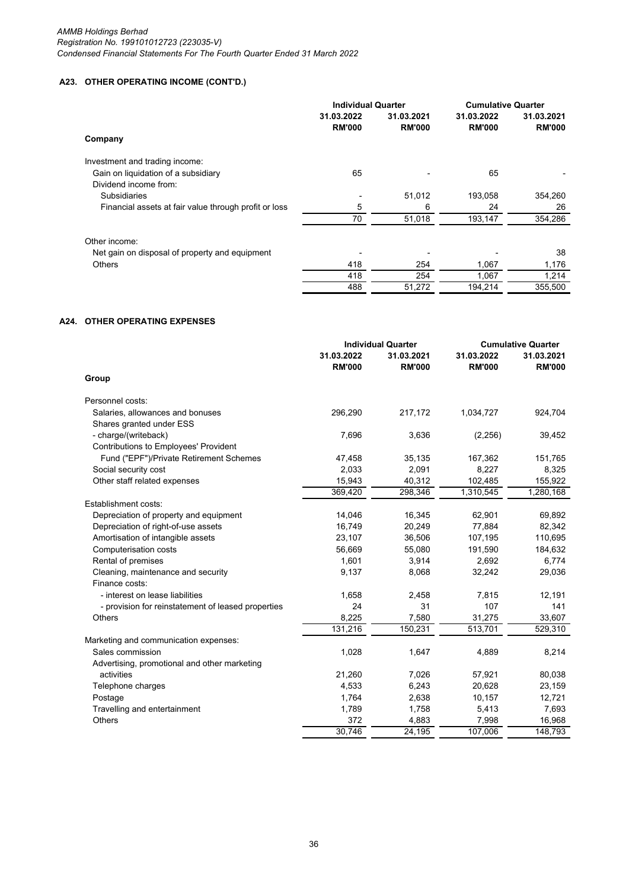### A23. OTHER OPERATING INCOME (CONT'D.)

| | Individual Quarter | | Cumulative Quarter | |
|---|---|---|---|---|
| | 31.03.2022 | 31.03.2021 | 31.03.2022 | 31.03.2021 |
| | RM'000 | RM'000 | RM'000 | RM'000 |
| **Company** | | | | |
| Investment and trading income: | | | | |
| Gain on liquidation of a subsidiary | 65 | - | 65 | - |
| Dividend income from: | | | | |
| Subsidiaries | - | 51,012 | 193,058 | 354,260 |
| Financial assets at fair value through profit or loss | 5 | 6 | 24 | 26 |
| | 70 | 51,018 | 193,147 | 354,286 |
| Other income: | | | | |
| Net gain on disposal of property and equipment | - | - | - | 38 |
| Others | 418 | 254 | 1,067 | 1,176 |
| | 418 | 254 | 1,067 | 1,214 |
| | 488 | 51,272 | 194,214 | 355,500 |

### A24. OTHER OPERATING EXPENSES

| | Individual Quarter | | Cumulative Quarter | |
|---|---|---|---|---|
| | 31.03.2022 | 31.03.2021 | 31.03.2022 | 31.03.2021 |
| | RM'000 | RM'000 | RM'000 | RM'000 |
| **Group** | | | | |
| Personnel costs: | | | | |
| Salaries, allowances and bonuses | 296,290 | 217,172 | 1,034,727 | 924,704 |
| Shares granted under ESS | | | | |
| - charge/(writeback) | 7,696 | 3,636 | (2,256) | 39,452 |
| Contributions to Employees' Provident | | | | |
| Fund ("EPF")/Private Retirement Schemes | 47,458 | 35,135 | 167,362 | 151,765 |
| Social security cost | 2,033 | 2,091 | 8,227 | 8,325 |
| Other staff related expenses | 15,943 | 40,312 | 102,485 | 155,922 |
| | 369,420 | 298,346 | 1,310,545 | 1,280,168 |
| Establishment costs: | | | | |
| Depreciation of property and equipment | 14,046 | 16,345 | 62,901 | 69,892 |
| Depreciation of right-of-use assets | 16,749 | 20,249 | 77,884 | 82,342 |
| Amortisation of intangible assets | 23,107 | 36,506 | 107,195 | 110,695 |
| Computerisation costs | 56,669 | 55,080 | 191,590 | 184,632 |
| Rental of premises | 1,601 | 3,914 | 2,692 | 6,774 |
| Cleaning, maintenance and security | 9,137 | 8,068 | 32,242 | 29,036 |
| Finance costs: | | | | |
| - interest on lease liabilities | 1,658 | 2,458 | 7,815 | 12,191 |
| - provision for reinstatement of leased properties | 24 | 31 | 107 | 141 |
| Others | 8,225 | 7,580 | 31,275 | 33,607 |
| | 131,216 | 150,231 | 513,701 | 529,310 |
| Marketing and communication expenses: | | | | |
| Sales commission | 1,028 | 1,647 | 4,889 | 8,214 |
| Advertising, promotional and other marketing activities | 21,260 | 7,026 | 57,921 | 80,038 |
| Telephone charges | 4,533 | 6,243 | 20,628 | 23,159 |
| Postage | 1,764 | 2,638 | 10,157 | 12,721 |
| Travelling and entertainment | 1,789 | 1,758 | 5,413 | 7,693 |
| Others | 372 | 4,883 | 7,998 | 16,968 |
| | 30,746 | 24,195 | 107,006 | 148,793 |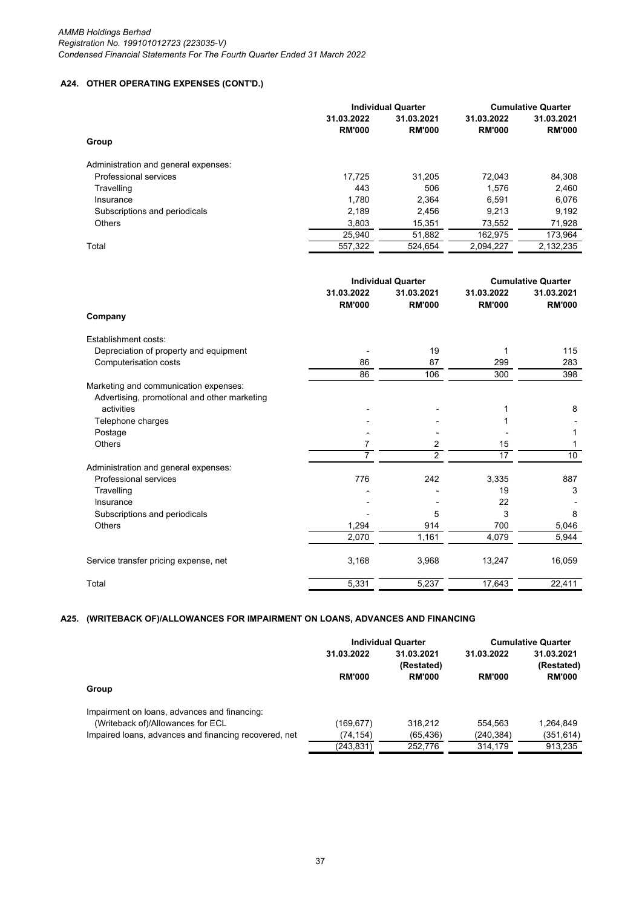## A24. OTHER OPERATING EXPENSES (CONT'D.)

| | Individual Quarter | | Cumulative Quarter | |
|---|---|---|---|---|
| | 31.03.2022 | 31.03.2021 | 31.03.2022 | 31.03.2021 |
| | RM'000 | RM'000 | RM'000 | RM'000 |
| **Group** | | | | |
| Administration and general expenses: | | | | |
| Professional services | 17,725 | 31,205 | 72,043 | 84,308 |
| Travelling | 443 | 506 | 1,576 | 2,460 |
| Insurance | 1,780 | 2,364 | 6,591 | 6,076 |
| Subscriptions and periodicals | 2,189 | 2,456 | 9,213 | 9,192 |
| Others | 3,803 | 15,351 | 73,552 | 71,928 |
| | 25,940 | 51,882 | 162,975 | 173,964 |
| Total | 557,322 | 524,654 | 2,094,227 | 2,132,235 |

| | Individual Quarter | | Cumulative Quarter | |
|---|---|---|---|---|
| | 31.03.2022 | 31.03.2021 | 31.03.2022 | 31.03.2021 |
| | RM'000 | RM'000 | RM'000 | RM'000 |
| **Company** | | | | |
| Establishment costs: | | | | |
| Depreciation of property and equipment | - | 19 | 1 | 115 |
| Computerisation costs | 86 | 87 | 299 | 283 |
| | 86 | 106 | 300 | 398 |
| Marketing and communication expenses: | | | | |
| Advertising, promotional and other marketing activities | - | - | 1 | 8 |
| Telephone charges | - | - | 1 | - |
| Postage | - | - | - | 1 |
| Others | 7 | 2 | 15 | 1 |
| | 7 | 2 | 17 | 10 |
| Administration and general expenses: | | | | |
| Professional services | 776 | 242 | 3,335 | 887 |
| Travelling | - | - | 19 | 3 |
| Insurance | - | - | 22 | - |
| Subscriptions and periodicals | - | 5 | 3 | 8 |
| Others | 1,294 | 914 | 700 | 5,046 |
| | 2,070 | 1,161 | 4,079 | 5,944 |
| Service transfer pricing expense, net | 3,168 | 3,968 | 13,247 | 16,059 |
| Total | 5,331 | 5,237 | 17,643 | 22,411 |

## A25. (WRITEBACK OF)/ALLOWANCES FOR IMPAIRMENT ON LOANS, ADVANCES AND FINANCING

| | Individual Quarter | | Cumulative Quarter | |
|---|---|---|---|---|
| | 31.03.2022 | 31.03.2021 (Restated) | 31.03.2022 | 31.03.2021 (Restated) |
| | RM'000 | RM'000 | RM'000 | RM'000 |
| **Group** | | | | |
| Impairment on loans, advances and financing: | | | | |
| (Writeback of)/Allowances for ECL | (169,677) | 318,212 | 554,563 | 1,264,849 |
| Impaired loans, advances and financing recovered, net | (74,154) | (65,436) | (240,384) | (351,614) |
| | (243,831) | 252,776 | 314,179 | 913,235 |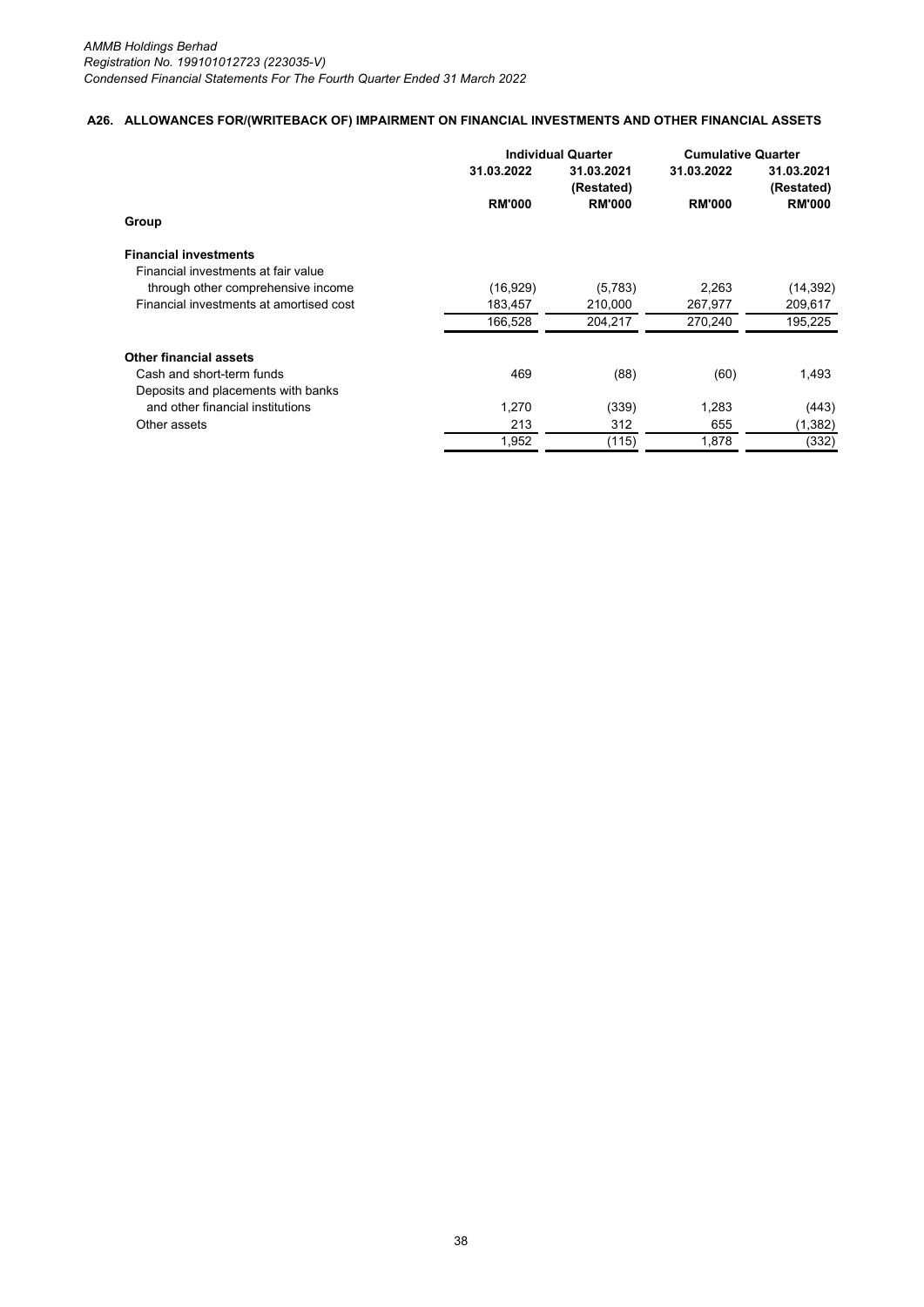## A26. ALLOWANCES FOR/(WRITEBACK OF) IMPAIRMENT ON FINANCIAL INVESTMENTS AND OTHER FINANCIAL ASSETS

| | Individual Quarter | | Cumulative Quarter | |
|---|---|---|---|---|
| | 31.03.2022 | 31.03.2021 (Restated) | 31.03.2022 | 31.03.2021 (Restated) |
| | RM'000 | RM'000 | RM'000 | RM'000 |
| **Group** | | | | |
| **Financial investments** | | | | |
| Financial investments at fair value through other comprehensive income | (16,929) | (5,783) | 2,263 | (14,392) |
| Financial investments at amortised cost | 183,457 | 210,000 | 267,977 | 209,617 |
| | 166,528 | 204,217 | 270,240 | 195,225 |
| **Other financial assets** | | | | |
| Cash and short-term funds | 469 | (88) | (60) | 1,493 |
| Deposits and placements with banks and other financial institutions | 1,270 | (339) | 1,283 | (443) |
| Other assets | 213 | 312 | 655 | (1,382) |
| | 1,952 | (115) | 1,878 | (332) |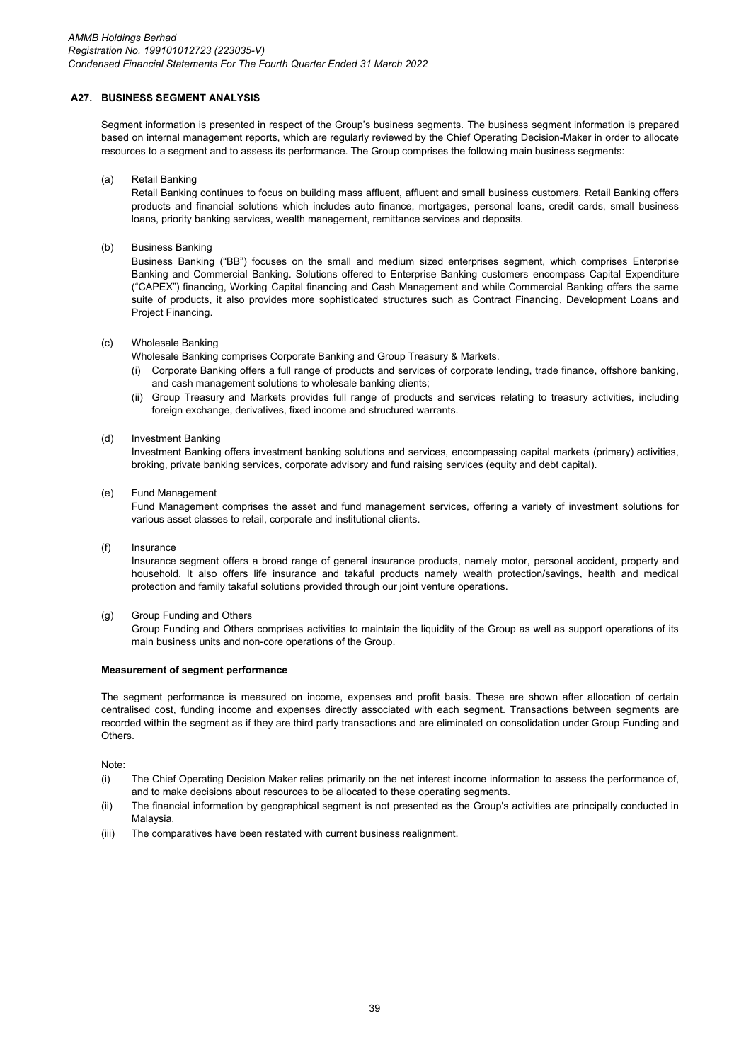## A27. BUSINESS SEGMENT ANALYSIS

Segment information is presented in respect of the Group's business segments. The business segment information is prepared based on internal management reports, which are regularly reviewed by the Chief Operating Decision-Maker in order to allocate resources to a segment and to assess its performance. The Group comprises the following main business segments:

(a) Retail Banking

Retail Banking continues to focus on building mass affluent, affluent and small business customers. Retail Banking offers products and financial solutions which includes auto finance, mortgages, personal loans, credit cards, small business loans, priority banking services, wealth management, remittance services and deposits.

(b) Business Banking

Business Banking ("BB") focuses on the small and medium sized enterprises segment, which comprises Enterprise Banking and Commercial Banking. Solutions offered to Enterprise Banking customers encompass Capital Expenditure ("CAPEX") financing, Working Capital financing and Cash Management and while Commercial Banking offers the same suite of products, it also provides more sophisticated structures such as Contract Financing, Development Loans and Project Financing.

(c) Wholesale Banking

Wholesale Banking comprises Corporate Banking and Group Treasury & Markets.

(i) Corporate Banking offers a full range of products and services of corporate lending, trade finance, offshore banking, and cash management solutions to wholesale banking clients;

(ii) Group Treasury and Markets provides full range of products and services relating to treasury activities, including foreign exchange, derivatives, fixed income and structured warrants.

(d) Investment Banking

Investment Banking offers investment banking solutions and services, encompassing capital markets (primary) activities, broking, private banking services, corporate advisory and fund raising services (equity and debt capital).

(e) Fund Management

Fund Management comprises the asset and fund management services, offering a variety of investment solutions for various asset classes to retail, corporate and institutional clients.

(f) Insurance

Insurance segment offers a broad range of general insurance products, namely motor, personal accident, property and household. It also offers life insurance and takaful products namely wealth protection/savings, health and medical protection and family takaful solutions provided through our joint venture operations.

(g) Group Funding and Others

Group Funding and Others comprises activities to maintain the liquidity of the Group as well as support operations of its main business units and non-core operations of the Group.

**Measurement of segment performance**

The segment performance is measured on income, expenses and profit basis. These are shown after allocation of certain centralised cost, funding income and expenses directly associated with each segment. Transactions between segments are recorded within the segment as if they are third party transactions and are eliminated on consolidation under Group Funding and Others.

Note:

(i) The Chief Operating Decision Maker relies primarily on the net interest income information to assess the performance of, and to make decisions about resources to be allocated to these operating segments.

(ii) The financial information by geographical segment is not presented as the Group's activities are principally conducted in Malaysia.

(iii) The comparatives have been restated with current business realignment.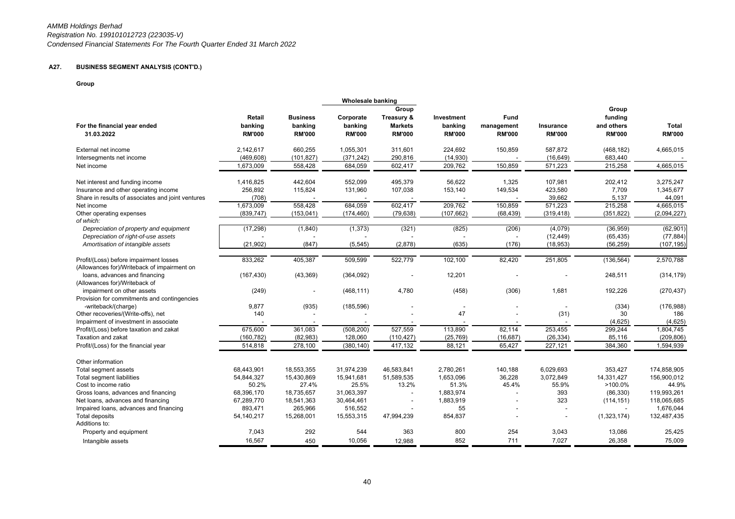### A27. BUSINESS SEGMENT ANALYSIS (CONT'D.)

**Group**

| For the financial year ended 31.03.2022 | Retail banking RM'000 | Business banking RM'000 | Wholesale banking | | Investment banking RM'000 | Fund management RM'000 | Insurance RM'000 | Group funding and others RM'000 | Total RM'000 |
|---|---|---|---|---|---|---|---|---|---|
| | | | Corporate banking RM'000 | Group Treasury & Markets RM'000 | | | | | |
| External net income | 2,142,617 | 660,255 | 1,055,301 | 311,601 | 224,692 | 150,859 | 587,872 | (468,182) | 4,665,015 |
| Intersegments net income | (469,608) | (101,827) | (371,242) | 290,816 | (14,930) | - | (16,649) | 683,440 | - |
| Net income | 1,673,009 | 558,428 | 684,059 | 602,417 | 209,762 | 150,859 | 571,223 | 215,258 | 4,665,015 |
| Net interest and funding income | 1,416,825 | 442,604 | 552,099 | 495,379 | 56,622 | 1,325 | 107,981 | 202,412 | 3,275,247 |
| Insurance and other operating income | 256,892 | 115,824 | 131,960 | 107,038 | 153,140 | 149,534 | 423,580 | 7,709 | 1,345,677 |
| Share in results of associates and joint ventures | (708) | - | - | - | - | - | 39,662 | 5,137 | 44,091 |
| Net income | 1,673,009 | 558,428 | 684,059 | 602,417 | 209,762 | 150,859 | 571,223 | 215,258 | 4,665,015 |
| Other operating expenses | (839,747) | (153,041) | (174,460) | (79,638) | (107,662) | (68,439) | (319,418) | (351,822) | (2,094,227) |
| *of which:* | | | | | | | | | |
| *Depreciation of property and equipment* | (17,298) | (1,840) | (1,373) | (321) | (825) | (206) | (4,079) | (36,959) | (62,901) |
| *Depreciation of right-of-use assets* | - | - | - | - | - | - | (12,449) | (65,435) | (77,884) |
| *Amortisation of intangible assets* | (21,902) | (847) | (5,545) | (2,878) | (635) | (176) | (18,953) | (56,259) | (107,195) |
| Profit/(Loss) before impairment losses | 833,262 | 405,387 | 509,599 | 522,779 | 102,100 | 82,420 | 251,805 | (136,564) | 2,570,788 |
| (Allowances for)/Writeback of impairment on loans, advances and financing | (167,430) | (43,369) | (364,092) | - | 12,201 | - | - | 248,511 | (314,179) |
| (Allowances for)/Writeback of impairment on other assets | (249) | - | (468,111) | 4,780 | (458) | (306) | 1,681 | 192,226 | (270,437) |
| Provision for commitments and contingencies -writeback/(charge) | 9,877 | (935) | (185,596) | - | - | - | - | (334) | (176,988) |
| Other recoveries/(Write-offs), net | 140 | - | - | - | 47 | - | (31) | 30 | 186 |
| Impairment of investment in associate | - | - | - | - | - | - | - | (4,625) | (4,625) |
| Profit/(Loss) before taxation and zakat | 675,600 | 361,083 | (508,200) | 527,559 | 113,890 | 82,114 | 253,455 | 299,244 | 1,804,745 |
| Taxation and zakat | (160,782) | (82,983) | 128,060 | (110,427) | (25,769) | (16,687) | (26,334) | 85,116 | (209,806) |
| Profit/(Loss) for the financial year | 514,818 | 278,100 | (380,140) | 417,132 | 88,121 | 65,427 | 227,121 | 384,360 | 1,594,939 |
| Other information | | | | | | | | | |
| Total segment assets | 68,443,901 | 18,553,355 | 31,974,239 | 46,583,841 | 2,780,261 | 140,188 | 6,029,693 | 353,427 | 174,858,905 |
| Total segment liabilities | 54,844,327 | 15,430,869 | 15,941,681 | 51,589,535 | 1,653,096 | 36,228 | 3,072,849 | 14,331,427 | 156,900,012 |
| Cost to income ratio | 50.2% | 27.4% | 25.5% | 13.2% | 51.3% | 45.4% | 55.9% | >100.0% | 44.9% |
| Gross loans, advances and financing | 68,396,170 | 18,735,657 | 31,063,397 | - | 1,883,974 | - | 393 | (86,330) | 119,993,261 |
| Net loans, advances and financing | 67,289,770 | 18,541,363 | 30,464,461 | - | 1,883,919 | - | 323 | (114,151) | 118,065,685 |
| Impaired loans, advances and financing | 893,471 | 265,966 | 516,552 | - | 55 | - | - | - | 1,676,044 |
| Total deposits | 54,140,217 | 15,268,001 | 15,553,315 | 47,994,239 | 854,837 | - | - | (1,323,174) | 132,487,435 |
| Additions to: | | | | | | | | | |
| Property and equipment | 7,043 | 292 | 544 | 363 | 800 | 254 | 3,043 | 13,086 | 25,425 |
| Intangible assets | 16,567 | 450 | 10,056 | 12,988 | 852 | 711 | 7,027 | 26,358 | 75,009 |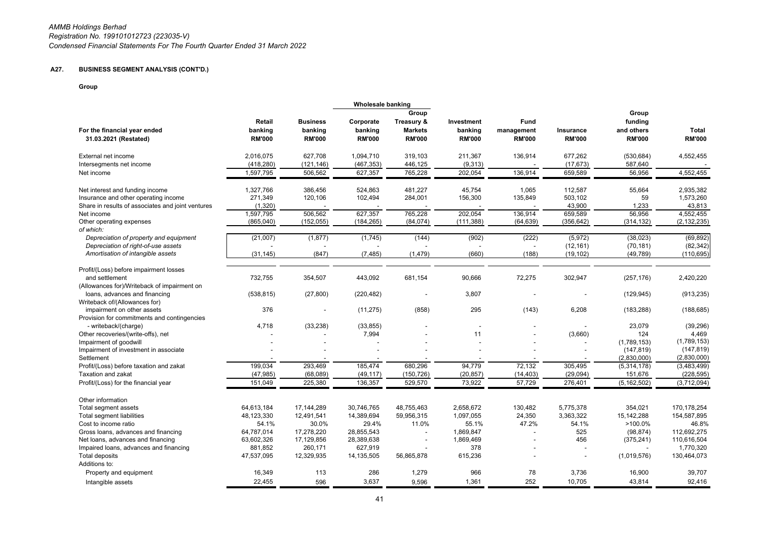## A27. BUSINESS SEGMENT ANALYSIS (CONT'D.)

**Group**

| For the financial year ended 31.03.2021 (Restated) | Retail banking RM'000 | Business banking RM'000 | Wholesale banking Corporate banking RM'000 | Wholesale banking Group Treasury & Markets RM'000 | Investment banking RM'000 | Fund management RM'000 | Insurance RM'000 | Group funding and others RM'000 | Total RM'000 |
|---|---|---|---|---|---|---|---|---|---|
| External net income | 2,016,075 | 627,708 | 1,094,710 | 319,103 | 211,367 | 136,914 | 677,262 | (530,684) | 4,552,455 |
| Intersegments net income | (418,280) | (121,146) | (467,353) | 446,125 | (9,313) | - | (17,673) | 587,640 | - |
| Net income | 1,597,795 | 506,562 | 627,357 | 765,228 | 202,054 | 136,914 | 659,589 | 56,956 | 4,552,455 |
| Net interest and funding income | 1,327,766 | 386,456 | 524,863 | 481,227 | 45,754 | 1,065 | 112,587 | 55,664 | 2,935,382 |
| Insurance and other operating income | 271,349 | 120,106 | 102,494 | 284,001 | 156,300 | 135,849 | 503,102 | 59 | 1,573,260 |
| Share in results of associates and joint ventures | (1,320) | - | - | - | - | - | 43,900 | 1,233 | 43,813 |
| Net income | 1,597,795 | 506,562 | 627,357 | 765,228 | 202,054 | 136,914 | 659,589 | 56,956 | 4,552,455 |
| Other operating expenses | (865,040) | (152,055) | (184,265) | (84,074) | (111,388) | (64,639) | (356,642) | (314,132) | (2,132,235) |
| *of which:* | | | | | | | | | |
| *Depreciation of property and equipment* | (21,007) | (1,877) | (1,745) | (144) | (902) | (222) | (5,972) | (38,023) | (69,892) |
| *Depreciation of right-of-use assets* | - | - | - | - | - | - | (12,161) | (70,181) | (82,342) |
| *Amortisation of intangible assets* | (31,145) | (847) | (7,485) | (1,479) | (660) | (188) | (19,102) | (49,789) | (110,695) |
| Profit/(Loss) before impairment losses and settlement | 732,755 | 354,507 | 443,092 | 681,154 | 90,666 | 72,275 | 302,947 | (257,176) | 2,420,220 |
| (Allowances for)/Writeback of impairment on loans, advances and financing | (538,815) | (27,800) | (220,482) | - | 3,807 | - | - | (129,945) | (913,235) |
| Writeback of/(Allowances for) impairment on other assets | 376 | - | (11,275) | (858) | 295 | (143) | 6,208 | (183,288) | (188,685) |
| Provision for commitments and contingencies - writeback/(charge) | 4,718 | (33,238) | (33,855) | - | - | - | - | 23,079 | (39,296) |
| Other recoveries/(write-offs), net | - | - | 7,994 | - | 11 | - | (3,660) | 124 | 4,469 |
| Impairment of goodwill | - | - | - | - | - | - | - | (1,789,153) | (1,789,153) |
| Impairment of investment in associate | - | - | - | - | - | - | - | (147,819) | (147,819) |
| Settlement | - | - | - | - | - | - | - | (2,830,000) | (2,830,000) |
| Profit/(Loss) before taxation and zakat | 199,034 | 293,469 | 185,474 | 680,296 | 94,779 | 72,132 | 305,495 | (5,314,178) | (3,483,499) |
| Taxation and zakat | (47,985) | (68,089) | (49,117) | (150,726) | (20,857) | (14,403) | (29,094) | 151,676 | (228,595) |
| Profit/(Loss) for the financial year | 151,049 | 225,380 | 136,357 | 529,570 | 73,922 | 57,729 | 276,401 | (5,162,502) | (3,712,094) |
| Other information | | | | | | | | | |
| Total segment assets | 64,613,184 | 17,144,289 | 30,746,765 | 48,755,463 | 2,658,672 | 130,482 | 5,775,378 | 354,021 | 170,178,254 |
| Total segment liabilities | 48,123,330 | 12,491,541 | 14,389,694 | 59,956,315 | 1,097,055 | 24,350 | 3,363,322 | 15,142,288 | 154,587,895 |
| Cost to income ratio | 54.1% | 30.0% | 29.4% | 11.0% | 55.1% | 47.2% | 54.1% | >100.0% | 46.8% |
| Gross loans, advances and financing | 64,787,014 | 17,278,220 | 28,855,543 | - | 1,869,847 | - | 525 | (98,874) | 112,692,275 |
| Net loans, advances and financing | 63,602,326 | 17,129,856 | 28,389,638 | - | 1,869,469 | - | 456 | (375,241) | 110,616,504 |
| Impaired loans, advances and financing | 881,852 | 260,171 | 627,919 | - | 378 | - | - | - | 1,770,320 |
| Total deposits | 47,537,095 | 12,329,935 | 14,135,505 | 56,865,878 | 615,236 | - | - | (1,019,576) | 130,464,073 |
| Additions to: | | | | | | | | | |
| Property and equipment | 16,349 | 113 | 286 | 1,279 | 966 | 78 | 3,736 | 16,900 | 39,707 |
| Intangible assets | 22,455 | 596 | 3,637 | 9,596 | 1,361 | 252 | 10,705 | 43,814 | 92,416 |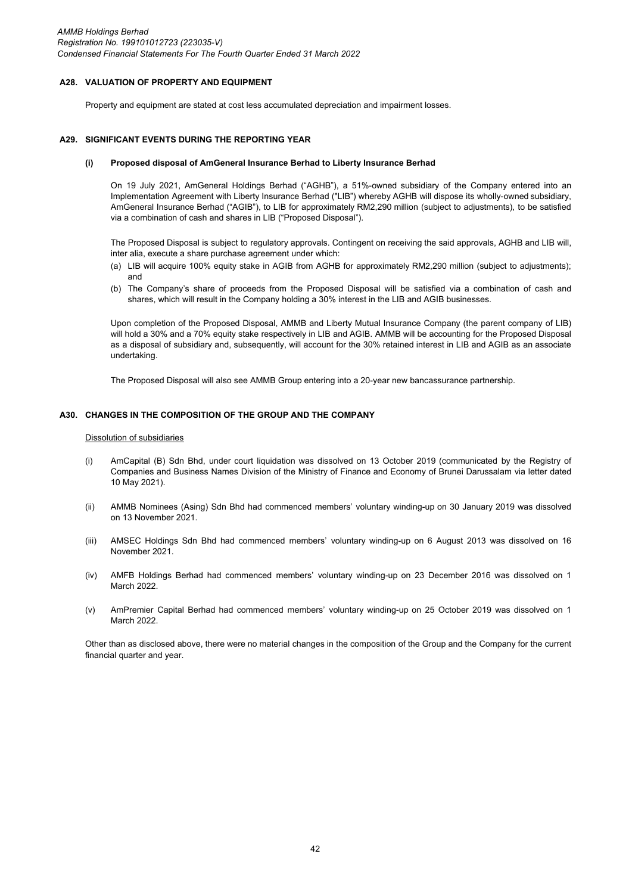## A28. VALUATION OF PROPERTY AND EQUIPMENT

Property and equipment are stated at cost less accumulated depreciation and impairment losses.

## A29. SIGNIFICANT EVENTS DURING THE REPORTING YEAR

### (i) Proposed disposal of AmGeneral Insurance Berhad to Liberty Insurance Berhad

On 19 July 2021, AmGeneral Holdings Berhad ("AGHB"), a 51%-owned subsidiary of the Company entered into an Implementation Agreement with Liberty Insurance Berhad ("LIB") whereby AGHB will dispose its wholly-owned subsidiary, AmGeneral Insurance Berhad ("AGIB"), to LIB for approximately RM2,290 million (subject to adjustments), to be satisfied via a combination of cash and shares in LIB ("Proposed Disposal").

The Proposed Disposal is subject to regulatory approvals. Contingent on receiving the said approvals, AGHB and LIB will, inter alia, execute a share purchase agreement under which:

(a) LIB will acquire 100% equity stake in AGIB from AGHB for approximately RM2,290 million (subject to adjustments); and
(b) The Company's share of proceeds from the Proposed Disposal will be satisfied via a combination of cash and shares, which will result in the Company holding a 30% interest in the LIB and AGIB businesses.

Upon completion of the Proposed Disposal, AMMB and Liberty Mutual Insurance Company (the parent company of LIB) will hold a 30% and a 70% equity stake respectively in LIB and AGIB. AMMB will be accounting for the Proposed Disposal as a disposal of subsidiary and, subsequently, will account for the 30% retained interest in LIB and AGIB as an associate undertaking.

The Proposed Disposal will also see AMMB Group entering into a 20-year new bancassurance partnership.

## A30. CHANGES IN THE COMPOSITION OF THE GROUP AND THE COMPANY

Dissolution of subsidiaries

(i) AmCapital (B) Sdn Bhd, under court liquidation was dissolved on 13 October 2019 (communicated by the Registry of Companies and Business Names Division of the Ministry of Finance and Economy of Brunei Darussalam via letter dated 10 May 2021).

(ii) AMMB Nominees (Asing) Sdn Bhd had commenced members' voluntary winding-up on 30 January 2019 was dissolved on 13 November 2021.

(iii) AMSEC Holdings Sdn Bhd had commenced members' voluntary winding-up on 6 August 2013 was dissolved on 16 November 2021.

(iv) AMFB Holdings Berhad had commenced members' voluntary winding-up on 23 December 2016 was dissolved on 1 March 2022.

(v) AmPremier Capital Berhad had commenced members' voluntary winding-up on 25 October 2019 was dissolved on 1 March 2022.

Other than as disclosed above, there were no material changes in the composition of the Group and the Company for the current financial quarter and year.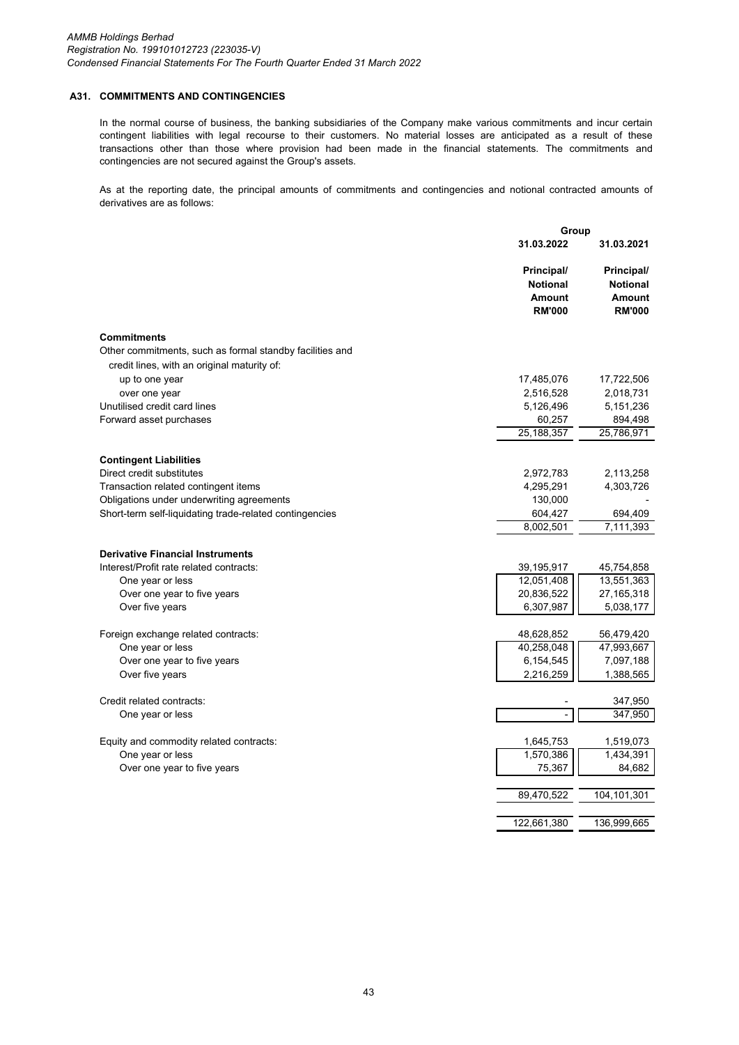### A31. COMMITMENTS AND CONTINGENCIES

In the normal course of business, the banking subsidiaries of the Company make various commitments and incur certain contingent liabilities with legal recourse to their customers. No material losses are anticipated as a result of these transactions other than those where provision had been made in the financial statements. The commitments and contingencies are not secured against the Group's assets.

As at the reporting date, the principal amounts of commitments and contingencies and notional contracted amounts of derivatives are as follows:

| | Group | |
|---|---|---|
| | 31.03.2022 | 31.03.2021 |
| | Principal/ Notional Amount RM'000 | Principal/ Notional Amount RM'000 |
| **Commitments** | | |
| Other commitments, such as formal standby facilities and credit lines, with an original maturity of: | | |
| up to one year | 17,485,076 | 17,722,506 |
| over one year | 2,516,528 | 2,018,731 |
| Unutilised credit card lines | 5,126,496 | 5,151,236 |
| Forward asset purchases | 60,257 | 894,498 |
| | 25,188,357 | 25,786,971 |
| **Contingent Liabilities** | | |
| Direct credit substitutes | 2,972,783 | 2,113,258 |
| Transaction related contingent items | 4,295,291 | 4,303,726 |
| Obligations under underwriting agreements | 130,000 | - |
| Short-term self-liquidating trade-related contingencies | 604,427 | 694,409 |
| | 8,002,501 | 7,111,393 |
| **Derivative Financial Instruments** | | |
| Interest/Profit rate related contracts: | 39,195,917 | 45,754,858 |
| One year or less | 12,051,408 | 13,551,363 |
| Over one year to five years | 20,836,522 | 27,165,318 |
| Over five years | 6,307,987 | 5,038,177 |
| Foreign exchange related contracts: | 48,628,852 | 56,479,420 |
| One year or less | 40,258,048 | 47,993,667 |
| Over one year to five years | 6,154,545 | 7,097,188 |
| Over five years | 2,216,259 | 1,388,565 |
| Credit related contracts: | - | 347,950 |
| One year or less | - | 347,950 |
| Equity and commodity related contracts: | 1,645,753 | 1,519,073 |
| One year or less | 1,570,386 | 1,434,391 |
| Over one year to five years | 75,367 | 84,682 |
| | 89,470,522 | 104,101,301 |
| | 122,661,380 | 136,999,665 |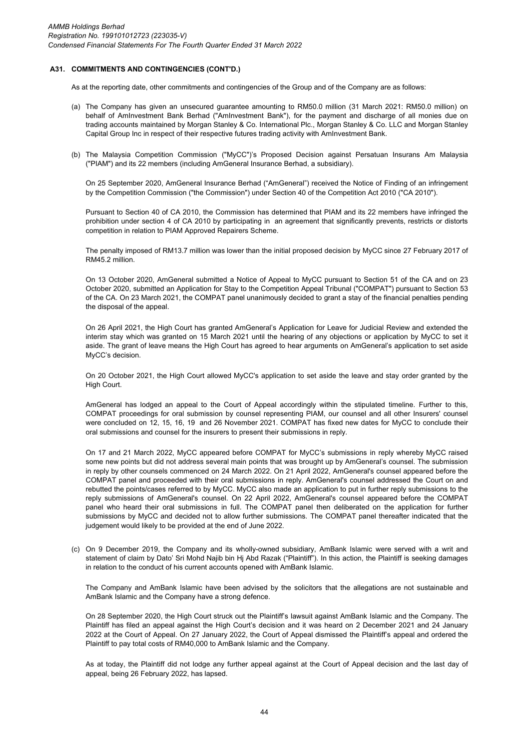## A31. COMMITMENTS AND CONTINGENCIES (CONT'D.)

As at the reporting date, other commitments and contingencies of the Group and of the Company are as follows:

(a) The Company has given an unsecured guarantee amounting to RM50.0 million (31 March 2021: RM50.0 million) on behalf of AmInvestment Bank Berhad ("AmInvestment Bank"), for the payment and discharge of all monies due on trading accounts maintained by Morgan Stanley & Co. International Plc., Morgan Stanley & Co. LLC and Morgan Stanley Capital Group Inc in respect of their respective futures trading activity with AmInvestment Bank.

(b) The Malaysia Competition Commission ("MyCC")'s Proposed Decision against Persatuan Insurans Am Malaysia ("PIAM") and its 22 members (including AmGeneral Insurance Berhad, a subsidiary).

On 25 September 2020, AmGeneral Insurance Berhad ("AmGeneral") received the Notice of Finding of an infringement by the Competition Commission ("the Commission") under Section 40 of the Competition Act 2010 ("CA 2010").

Pursuant to Section 40 of CA 2010, the Commission has determined that PIAM and its 22 members have infringed the prohibition under section 4 of CA 2010 by participating in an agreement that significantly prevents, restricts or distorts competition in relation to PIAM Approved Repairers Scheme.

The penalty imposed of RM13.7 million was lower than the initial proposed decision by MyCC since 27 February 2017 of RM45.2 million.

On 13 October 2020, AmGeneral submitted a Notice of Appeal to MyCC pursuant to Section 51 of the CA and on 23 October 2020, submitted an Application for Stay to the Competition Appeal Tribunal ("COMPAT") pursuant to Section 53 of the CA. On 23 March 2021, the COMPAT panel unanimously decided to grant a stay of the financial penalties pending the disposal of the appeal.

On 26 April 2021, the High Court has granted AmGeneral's Application for Leave for Judicial Review and extended the interim stay which was granted on 15 March 2021 until the hearing of any objections or application by MyCC to set it aside. The grant of leave means the High Court has agreed to hear arguments on AmGeneral's application to set aside MyCC's decision.

On 20 October 2021, the High Court allowed MyCC's application to set aside the leave and stay order granted by the High Court.

AmGeneral has lodged an appeal to the Court of Appeal accordingly within the stipulated timeline. Further to this, COMPAT proceedings for oral submission by counsel representing PIAM, our counsel and all other Insurers' counsel were concluded on 12, 15, 16, 19 and 26 November 2021. COMPAT has fixed new dates for MyCC to conclude their oral submissions and counsel for the insurers to present their submissions in reply.

On 17 and 21 March 2022, MyCC appeared before COMPAT for MyCC's submissions in reply whereby MyCC raised some new points but did not address several main points that was brought up by AmGeneral's counsel. The submission in reply by other counsels commenced on 24 March 2022. On 21 April 2022, AmGeneral's counsel appeared before the COMPAT panel and proceeded with their oral submissions in reply. AmGeneral's counsel addressed the Court on and rebutted the points/cases referred to by MyCC. MyCC also made an application to put in further reply submissions to the reply submissions of AmGeneral's counsel. On 22 April 2022, AmGeneral's counsel appeared before the COMPAT panel who heard their oral submissions in full. The COMPAT panel then deliberated on the application for further submissions by MyCC and decided not to allow further submissions. The COMPAT panel thereafter indicated that the judgement would likely to be provided at the end of June 2022.

(c) On 9 December 2019, the Company and its wholly-owned subsidiary, AmBank Islamic were served with a writ and statement of claim by Dato' Sri Mohd Najib bin Hj Abd Razak ("Plaintiff"). In this action, the Plaintiff is seeking damages in relation to the conduct of his current accounts opened with AmBank Islamic.

The Company and AmBank Islamic have been advised by the solicitors that the allegations are not sustainable and AmBank Islamic and the Company have a strong defence.

On 28 September 2020, the High Court struck out the Plaintiff's lawsuit against AmBank Islamic and the Company. The Plaintiff has filed an appeal against the High Court's decision and it was heard on 2 December 2021 and 24 January 2022 at the Court of Appeal. On 27 January 2022, the Court of Appeal dismissed the Plaintiff's appeal and ordered the Plaintiff to pay total costs of RM40,000 to AmBank Islamic and the Company.

As at today, the Plaintiff did not lodge any further appeal against at the Court of Appeal decision and the last day of appeal, being 26 February 2022, has lapsed.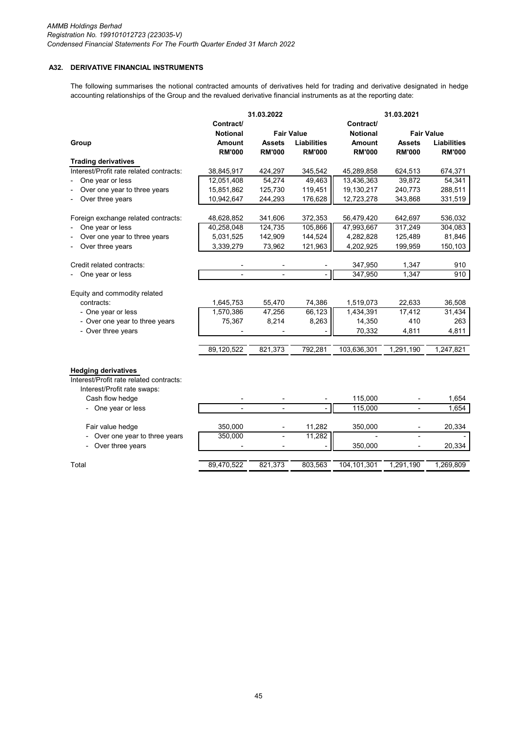### A32. DERIVATIVE FINANCIAL INSTRUMENTS

The following summarises the notional contracted amounts of derivatives held for trading and derivative designated in hedge accounting relationships of the Group and the revalued derivative financial instruments as at the reporting date:

| | 31.03.2022 | | | 31.03.2021 | | |
|---|---|---|---|---|---|---|
| | Contract/ Notional | Fair Value | | Contract/ Notional | Fair Value | |
| Group | Amount RM'000 | Assets RM'000 | Liabilities RM'000 | Amount RM'000 | Assets RM'000 | Liabilities RM'000 |
| **Trading derivatives** | | | | | | |
| Interest/Profit rate related contracts: | 38,845,917 | 424,297 | 345,542 | 45,289,858 | 624,513 | 674,371 |
| - One year or less | 12,051,408 | 54,274 | 49,463 | 13,436,363 | 39,872 | 54,341 |
| - Over one year to three years | 15,851,862 | 125,730 | 119,451 | 19,130,217 | 240,773 | 288,511 |
| - Over three years | 10,942,647 | 244,293 | 176,628 | 12,723,278 | 343,868 | 331,519 |
| Foreign exchange related contracts: | 48,628,852 | 341,606 | 372,353 | 56,479,420 | 642,697 | 536,032 |
| - One year or less | 40,258,048 | 124,735 | 105,866 | 47,993,667 | 317,249 | 304,083 |
| - Over one year to three years | 5,031,525 | 142,909 | 144,524 | 4,282,828 | 125,489 | 81,846 |
| - Over three years | 3,339,279 | 73,962 | 121,963 | 4,202,925 | 199,959 | 150,103 |
| Credit related contracts: | - | - | - | 347,950 | 1,347 | 910 |
| - One year or less | - | - | - | 347,950 | 1,347 | 910 |
| Equity and commodity related contracts: | 1,645,753 | 55,470 | 74,386 | 1,519,073 | 22,633 | 36,508 |
| - One year or less | 1,570,386 | 47,256 | 66,123 | 1,434,391 | 17,412 | 31,434 |
| - Over one year to three years | 75,367 | 8,214 | 8,263 | 14,350 | 410 | 263 |
| - Over three years | - | - | - | 70,332 | 4,811 | 4,811 |
| | 89,120,522 | 821,373 | 792,281 | 103,636,301 | 1,291,190 | 1,247,821 |
| **Hedging derivatives** | | | | | | |
| Interest/Profit rate related contracts: | | | | | | |
| Interest/Profit rate swaps: | | | | | | |
| Cash flow hedge | - | - | - | 115,000 | - | 1,654 |
| - One year or less | - | - | - | 115,000 | - | 1,654 |
| Fair value hedge | 350,000 | - | 11,282 | 350,000 | - | 20,334 |
| - Over one year to three years | 350,000 | - | 11,282 | - | - | - |
| - Over three years | - | - | - | 350,000 | - | 20,334 |
| Total | 89,470,522 | 821,373 | 803,563 | 104,101,301 | 1,291,190 | 1,269,809 |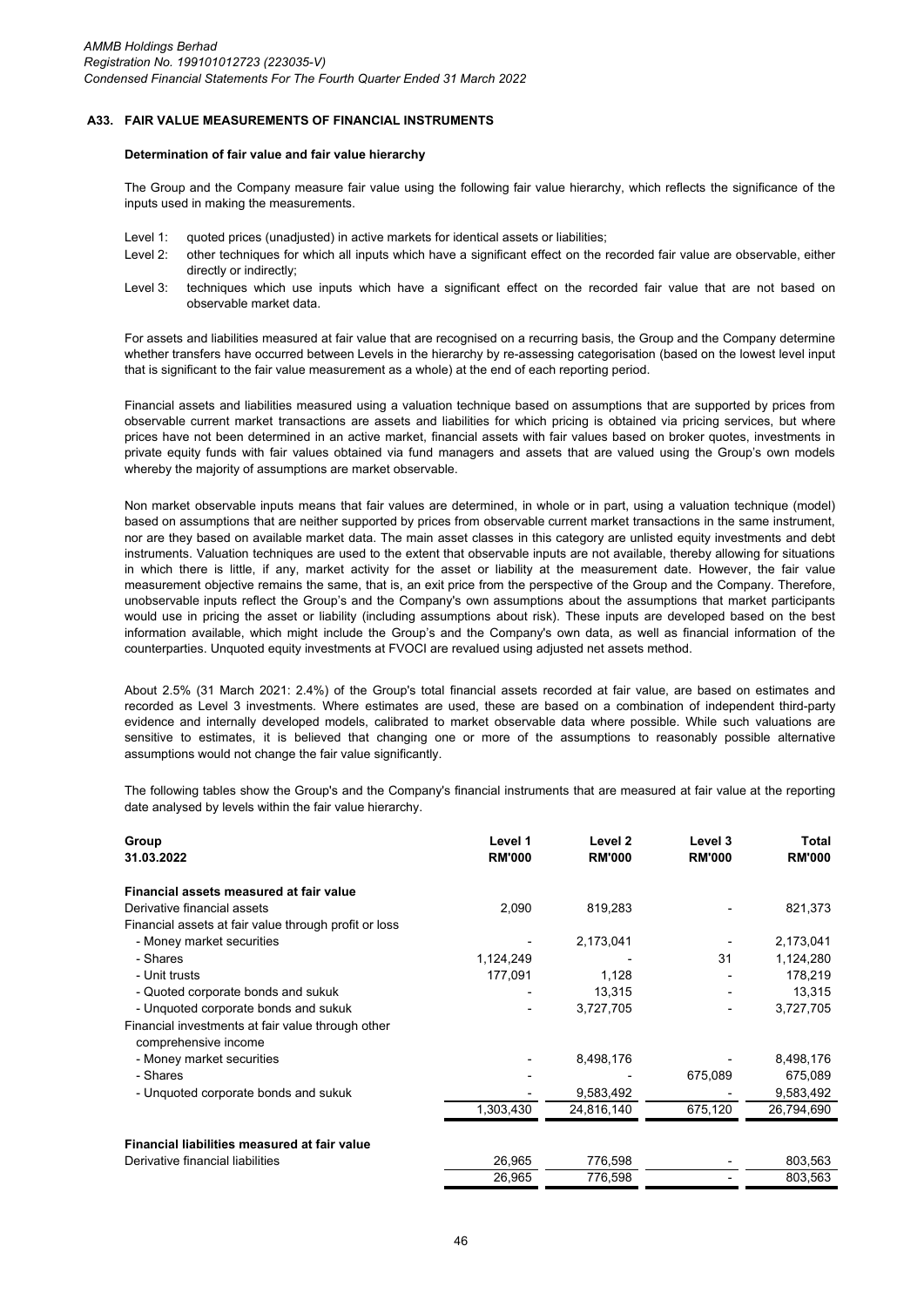*AMMB Holdings Berhad*
*Registration No. 199101012723 (223035-V)*
*Condensed Financial Statements For The Fourth Quarter Ended 31 March 2022*

## A33. FAIR VALUE MEASUREMENTS OF FINANCIAL INSTRUMENTS

### Determination of fair value and fair value hierarchy

The Group and the Company measure fair value using the following fair value hierarchy, which reflects the significance of the inputs used in making the measurements.

- Level 1: quoted prices (unadjusted) in active markets for identical assets or liabilities;
- Level 2: other techniques for which all inputs which have a significant effect on the recorded fair value are observable, either directly or indirectly;
- Level 3: techniques which use inputs which have a significant effect on the recorded fair value that are not based on observable market data.

For assets and liabilities measured at fair value that are recognised on a recurring basis, the Group and the Company determine whether transfers have occurred between Levels in the hierarchy by re-assessing categorisation (based on the lowest level input that is significant to the fair value measurement as a whole) at the end of each reporting period.

Financial assets and liabilities measured using a valuation technique based on assumptions that are supported by prices from observable current market transactions are assets and liabilities for which pricing is obtained via pricing services, but where prices have not been determined in an active market, financial assets with fair values based on broker quotes, investments in private equity funds with fair values obtained via fund managers and assets that are valued using the Group's own models whereby the majority of assumptions are market observable.

Non market observable inputs means that fair values are determined, in whole or in part, using a valuation technique (model) based on assumptions that are neither supported by prices from observable current market transactions in the same instrument, nor are they based on available market data. The main asset classes in this category are unlisted equity investments and debt instruments. Valuation techniques are used to the extent that observable inputs are not available, thereby allowing for situations in which there is little, if any, market activity for the asset or liability at the measurement date. However, the fair value measurement objective remains the same, that is, an exit price from the perspective of the Group and the Company. Therefore, unobservable inputs reflect the Group's and the Company's own assumptions about the assumptions that market participants would use in pricing the asset or liability (including assumptions about risk). These inputs are developed based on the best information available, which might include the Group's and the Company's own data, as well as financial information of the counterparties. Unquoted equity investments at FVOCI are revalued using adjusted net assets method.

About 2.5% (31 March 2021: 2.4%) of the Group's total financial assets recorded at fair value, are based on estimates and recorded as Level 3 investments. Where estimates are used, these are based on a combination of independent third-party evidence and internally developed models, calibrated to market observable data where possible. While such valuations are sensitive to estimates, it is believed that changing one or more of the assumptions to reasonably possible alternative assumptions would not change the fair value significantly.

The following tables show the Group's and the Company's financial instruments that are measured at fair value at the reporting date analysed by levels within the fair value hierarchy.

| Group<br>31.03.2022 | Level 1<br>RM'000 | Level 2<br>RM'000 | Level 3<br>RM'000 | Total<br>RM'000 |
|---|---|---|---|---|
| **Financial assets measured at fair value** | | | | |
| Derivative financial assets | 2,090 | 819,283 | - | 821,373 |
| Financial assets at fair value through profit or loss | | | | |
| - Money market securities | - | 2,173,041 | - | 2,173,041 |
| - Shares | 1,124,249 | - | 31 | 1,124,280 |
| - Unit trusts | 177,091 | 1,128 | - | 178,219 |
| - Quoted corporate bonds and sukuk | - | 13,315 | - | 13,315 |
| - Unquoted corporate bonds and sukuk | - | 3,727,705 | - | 3,727,705 |
| Financial investments at fair value through other comprehensive income | | | | |
| - Money market securities | - | 8,498,176 | - | 8,498,176 |
| - Shares | - | - | 675,089 | 675,089 |
| - Unquoted corporate bonds and sukuk | - | 9,583,492 | - | 9,583,492 |
| | 1,303,430 | 24,816,140 | 675,120 | 26,794,690 |
| **Financial liabilities measured at fair value** | | | | |
| Derivative financial liabilities | 26,965 | 776,598 | - | 803,563 |
| | 26,965 | 776,598 | - | 803,563 |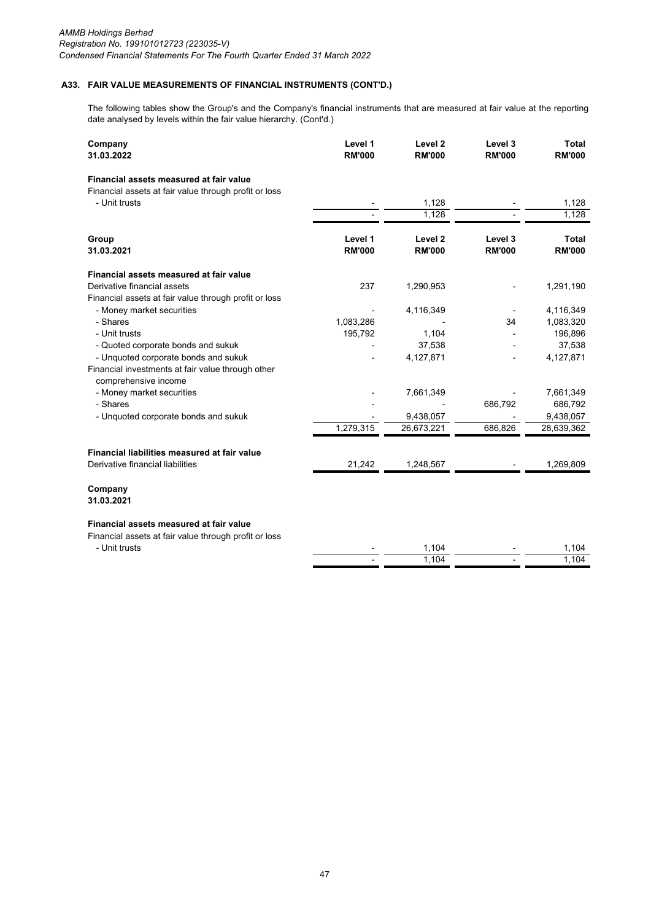*AMMB Holdings Berhad*
*Registration No. 199101012723 (223035-V)*
*Condensed Financial Statements For The Fourth Quarter Ended 31 March 2022*

### A33. FAIR VALUE MEASUREMENTS OF FINANCIAL INSTRUMENTS (CONT'D.)

The following tables show the Group's and the Company's financial instruments that are measured at fair value at the reporting date analysed by levels within the fair value hierarchy. (Cont'd.)

| **Company 31.03.2022** | **Level 1 RM'000** | **Level 2 RM'000** | **Level 3 RM'000** | **Total RM'000** |
|---|---|---|---|---|
| **Financial assets measured at fair value** | | | | |
| Financial assets at fair value through profit or loss | | | | |
| - Unit trusts | - | 1,128 | - | 1,128 |
| | - | 1,128 | - | 1,128 |

| **Group 31.03.2021** | **Level 1 RM'000** | **Level 2 RM'000** | **Level 3 RM'000** | **Total RM'000** |
|---|---|---|---|---|
| **Financial assets measured at fair value** | | | | |
| Derivative financial assets | 237 | 1,290,953 | - | 1,291,190 |
| Financial assets at fair value through profit or loss | | | | |
| - Money market securities | - | 4,116,349 | - | 4,116,349 |
| - Shares | 1,083,286 | - | 34 | 1,083,320 |
| - Unit trusts | 195,792 | 1,104 | - | 196,896 |
| - Quoted corporate bonds and sukuk | - | 37,538 | - | 37,538 |
| - Unquoted corporate bonds and sukuk | - | 4,127,871 | - | 4,127,871 |
| Financial investments at fair value through other comprehensive income | | | | |
| - Money market securities | - | 7,661,349 | - | 7,661,349 |
| - Shares | - | - | 686,792 | 686,792 |
| - Unquoted corporate bonds and sukuk | - | 9,438,057 | - | 9,438,057 |
| | 1,279,315 | 26,673,221 | 686,826 | 28,639,362 |
| **Financial liabilities measured at fair value** | | | | |
| Derivative financial liabilities | 21,242 | 1,248,567 | - | 1,269,809 |

| **Company 31.03.2021** | **Level 1 RM'000** | **Level 2 RM'000** | **Level 3 RM'000** | **Total RM'000** |
|---|---|---|---|---|
| **Financial assets measured at fair value** | | | | |
| Financial assets at fair value through profit or loss | | | | |
| - Unit trusts | - | 1,104 | - | 1,104 |
| | - | 1,104 | - | 1,104 |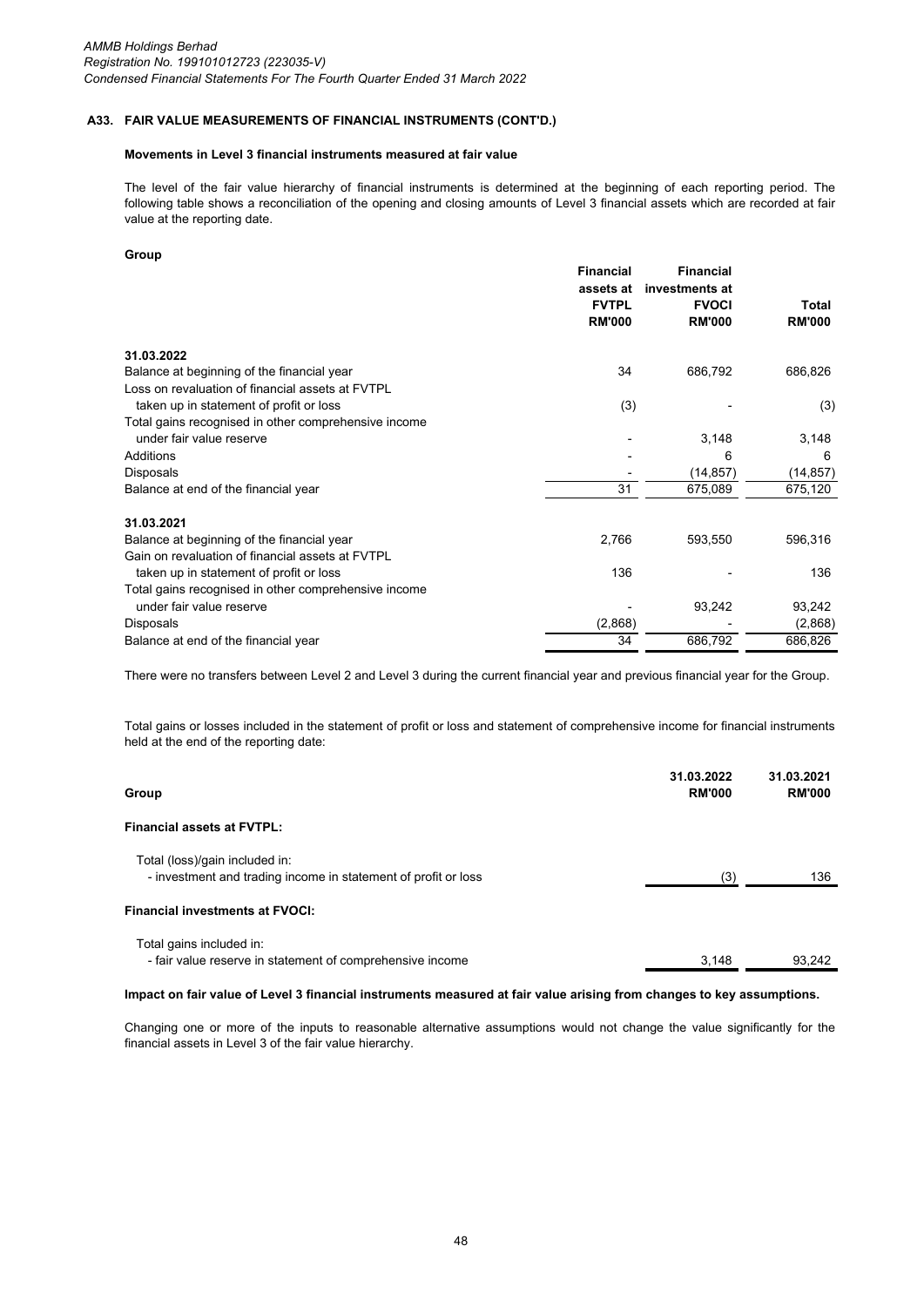### A33. FAIR VALUE MEASUREMENTS OF FINANCIAL INSTRUMENTS (CONT'D.)

#### Movements in Level 3 financial instruments measured at fair value

The level of the fair value hierarchy of financial instruments is determined at the beginning of each reporting period. The following table shows a reconciliation of the opening and closing amounts of Level 3 financial assets which are recorded at fair value at the reporting date.

**Group**

| | Financial assets at FVTPL RM'000 | Financial investments at FVOCI RM'000 | Total RM'000 |
|---|---|---|---|
| **31.03.2022** | | | |
| Balance at beginning of the financial year | 34 | 686,792 | 686,826 |
| Loss on revaluation of financial assets at FVTPL taken up in statement of profit or loss | (3) | - | (3) |
| Total gains recognised in other comprehensive income under fair value reserve | - | 3,148 | 3,148 |
| Additions | - | 6 | 6 |
| Disposals | - | (14,857) | (14,857) |
| Balance at end of the financial year | 31 | 675,089 | 675,120 |
| **31.03.2021** | | | |
| Balance at beginning of the financial year | 2,766 | 593,550 | 596,316 |
| Gain on revaluation of financial assets at FVTPL taken up in statement of profit or loss | 136 | - | 136 |
| Total gains recognised in other comprehensive income under fair value reserve | - | 93,242 | 93,242 |
| Disposals | (2,868) | - | (2,868) |
| Balance at end of the financial year | 34 | 686,792 | 686,826 |

There were no transfers between Level 2 and Level 3 during the current financial year and previous financial year for the Group.

Total gains or losses included in the statement of profit or loss and statement of comprehensive income for financial instruments held at the end of the reporting date:

| Group | 31.03.2022 RM'000 | 31.03.2021 RM'000 |
|---|---|---|
| **Financial assets at FVTPL:** | | |
| Total (loss)/gain included in: | | |
| - investment and trading income in statement of profit or loss | (3) | 136 |
| **Financial investments at FVOCI:** | | |
| Total gains included in: | | |
| - fair value reserve in statement of comprehensive income | 3,148 | 93,242 |

**Impact on fair value of Level 3 financial instruments measured at fair value arising from changes to key assumptions.**

Changing one or more of the inputs to reasonable alternative assumptions would not change the value significantly for the financial assets in Level 3 of the fair value hierarchy.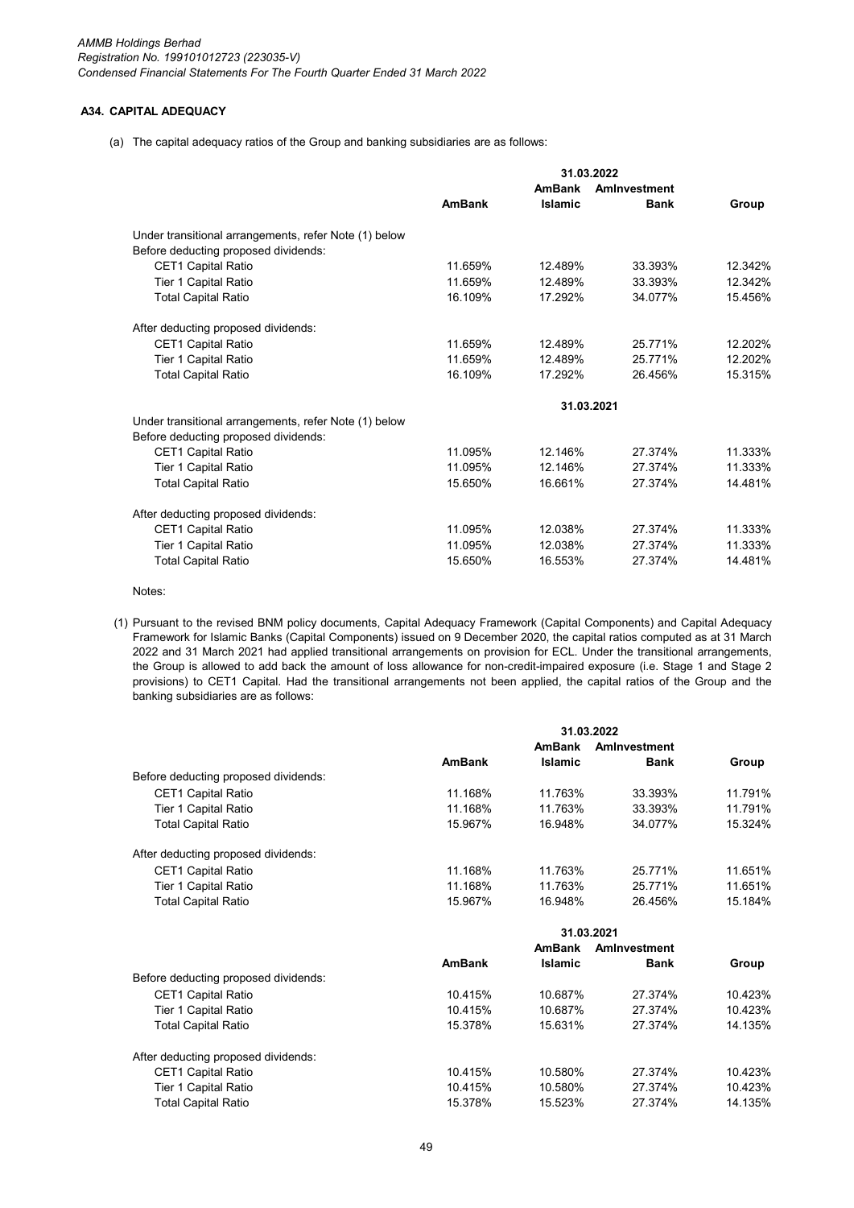### A34. CAPITAL ADEQUACY

(a) The capital adequacy ratios of the Group and banking subsidiaries are as follows:

| | 31.03.2022 | | | |
|---|---|---|---|---|
| | AmBank | AmBank Islamic | AmInvestment Bank | Group |
| Under transitional arrangements, refer Note (1) below | | | | |
| Before deducting proposed dividends: | | | | |
| CET1 Capital Ratio | 11.659% | 12.489% | 33.393% | 12.342% |
| Tier 1 Capital Ratio | 11.659% | 12.489% | 33.393% | 12.342% |
| Total Capital Ratio | 16.109% | 17.292% | 34.077% | 15.456% |
| After deducting proposed dividends: | | | | |
| CET1 Capital Ratio | 11.659% | 12.489% | 25.771% | 12.202% |
| Tier 1 Capital Ratio | 11.659% | 12.489% | 25.771% | 12.202% |
| Total Capital Ratio | 16.109% | 17.292% | 26.456% | 15.315% |
| | **31.03.2021** | | | |
| Under transitional arrangements, refer Note (1) below | | | | |
| Before deducting proposed dividends: | | | | |
| CET1 Capital Ratio | 11.095% | 12.146% | 27.374% | 11.333% |
| Tier 1 Capital Ratio | 11.095% | 12.146% | 27.374% | 11.333% |
| Total Capital Ratio | 15.650% | 16.661% | 27.374% | 14.481% |
| After deducting proposed dividends: | | | | |
| CET1 Capital Ratio | 11.095% | 12.038% | 27.374% | 11.333% |
| Tier 1 Capital Ratio | 11.095% | 12.038% | 27.374% | 11.333% |
| Total Capital Ratio | 15.650% | 16.553% | 27.374% | 14.481% |

Notes:

(1) Pursuant to the revised BNM policy documents, Capital Adequacy Framework (Capital Components) and Capital Adequacy Framework for Islamic Banks (Capital Components) issued on 9 December 2020, the capital ratios computed as at 31 March 2022 and 31 March 2021 had applied transitional arrangements on provision for ECL. Under the transitional arrangements, the Group is allowed to add back the amount of loss allowance for non-credit-impaired exposure (i.e. Stage 1 and Stage 2 provisions) to CET1 Capital. Had the transitional arrangements not been applied, the capital ratios of the Group and the banking subsidiaries are as follows:

| | 31.03.2022 | | | |
|---|---|---|---|---|
| | AmBank | AmBank Islamic | AmInvestment Bank | Group |
| Before deducting proposed dividends: | | | | |
| CET1 Capital Ratio | 11.168% | 11.763% | 33.393% | 11.791% |
| Tier 1 Capital Ratio | 11.168% | 11.763% | 33.393% | 11.791% |
| Total Capital Ratio | 15.967% | 16.948% | 34.077% | 15.324% |
| After deducting proposed dividends: | | | | |
| CET1 Capital Ratio | 11.168% | 11.763% | 25.771% | 11.651% |
| Tier 1 Capital Ratio | 11.168% | 11.763% | 25.771% | 11.651% |
| Total Capital Ratio | 15.967% | 16.948% | 26.456% | 15.184% |

| | 31.03.2021 | | | |
|---|---|---|---|---|
| | AmBank | AmBank Islamic | AmInvestment Bank | Group |
| Before deducting proposed dividends: | | | | |
| CET1 Capital Ratio | 10.415% | 10.687% | 27.374% | 10.423% |
| Tier 1 Capital Ratio | 10.415% | 10.687% | 27.374% | 10.423% |
| Total Capital Ratio | 15.378% | 15.631% | 27.374% | 14.135% |
| After deducting proposed dividends: | | | | |
| CET1 Capital Ratio | 10.415% | 10.580% | 27.374% | 10.423% |
| Tier 1 Capital Ratio | 10.415% | 10.580% | 27.374% | 10.423% |
| Total Capital Ratio | 15.378% | 15.523% | 27.374% | 14.135% |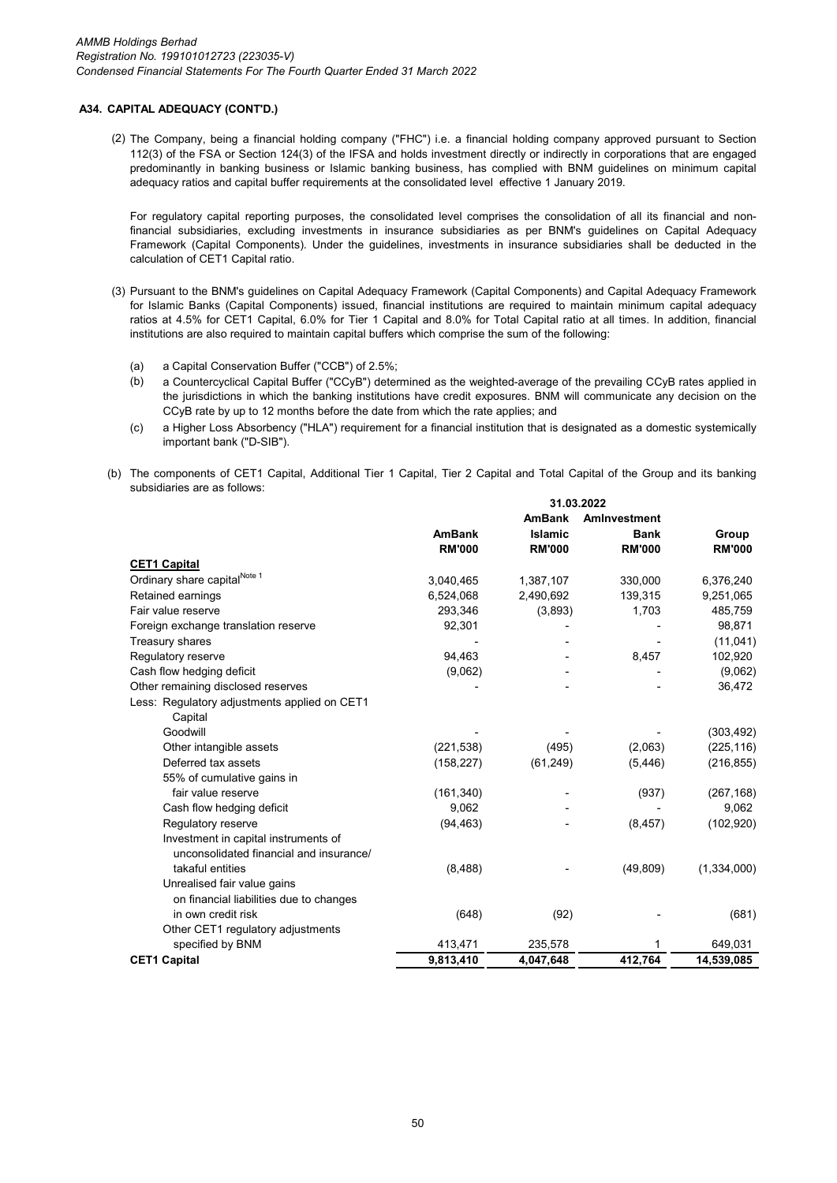## A34. CAPITAL ADEQUACY (CONT'D.)

(2) The Company, being a financial holding company ("FHC") i.e. a financial holding company approved pursuant to Section 112(3) of the FSA or Section 124(3) of the IFSA and holds investment directly or indirectly in corporations that are engaged predominantly in banking business or Islamic banking business, has complied with BNM guidelines on minimum capital adequacy ratios and capital buffer requirements at the consolidated level effective 1 January 2019.

For regulatory capital reporting purposes, the consolidated level comprises the consolidation of all its financial and non-financial subsidiaries, excluding investments in insurance subsidiaries as per BNM's guidelines on Capital Adequacy Framework (Capital Components). Under the guidelines, investments in insurance subsidiaries shall be deducted in the calculation of CET1 Capital ratio.

(3) Pursuant to the BNM's guidelines on Capital Adequacy Framework (Capital Components) and Capital Adequacy Framework for Islamic Banks (Capital Components) issued, financial institutions are required to maintain minimum capital adequacy ratios at 4.5% for CET1 Capital, 6.0% for Tier 1 Capital and 8.0% for Total Capital ratio at all times. In addition, financial institutions are also required to maintain capital buffers which comprise the sum of the following:

(a) a Capital Conservation Buffer ("CCB") of 2.5%;

(b) a Countercyclical Capital Buffer ("CCyB") determined as the weighted-average of the prevailing CCyB rates applied in the jurisdictions in which the banking institutions have credit exposures. BNM will communicate any decision on the CCyB rate by up to 12 months before the date from which the rate applies; and

(c) a Higher Loss Absorbency ("HLA") requirement for a financial institution that is designated as a domestic systemically important bank ("D-SIB").

(b) The components of CET1 Capital, Additional Tier 1 Capital, Tier 2 Capital and Total Capital of the Group and its banking subsidiaries are as follows:

| | 31.03.2022 | | | |
|---|---|---|---|---|
| | AmBank RM'000 | AmBank Islamic RM'000 | AmInvestment Bank RM'000 | Group RM'000 |
| **CET1 Capital** | | | | |
| Ordinary share capital[Note 1] | 3,040,465 | 1,387,107 | 330,000 | 6,376,240 |
| Retained earnings | 6,524,068 | 2,490,692 | 139,315 | 9,251,065 |
| Fair value reserve | 293,346 | (3,893) | 1,703 | 485,759 |
| Foreign exchange translation reserve | 92,301 | - | - | 98,871 |
| Treasury shares | - | - | - | (11,041) |
| Regulatory reserve | 94,463 | - | 8,457 | 102,920 |
| Cash flow hedging deficit | (9,062) | - | - | (9,062) |
| Other remaining disclosed reserves | - | - | - | 36,472 |
| Less: Regulatory adjustments applied on CET1 Capital | | | | |
| Goodwill | - | - | - | (303,492) |
| Other intangible assets | (221,538) | (495) | (2,063) | (225,116) |
| Deferred tax assets | (158,227) | (61,249) | (5,446) | (216,855) |
| 55% of cumulative gains in fair value reserve | (161,340) | - | (937) | (267,168) |
| Cash flow hedging deficit | 9,062 | - | - | 9,062 |
| Regulatory reserve | (94,463) | - | (8,457) | (102,920) |
| Investment in capital instruments of unconsolidated financial and insurance/ takaful entities | (8,488) | - | (49,809) | (1,334,000) |
| Unrealised fair value gains on financial liabilities due to changes in own credit risk | (648) | (92) | - | (681) |
| Other CET1 regulatory adjustments specified by BNM | 413,471 | 235,578 | 1 | 649,031 |
| **CET1 Capital** | 9,813,410 | 4,047,648 | 412,764 | 14,539,085 |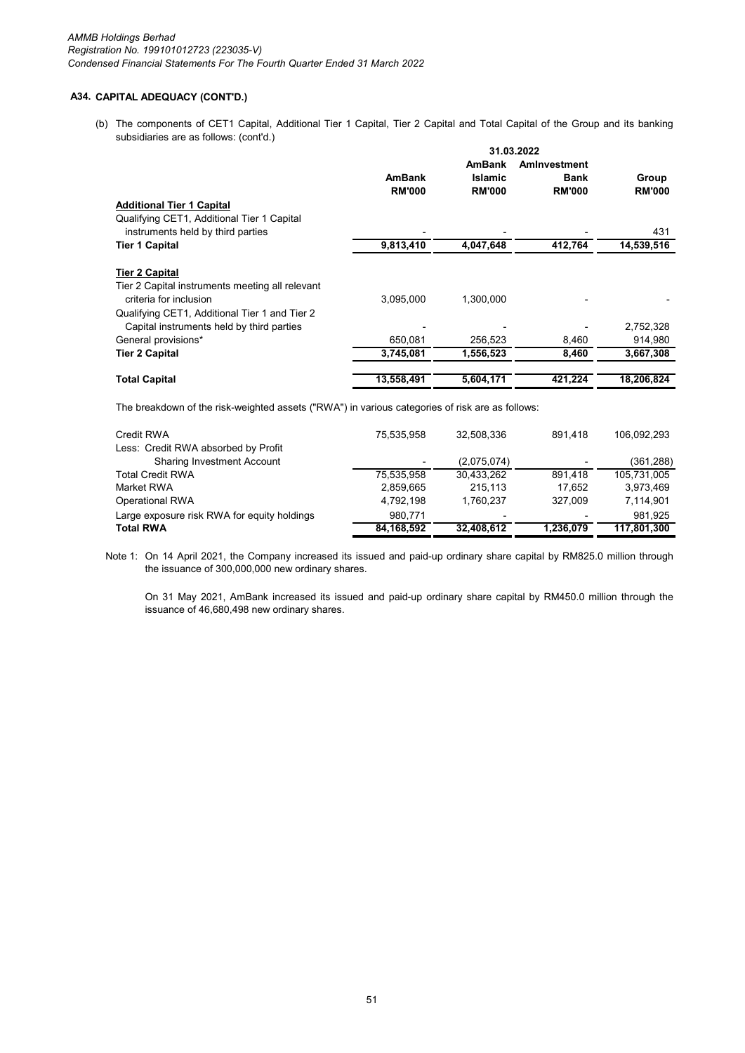## A34. CAPITAL ADEQUACY (CONT'D.)

(b) The components of CET1 Capital, Additional Tier 1 Capital, Tier 2 Capital and Total Capital of the Group and its banking subsidiaries are as follows: (cont'd.)

| | 31.03.2022 | | | |
|---|---|---|---|---|
| | AmBank RM'000 | AmBank Islamic RM'000 | AmInvestment Bank RM'000 | Group RM'000 |
| **Additional Tier 1 Capital** | | | | |
| Qualifying CET1, Additional Tier 1 Capital instruments held by third parties | - | - | - | 431 |
| **Tier 1 Capital** | **9,813,410** | **4,047,648** | **412,764** | **14,539,516** |
| **Tier 2 Capital** | | | | |
| Tier 2 Capital instruments meeting all relevant criteria for inclusion | 3,095,000 | 1,300,000 | - | - |
| Qualifying CET1, Additional Tier 1 and Tier 2 Capital instruments held by third parties | - | - | - | 2,752,328 |
| General provisions* | 650,081 | 256,523 | 8,460 | 914,980 |
| **Tier 2 Capital** | **3,745,081** | **1,556,523** | **8,460** | **3,667,308** |
| **Total Capital** | **13,558,491** | **5,604,171** | **421,224** | **18,206,824** |

The breakdown of the risk-weighted assets ("RWA") in various categories of risk are as follows:

| | AmBank RM'000 | AmBank Islamic RM'000 | AmInvestment Bank RM'000 | Group RM'000 |
|---|---|---|---|---|
| Credit RWA | 75,535,958 | 32,508,336 | 891,418 | 106,092,293 |
| Less: Credit RWA absorbed by Profit Sharing Investment Account | - | (2,075,074) | - | (361,288) |
| Total Credit RWA | 75,535,958 | 30,433,262 | 891,418 | 105,731,005 |
| Market RWA | 2,859,665 | 215,113 | 17,652 | 3,973,469 |
| Operational RWA | 4,792,198 | 1,760,237 | 327,009 | 7,114,901 |
| Large exposure risk RWA for equity holdings | 980,771 | - | - | 981,925 |
| **Total RWA** | **84,168,592** | **32,408,612** | **1,236,079** | **117,801,300** |

Note 1: On 14 April 2021, the Company increased its issued and paid-up ordinary share capital by RM825.0 million through the issuance of 300,000,000 new ordinary shares.

On 31 May 2021, AmBank increased its issued and paid-up ordinary share capital by RM450.0 million through the issuance of 46,680,498 new ordinary shares.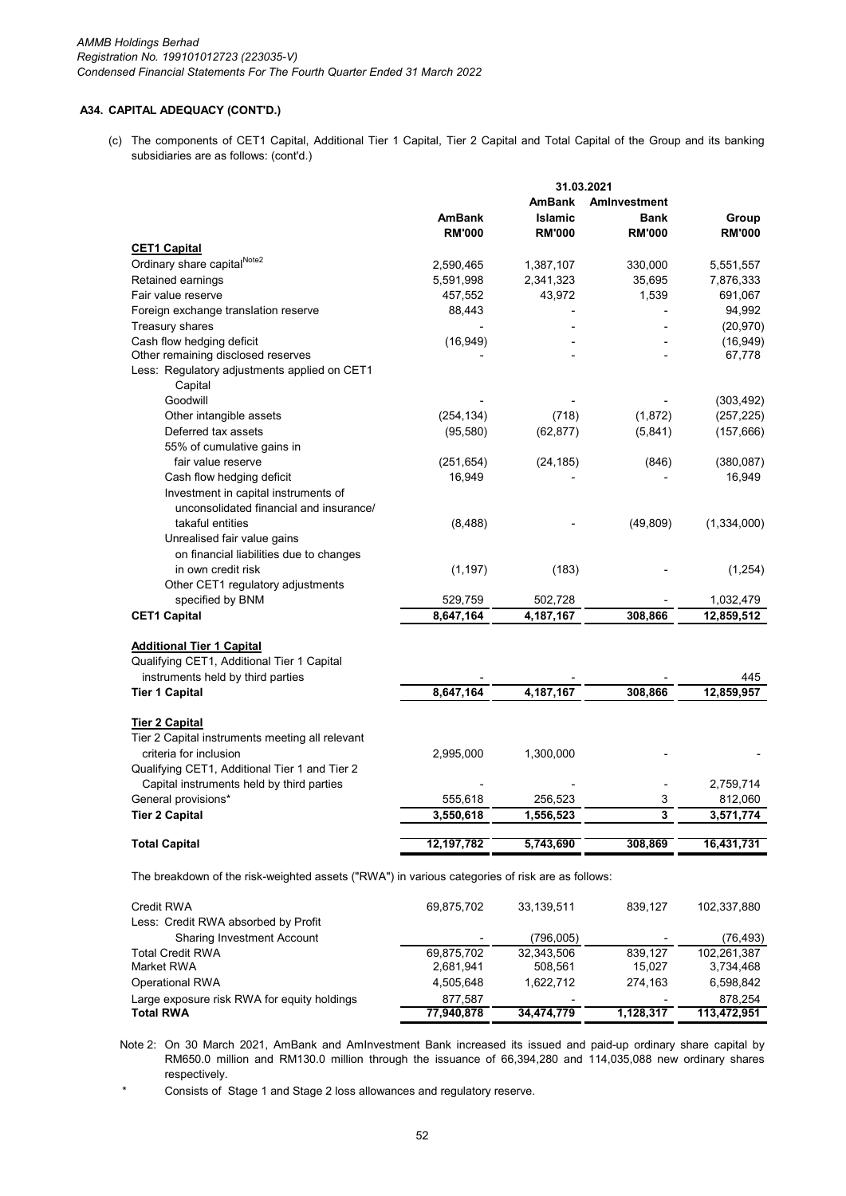**A34. CAPITAL ADEQUACY (CONT'D.)**

(c) The components of CET1 Capital, Additional Tier 1 Capital, Tier 2 Capital and Total Capital of the Group and its banking subsidiaries are as follows: (cont'd.)

| | 31.03.2021 | | | |
|---|---|---|---|---|
| | AmBank RM'000 | AmBank Islamic RM'000 | AmInvestment Bank RM'000 | Group RM'000 |
| **CET1 Capital** | | | | |
| Ordinary share capital[Note2] | 2,590,465 | 1,387,107 | 330,000 | 5,551,557 |
| Retained earnings | 5,591,998 | 2,341,323 | 35,695 | 7,876,333 |
| Fair value reserve | 457,552 | 43,972 | 1,539 | 691,067 |
| Foreign exchange translation reserve | 88,443 | - | - | 94,992 |
| Treasury shares | - | - | - | (20,970) |
| Cash flow hedging deficit | (16,949) | - | - | (16,949) |
| Other remaining disclosed reserves | - | - | - | 67,778 |
| Less: Regulatory adjustments applied on CET1 Capital | | | | |
| Goodwill | - | - | - | (303,492) |
| Other intangible assets | (254,134) | (718) | (1,872) | (257,225) |
| Deferred tax assets | (95,580) | (62,877) | (5,841) | (157,666) |
| 55% of cumulative gains in fair value reserve | (251,654) | (24,185) | (846) | (380,087) |
| Cash flow hedging deficit | 16,949 | - | - | 16,949 |
| Investment in capital instruments of unconsolidated financial and insurance/ takaful entities | (8,488) | - | (49,809) | (1,334,000) |
| Unrealised fair value gains on financial liabilities due to changes in own credit risk | (1,197) | (183) | - | (1,254) |
| Other CET1 regulatory adjustments specified by BNM | 529,759 | 502,728 | - | 1,032,479 |
| **CET1 Capital** | **8,647,164** | **4,187,167** | **308,866** | **12,859,512** |
| **Additional Tier 1 Capital** | | | | |
| Qualifying CET1, Additional Tier 1 Capital instruments held by third parties | - | - | - | 445 |
| **Tier 1 Capital** | **8,647,164** | **4,187,167** | **308,866** | **12,859,957** |
| **Tier 2 Capital** | | | | |
| Tier 2 Capital instruments meeting all relevant criteria for inclusion | 2,995,000 | 1,300,000 | - | - |
| Qualifying CET1, Additional Tier 1 and Tier 2 Capital instruments held by third parties | - | - | - | 2,759,714 |
| General provisions* | 555,618 | 256,523 | 3 | 812,060 |
| **Tier 2 Capital** | **3,550,618** | **1,556,523** | **3** | **3,571,774** |
| **Total Capital** | **12,197,782** | **5,743,690** | **308,869** | **16,431,731** |

The breakdown of the risk-weighted assets ("RWA") in various categories of risk are as follows:

| | AmBank RM'000 | AmBank Islamic RM'000 | AmInvestment Bank RM'000 | Group RM'000 |
|---|---|---|---|---|
| Credit RWA | 69,875,702 | 33,139,511 | 839,127 | 102,337,880 |
| Less: Credit RWA absorbed by Profit Sharing Investment Account | - | (796,005) | - | (76,493) |
| Total Credit RWA | 69,875,702 | 32,343,506 | 839,127 | 102,261,387 |
| Market RWA | 2,681,941 | 508,561 | 15,027 | 3,734,468 |
| Operational RWA | 4,505,648 | 1,622,712 | 274,163 | 6,598,842 |
| Large exposure risk RWA for equity holdings | 877,587 | - | - | 878,254 |
| **Total RWA** | **77,940,878** | **34,474,779** | **1,128,317** | **113,472,951** |

Note 2: On 30 March 2021, AmBank and AmInvestment Bank increased its issued and paid-up ordinary share capital by RM650.0 million and RM130.0 million through the issuance of 66,394,280 and 114,035,088 new ordinary shares respectively.

\* Consists of Stage 1 and Stage 2 loss allowances and regulatory reserve.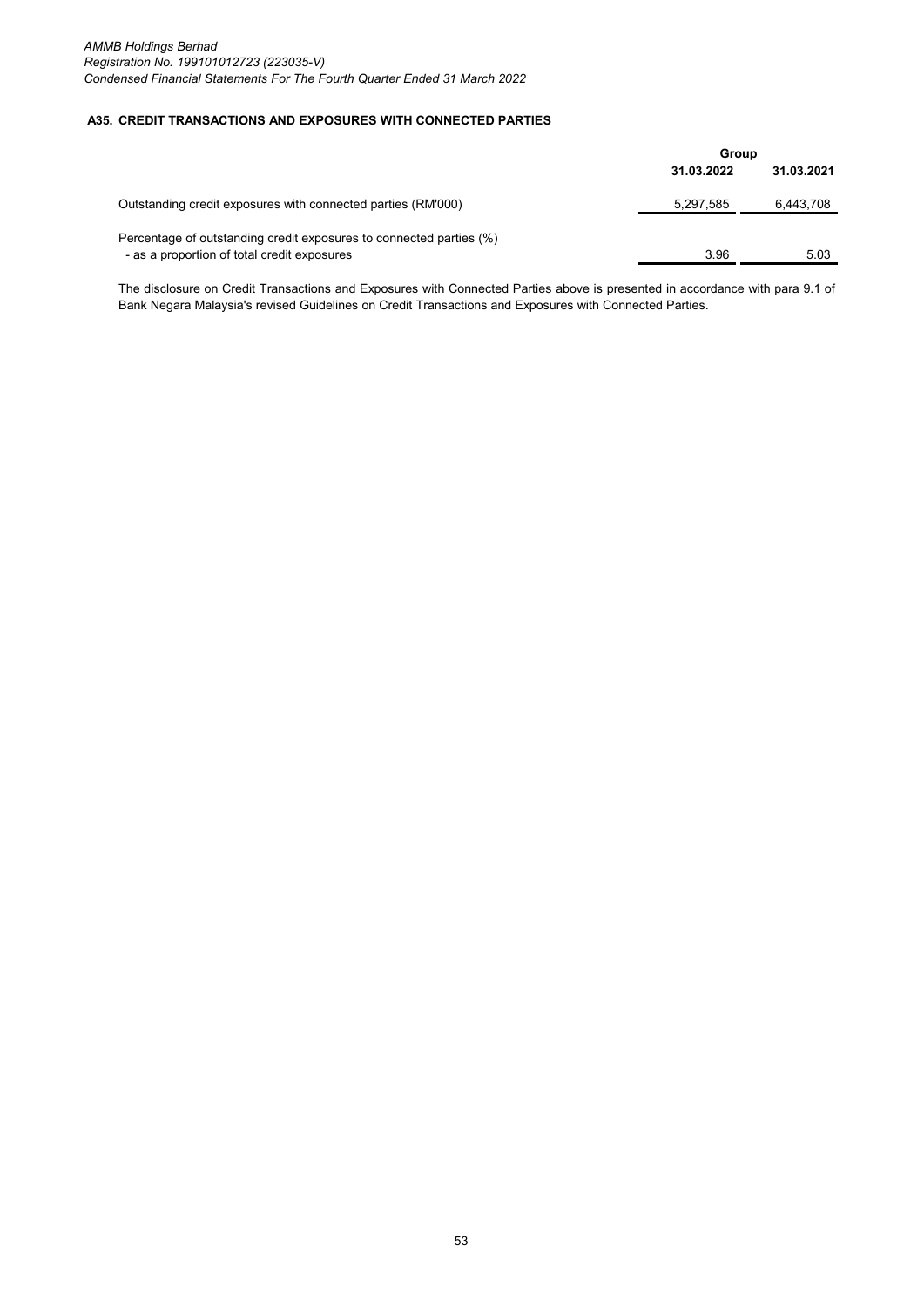## A35. CREDIT TRANSACTIONS AND EXPOSURES WITH CONNECTED PARTIES

| | Group | |
|---|---|---|
| | **31.03.2022** | **31.03.2021** |
| Outstanding credit exposures with connected parties (RM'000) | 5,297,585 | 6,443,708 |
| Percentage of outstanding credit exposures to connected parties (%)<br>- as a proportion of total credit exposures | 3.96 | 5.03 |

The disclosure on Credit Transactions and Exposures with Connected Parties above is presented in accordance with para 9.1 of Bank Negara Malaysia's revised Guidelines on Credit Transactions and Exposures with Connected Parties.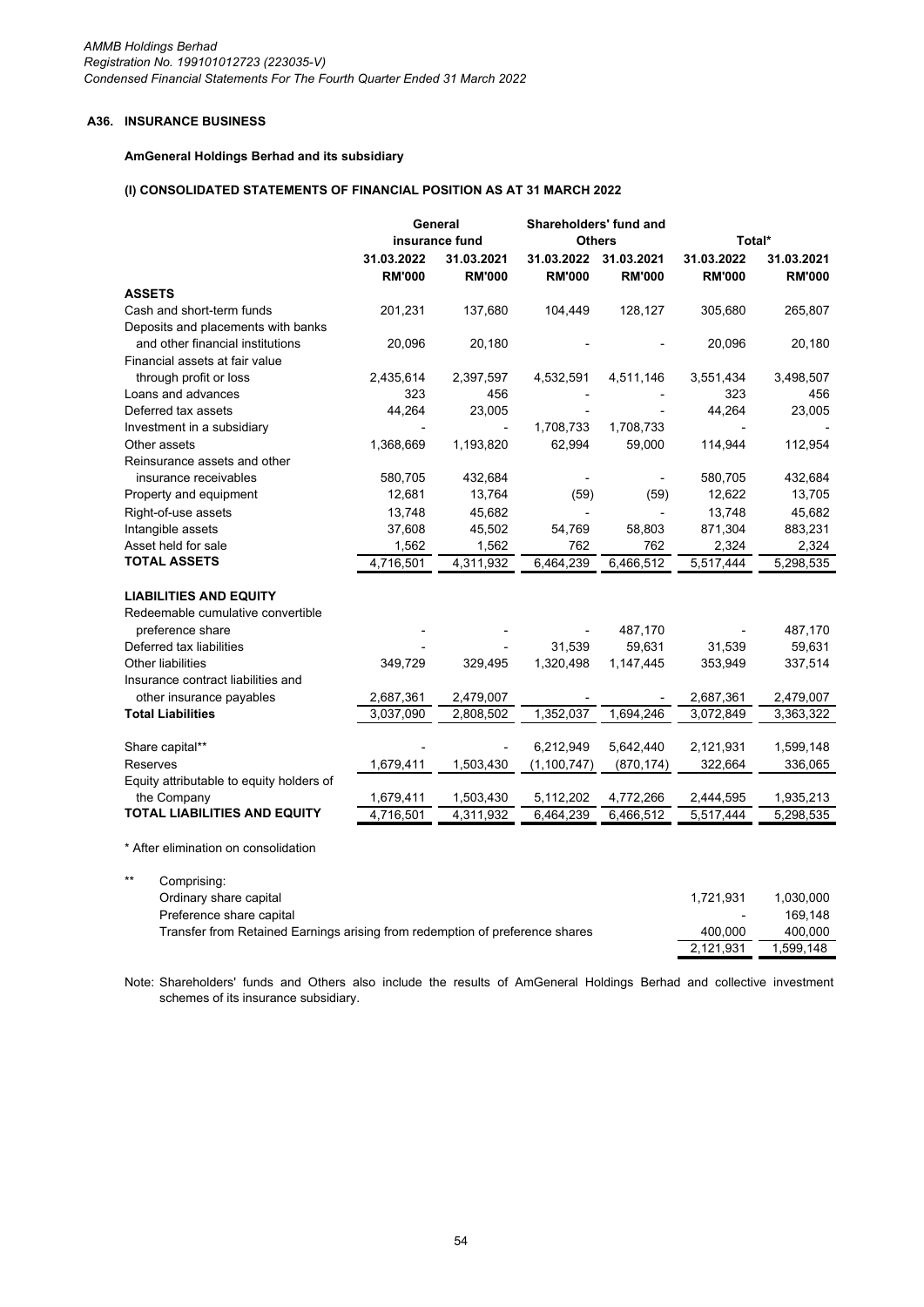## A36. INSURANCE BUSINESS

### AmGeneral Holdings Berhad and its subsidiary

### (I) CONSOLIDATED STATEMENTS OF FINANCIAL POSITION AS AT 31 MARCH 2022

| | General insurance fund | | Shareholders' fund and Others | | Total* | |
|---|---|---|---|---|---|---|
| | 31.03.2022 | 31.03.2021 | 31.03.2022 | 31.03.2021 | 31.03.2022 | 31.03.2021 |
| | RM'000 | RM'000 | RM'000 | RM'000 | RM'000 | RM'000 |
| **ASSETS** | | | | | | |
| Cash and short-term funds | 201,231 | 137,680 | 104,449 | 128,127 | 305,680 | 265,807 |
| Deposits and placements with banks and other financial institutions | 20,096 | 20,180 | - | - | 20,096 | 20,180 |
| Financial assets at fair value through profit or loss | 2,435,614 | 2,397,597 | 4,532,591 | 4,511,146 | 3,551,434 | 3,498,507 |
| Loans and advances | 323 | 456 | - | - | 323 | 456 |
| Deferred tax assets | 44,264 | 23,005 | - | - | 44,264 | 23,005 |
| Investment in a subsidiary | - | - | 1,708,733 | 1,708,733 | - | - |
| Other assets | 1,368,669 | 1,193,820 | 62,994 | 59,000 | 114,944 | 112,954 |
| Reinsurance assets and other insurance receivables | 580,705 | 432,684 | - | - | 580,705 | 432,684 |
| Property and equipment | 12,681 | 13,764 | (59) | (59) | 12,622 | 13,705 |
| Right-of-use assets | 13,748 | 45,682 | - | - | 13,748 | 45,682 |
| Intangible assets | 37,608 | 45,502 | 54,769 | 58,803 | 871,304 | 883,231 |
| Asset held for sale | 1,562 | 1,562 | 762 | 762 | 2,324 | 2,324 |
| **TOTAL ASSETS** | 4,716,501 | 4,311,932 | 6,464,239 | 6,466,512 | 5,517,444 | 5,298,535 |
| | | | | | | |
| **LIABILITIES AND EQUITY** | | | | | | |
| Redeemable cumulative convertible preference share | - | - | - | 487,170 | - | 487,170 |
| Deferred tax liabilities | - | - | 31,539 | 59,631 | 31,539 | 59,631 |
| Other liabilities | 349,729 | 329,495 | 1,320,498 | 1,147,445 | 353,949 | 337,514 |
| Insurance contract liabilities and other insurance payables | 2,687,361 | 2,479,007 | - | - | 2,687,361 | 2,479,007 |
| **Total Liabilities** | 3,037,090 | 2,808,502 | 1,352,037 | 1,694,246 | 3,072,849 | 3,363,322 |
| | | | | | | |
| Share capital** | - | - | 6,212,949 | 5,642,440 | 2,121,931 | 1,599,148 |
| Reserves | 1,679,411 | 1,503,430 | (1,100,747) | (870,174) | 322,664 | 336,065 |
| Equity attributable to equity holders of the Company | 1,679,411 | 1,503,430 | 5,112,202 | 4,772,266 | 2,444,595 | 1,935,213 |
| **TOTAL LIABILITIES AND EQUITY** | 4,716,501 | 4,311,932 | 6,464,239 | 6,466,512 | 5,517,444 | 5,298,535 |

\* After elimination on consolidation

| ** Comprising: | 31.03.2022 | 31.03.2021 |
|---|---|---|
| Ordinary share capital | 1,721,931 | 1,030,000 |
| Preference share capital | - | 169,148 |
| Transfer from Retained Earnings arising from redemption of preference shares | 400,000 | 400,000 |
| | 2,121,931 | 1,599,148 |

Note: Shareholders' funds and Others also include the results of AmGeneral Holdings Berhad and collective investment schemes of its insurance subsidiary.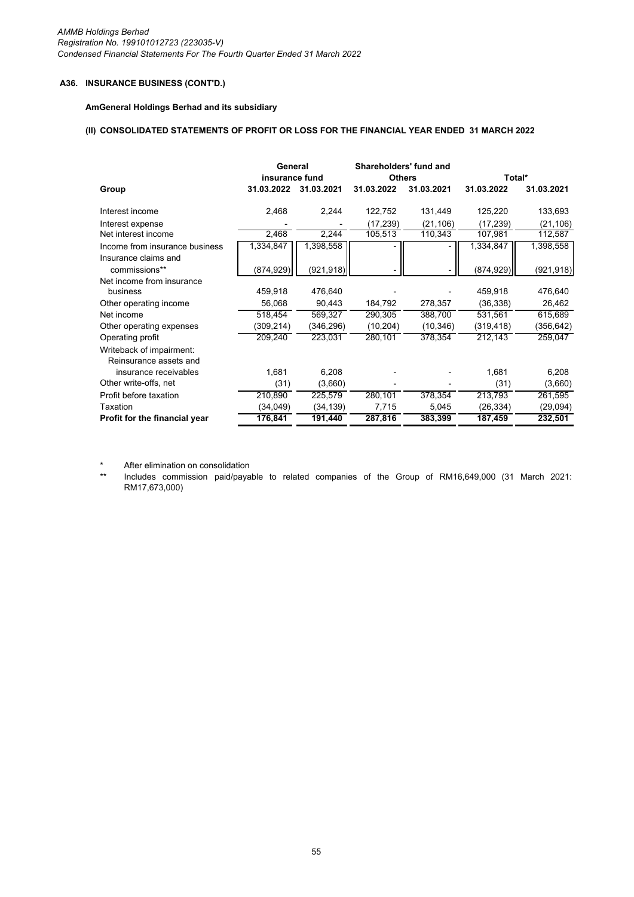## A36. INSURANCE BUSINESS (CONT'D.)

### AmGeneral Holdings Berhad and its subsidiary

### (II) CONSOLIDATED STATEMENTS OF PROFIT OR LOSS FOR THE FINANCIAL YEAR ENDED 31 MARCH 2022

| Group | General insurance fund | | Shareholders' fund and Others | | Total* | |
|---|---|---|---|---|---|---|
| | 31.03.2022 | 31.03.2021 | 31.03.2022 | 31.03.2021 | 31.03.2022 | 31.03.2021 |
| Interest income | 2,468 | 2,244 | 122,752 | 131,449 | 125,220 | 133,693 |
| Interest expense | - | - | (17,239) | (21,106) | (17,239) | (21,106) |
| Net interest income | 2,468 | 2,244 | 105,513 | 110,343 | 107,981 | 112,587 |
| Income from insurance business | 1,334,847 | 1,398,558 | - | - | 1,334,847 | 1,398,558 |
| Insurance claims and commissions** | (874,929) | (921,918) | - | - | (874,929) | (921,918) |
| Net income from insurance business | 459,918 | 476,640 | - | - | 459,918 | 476,640 |
| Other operating income | 56,068 | 90,443 | 184,792 | 278,357 | (36,338) | 26,462 |
| Net income | 518,454 | 569,327 | 290,305 | 388,700 | 531,561 | 615,689 |
| Other operating expenses | (309,214) | (346,296) | (10,204) | (10,346) | (319,418) | (356,642) |
| Operating profit | 209,240 | 223,031 | 280,101 | 378,354 | 212,143 | 259,047 |
| Writeback of impairment: Reinsurance assets and insurance receivables | 1,681 | 6,208 | - | - | 1,681 | 6,208 |
| Other write-offs, net | (31) | (3,660) | - | - | (31) | (3,660) |
| Profit before taxation | 210,890 | 225,579 | 280,101 | 378,354 | 213,793 | 261,595 |
| Taxation | (34,049) | (34,139) | 7,715 | 5,045 | (26,334) | (29,094) |
| **Profit for the financial year** | **176,841** | **191,440** | **287,816** | **383,399** | **187,459** | **232,501** |

\* After elimination on consolidation

\*\* Includes commission paid/payable to related companies of the Group of RM16,649,000 (31 March 2021: RM17,673,000)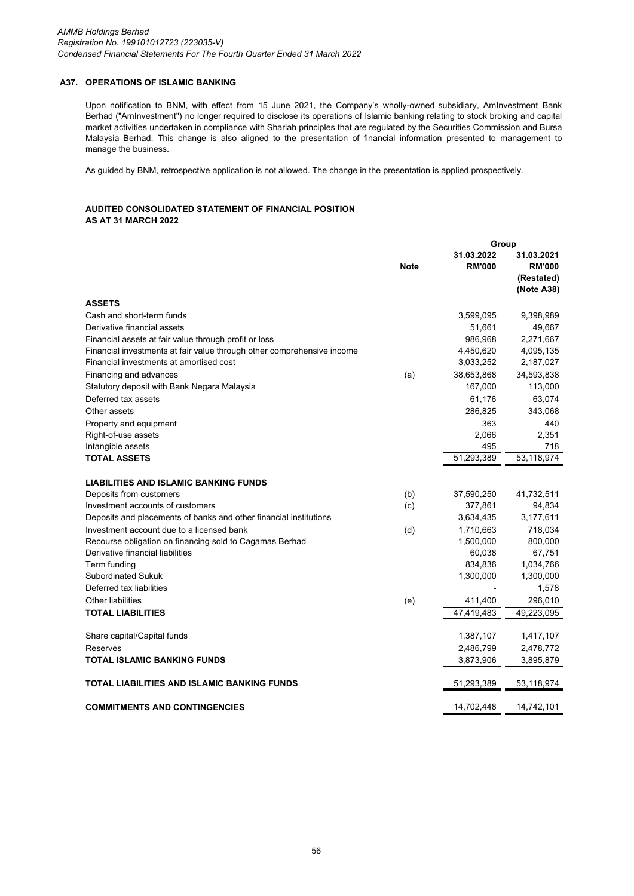### A37. OPERATIONS OF ISLAMIC BANKING

Upon notification to BNM, with effect from 15 June 2021, the Company's wholly-owned subsidiary, AmInvestment Bank Berhad ("AmInvestment") no longer required to disclose its operations of Islamic banking relating to stock broking and capital market activities undertaken in compliance with Shariah principles that are regulated by the Securities Commission and Bursa Malaysia Berhad. This change is also aligned to the presentation of financial information presented to management to manage the business.

As guided by BNM, retrospective application is not allowed. The change in the presentation is applied prospectively.

**AUDITED CONSOLIDATED STATEMENT OF FINANCIAL POSITION**
**AS AT 31 MARCH 2022**

| | Note | Group | |
|---|---|---|---|
| | | 31.03.2022 RM'000 | 31.03.2021 RM'000 (Restated) (Note A38) |
| **ASSETS** | | | |
| Cash and short-term funds | | 3,599,095 | 9,398,989 |
| Derivative financial assets | | 51,661 | 49,667 |
| Financial assets at fair value through profit or loss | | 986,968 | 2,271,667 |
| Financial investments at fair value through other comprehensive income | | 4,450,620 | 4,095,135 |
| Financial investments at amortised cost | | 3,033,252 | 2,187,027 |
| Financing and advances | (a) | 38,653,868 | 34,593,838 |
| Statutory deposit with Bank Negara Malaysia | | 167,000 | 113,000 |
| Deferred tax assets | | 61,176 | 63,074 |
| Other assets | | 286,825 | 343,068 |
| Property and equipment | | 363 | 440 |
| Right-of-use assets | | 2,066 | 2,351 |
| Intangible assets | | 495 | 718 |
| **TOTAL ASSETS** | | 51,293,389 | 53,118,974 |
| | | | |
| **LIABILITIES AND ISLAMIC BANKING FUNDS** | | | |
| Deposits from customers | (b) | 37,590,250 | 41,732,511 |
| Investment accounts of customers | (c) | 377,861 | 94,834 |
| Deposits and placements of banks and other financial institutions | | 3,634,435 | 3,177,611 |
| Investment account due to a licensed bank | (d) | 1,710,663 | 718,034 |
| Recourse obligation on financing sold to Cagamas Berhad | | 1,500,000 | 800,000 |
| Derivative financial liabilities | | 60,038 | 67,751 |
| Term funding | | 834,836 | 1,034,766 |
| Subordinated Sukuk | | 1,300,000 | 1,300,000 |
| Deferred tax liabilities | | - | 1,578 |
| Other liabilities | (e) | 411,400 | 296,010 |
| **TOTAL LIABILITIES** | | 47,419,483 | 49,223,095 |
| | | | |
| Share capital/Capital funds | | 1,387,107 | 1,417,107 |
| Reserves | | 2,486,799 | 2,478,772 |
| **TOTAL ISLAMIC BANKING FUNDS** | | 3,873,906 | 3,895,879 |
| | | | |
| **TOTAL LIABILITIES AND ISLAMIC BANKING FUNDS** | | 51,293,389 | 53,118,974 |
| | | | |
| **COMMITMENTS AND CONTINGENCIES** | | 14,702,448 | 14,742,101 |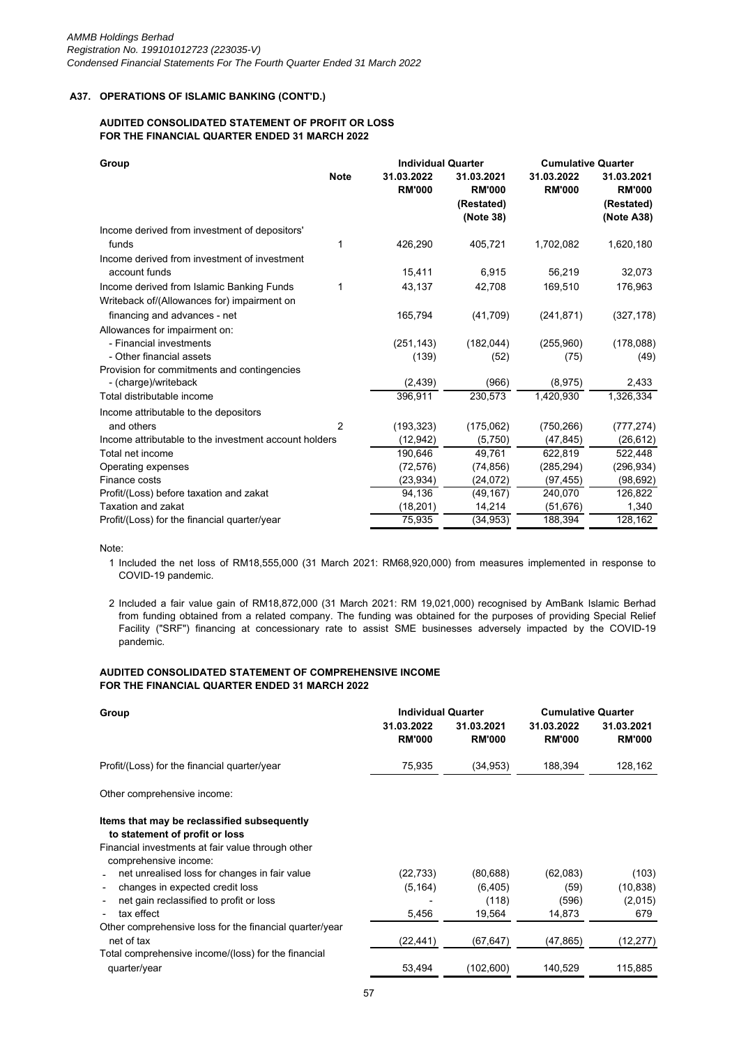*AMMB Holdings Berhad*
*Registration No. 199101012723 (223035-V)*
*Condensed Financial Statements For The Fourth Quarter Ended 31 March 2022*

## A37. OPERATIONS OF ISLAMIC BANKING (CONT'D.)

### AUDITED CONSOLIDATED STATEMENT OF PROFIT OR LOSS FOR THE FINANCIAL QUARTER ENDED 31 MARCH 2022

| Group | Note | Individual Quarter | | Cumulative Quarter | |
|---|---|---|---|---|---|
| | | 31.03.2022 RM'000 | 31.03.2021 RM'000 (Restated) (Note 38) | 31.03.2022 RM'000 | 31.03.2021 RM'000 (Restated) (Note A38) |
| Income derived from investment of depositors' funds | 1 | 426,290 | 405,721 | 1,702,082 | 1,620,180 |
| Income derived from investment of investment account funds | | 15,411 | 6,915 | 56,219 | 32,073 |
| Income derived from Islamic Banking Funds | 1 | 43,137 | 42,708 | 169,510 | 176,963 |
| Writeback of/(Allowances for) impairment on financing and advances - net | | 165,794 | (41,709) | (241,871) | (327,178) |
| Allowances for impairment on: | | | | | |
| - Financial investments | | (251,143) | (182,044) | (255,960) | (178,088) |
| - Other financial assets | | (139) | (52) | (75) | (49) |
| Provision for commitments and contingencies - (charge)/writeback | | (2,439) | (966) | (8,975) | 2,433 |
| Total distributable income | | 396,911 | 230,573 | 1,420,930 | 1,326,334 |
| Income attributable to the depositors and others | 2 | (193,323) | (175,062) | (750,266) | (777,274) |
| Income attributable to the investment account holders | | (12,942) | (5,750) | (47,845) | (26,612) |
| Total net income | | 190,646 | 49,761 | 622,819 | 522,448 |
| Operating expenses | | (72,576) | (74,856) | (285,294) | (296,934) |
| Finance costs | | (23,934) | (24,072) | (97,455) | (98,692) |
| Profit/(Loss) before taxation and zakat | | 94,136 | (49,167) | 240,070 | 126,822 |
| Taxation and zakat | | (18,201) | 14,214 | (51,676) | 1,340 |
| Profit/(Loss) for the financial quarter/year | | 75,935 | (34,953) | 188,394 | 128,162 |

Note:

1 Included the net loss of RM18,555,000 (31 March 2021: RM68,920,000) from measures implemented in response to COVID-19 pandemic.

2 Included a fair value gain of RM18,872,000 (31 March 2021: RM 19,021,000) recognised by AmBank Islamic Berhad from funding obtained from a related company. The funding was obtained for the purposes of providing Special Relief Facility ("SRF") financing at concessionary rate to assist SME businesses adversely impacted by the COVID-19 pandemic.

### AUDITED CONSOLIDATED STATEMENT OF COMPREHENSIVE INCOME FOR THE FINANCIAL QUARTER ENDED 31 MARCH 2022

| Group | Individual Quarter | | Cumulative Quarter | |
|---|---|---|---|---|
| | 31.03.2022 RM'000 | 31.03.2021 RM'000 | 31.03.2022 RM'000 | 31.03.2021 RM'000 |
| Profit/(Loss) for the financial quarter/year | 75,935 | (34,953) | 188,394 | 128,162 |
| Other comprehensive income: | | | | |
| **Items that may be reclassified subsequently to statement of profit or loss** | | | | |
| Financial investments at fair value through other comprehensive income: | | | | |
| - net unrealised loss for changes in fair value | (22,733) | (80,688) | (62,083) | (103) |
| - changes in expected credit loss | (5,164) | (6,405) | (59) | (10,838) |
| - net gain reclassified to profit or loss | - | (118) | (596) | (2,015) |
| - tax effect | 5,456 | 19,564 | 14,873 | 679 |
| Other comprehensive loss for the financial quarter/year net of tax | (22,441) | (67,647) | (47,865) | (12,277) |
| Total comprehensive income/(loss) for the financial quarter/year | 53,494 | (102,600) | 140,529 | 115,885 |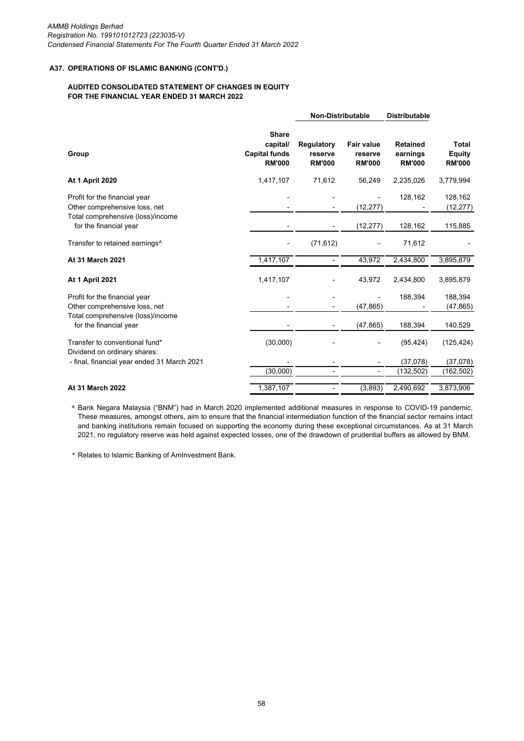*AMMB Holdings Berhad*
*Registration No. 199101012723 (223035-V)*
*Condensed Financial Statements For The Fourth Quarter Ended 31 March 2022*

## A37. OPERATIONS OF ISLAMIC BANKING (CONT'D.)

### AUDITED CONSOLIDATED STATEMENT OF CHANGES IN EQUITY FOR THE FINANCIAL YEAR ENDED 31 MARCH 2022

| | | Non-Distributable | | Distributable | |
|---|---|---|---|---|---|
| **Group** | **Share capital/ Capital funds RM'000** | **Regulatory reserve RM'000** | **Fair value reserve RM'000** | **Retained earnings RM'000** | **Total Equity RM'000** |
| **At 1 April 2020** | 1,417,107 | 71,612 | 56,249 | 2,235,026 | 3,779,994 |
| Profit for the financial year | - | - | - | 128,162 | 128,162 |
| Other comprehensive loss, net | - | - | (12,277) | - | (12,277) |
| Total comprehensive (loss)/income for the financial year | - | - | (12,277) | 128,162 | 115,885 |
| Transfer to retained earnings^ | - | (71,612) | - | 71,612 | - |
| **At 31 March 2021** | 1,417,107 | - | 43,972 | 2,434,800 | 3,895,879 |
| **At 1 April 2021** | 1,417,107 | - | 43,972 | 2,434,800 | 3,895,879 |
| Profit for the financial year | - | - | - | 188,394 | 188,394 |
| Other comprehensive loss, net | - | - | (47,865) | - | (47,865) |
| Total comprehensive (loss)/income for the financial year | - | - | (47,865) | 188,394 | 140,529 |
| Transfer to conventional fund* | (30,000) | - | - | (95,424) | (125,424) |
| Dividend on ordinary shares: | | | | | |
| - final, financial year ended 31 March 2021 | - | - | - | (37,078) | (37,078) |
| | (30,000) | - | - | (132,502) | (162,502) |
| **At 31 March 2022** | 1,387,107 | - | (3,893) | 2,490,692 | 3,873,906 |

^ Bank Negara Malaysia ("BNM") had in March 2020 implemented additional measures in response to COVID-19 pandemic. These measures, amongst others, aim to ensure that the financial intermediation function of the financial sector remains intact and banking institutions remain focused on supporting the economy during these exceptional circumstances. As at 31 March 2021, no regulatory reserve was held against expected losses, one of the drawdown of prudential buffers as allowed by BNM.

\* Relates to Islamic Banking of AmInvestment Bank.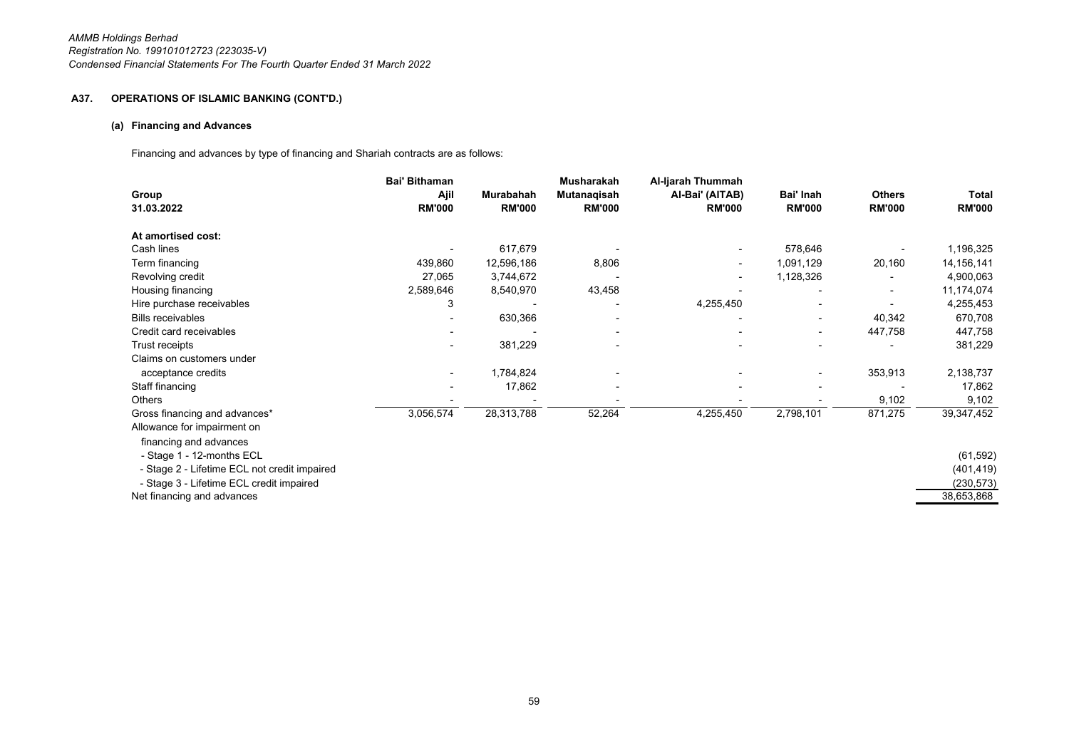### A37. OPERATIONS OF ISLAMIC BANKING (CONT'D.)

#### (a) Financing and Advances

Financing and advances by type of financing and Shariah contracts are as follows:

| Group 31.03.2022 | Bai' Bithaman Ajil RM'000 | Murabahah RM'000 | Musharakah Mutanaqisah RM'000 | Al-Ijarah Thummah Al-Bai' (AITAB) RM'000 | Bai' Inah RM'000 | Others RM'000 | Total RM'000 |
|---|---|---|---|---|---|---|---|
| **At amortised cost:** | | | | | | | |
| Cash lines | - | 617,679 | - | - | 578,646 | - | 1,196,325 |
| Term financing | 439,860 | 12,596,186 | 8,806 | - | 1,091,129 | 20,160 | 14,156,141 |
| Revolving credit | 27,065 | 3,744,672 | - | - | 1,128,326 | - | 4,900,063 |
| Housing financing | 2,589,646 | 8,540,970 | 43,458 | - | - | - | 11,174,074 |
| Hire purchase receivables | 3 | - | - | 4,255,450 | - | - | 4,255,453 |
| Bills receivables | - | 630,366 | - | - | - | 40,342 | 670,708 |
| Credit card receivables | - | - | - | - | - | 447,758 | 447,758 |
| Trust receipts | - | 381,229 | - | - | - | - | 381,229 |
| Claims on customers under acceptance credits | - | 1,784,824 | - | - | - | 353,913 | 2,138,737 |
| Staff financing | - | 17,862 | - | - | - | - | 17,862 |
| Others | - | - | - | - | - | 9,102 | 9,102 |
| Gross financing and advances* | 3,056,574 | 28,313,788 | 52,264 | 4,255,450 | 2,798,101 | 871,275 | 39,347,452 |
| Allowance for impairment on financing and advances | | | | | | | |
| - Stage 1 - 12-months ECL | | | | | | | (61,592) |
| - Stage 2 - Lifetime ECL not credit impaired | | | | | | | (401,419) |
| - Stage 3 - Lifetime ECL credit impaired | | | | | | | (230,573) |
| Net financing and advances | | | | | | | 38,653,868 |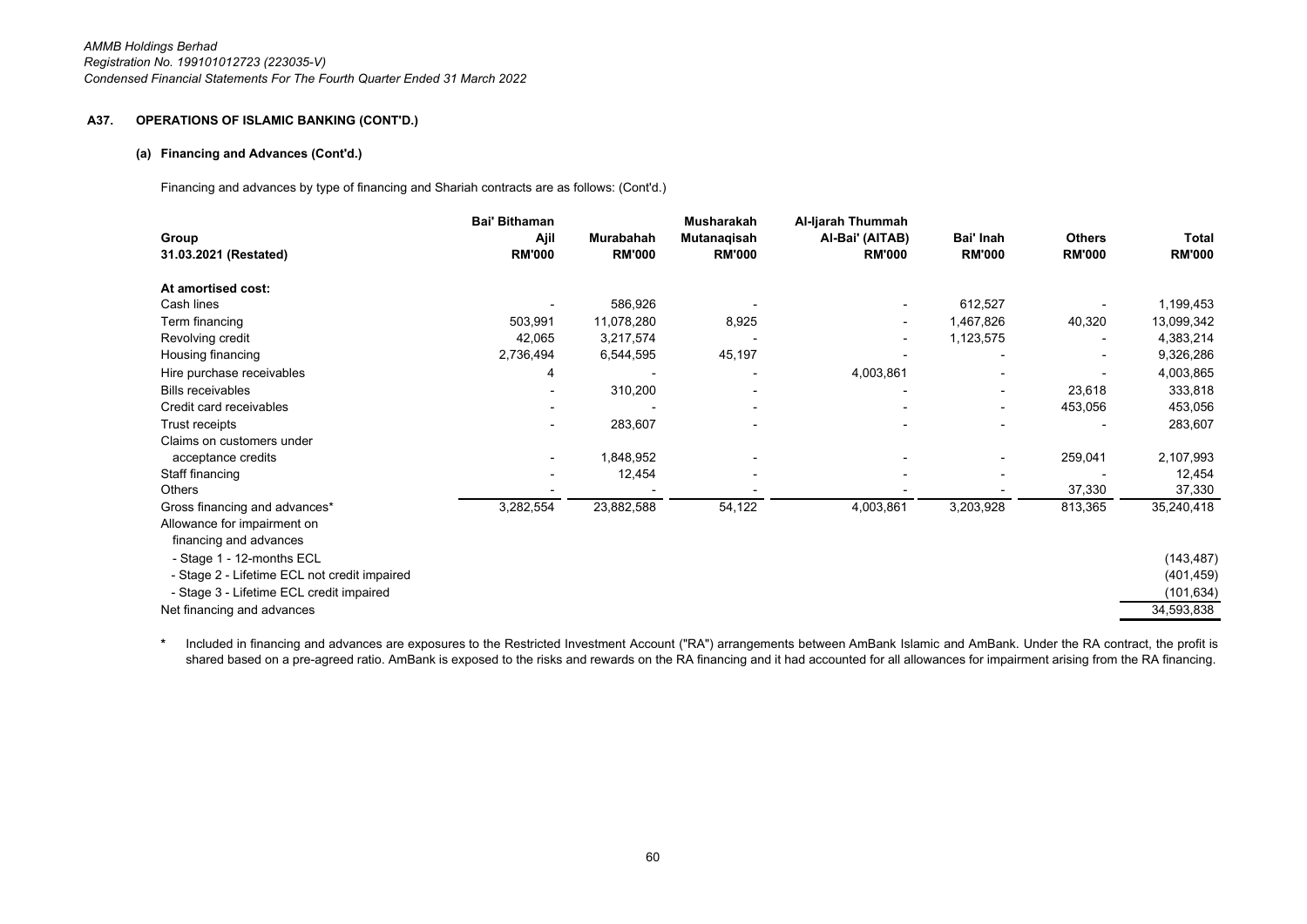**A37. OPERATIONS OF ISLAMIC BANKING (CONT'D.)**

**(a) Financing and Advances (Cont'd.)**

Financing and advances by type of financing and Shariah contracts are as follows: (Cont'd.)

| Group<br>31.03.2021 (Restated) | Bai' Bithaman Ajil<br>RM'000 | Murabahah<br>RM'000 | Musharakah Mutanaqisah<br>RM'000 | Al-Ijarah Thummah Al-Bai' (AITAB)<br>RM'000 | Bai' Inah<br>RM'000 | Others<br>RM'000 | Total<br>RM'000 |
|---|---|---|---|---|---|---|---|
| **At amortised cost:** | | | | | | | |
| Cash lines | - | 586,926 | - | - | 612,527 | - | 1,199,453 |
| Term financing | 503,991 | 11,078,280 | 8,925 | - | 1,467,826 | 40,320 | 13,099,342 |
| Revolving credit | 42,065 | 3,217,574 | - | - | 1,123,575 | - | 4,383,214 |
| Housing financing | 2,736,494 | 6,544,595 | 45,197 | - | - | - | 9,326,286 |
| Hire purchase receivables | 4 | - | - | 4,003,861 | - | - | 4,003,865 |
| Bills receivables | - | 310,200 | - | - | - | 23,618 | 333,818 |
| Credit card receivables | - | - | - | - | - | 453,056 | 453,056 |
| Trust receipts | - | 283,607 | - | - | - | - | 283,607 |
| Claims on customers under acceptance credits | - | 1,848,952 | - | - | - | 259,041 | 2,107,993 |
| Staff financing | - | 12,454 | - | - | - | - | 12,454 |
| Others | - | - | - | - | - | 37,330 | 37,330 |
| Gross financing and advances* | 3,282,554 | 23,882,588 | 54,122 | 4,003,861 | 3,203,928 | 813,365 | 35,240,418 |
| Allowance for impairment on financing and advances | | | | | | | |
| - Stage 1 - 12-months ECL | | | | | | | (143,487) |
| - Stage 2 - Lifetime ECL not credit impaired | | | | | | | (401,459) |
| - Stage 3 - Lifetime ECL credit impaired | | | | | | | (101,634) |
| Net financing and advances | | | | | | | 34,593,838 |

\* Included in financing and advances are exposures to the Restricted Investment Account ("RA") arrangements between AmBank Islamic and AmBank. Under the RA contract, the profit is shared based on a pre-agreed ratio. AmBank is exposed to the risks and rewards on the RA financing and it had accounted for all allowances for impairment arising from the RA financing.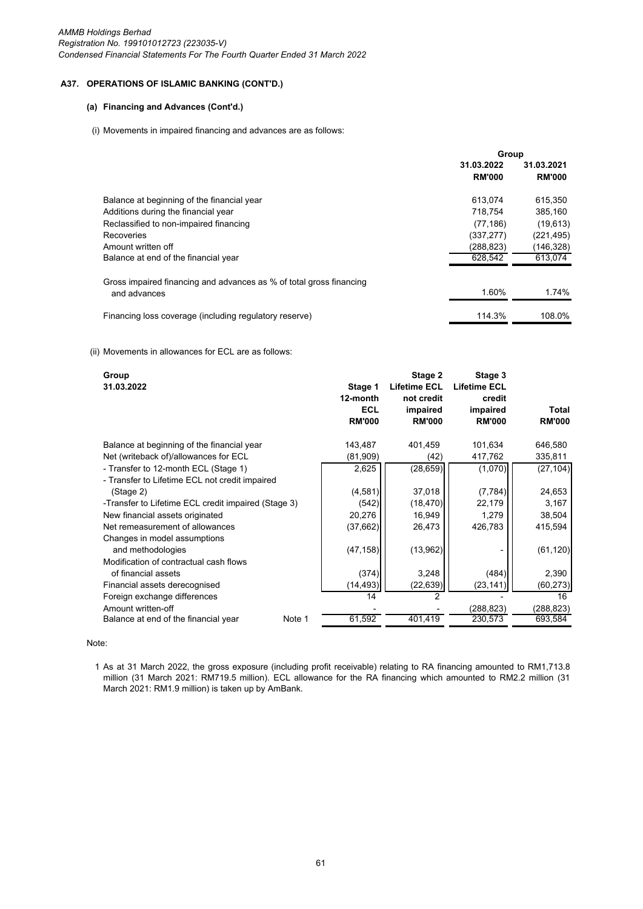## A37. OPERATIONS OF ISLAMIC BANKING (CONT'D.)

### (a) Financing and Advances (Cont'd.)

(i) Movements in impaired financing and advances are as follows:

| | Group | |
|---|---|---|
| | 31.03.2022 | 31.03.2021 |
| | RM'000 | RM'000 |
| Balance at beginning of the financial year | 613,074 | 615,350 |
| Additions during the financial year | 718,754 | 385,160 |
| Reclassified to non-impaired financing | (77,186) | (19,613) |
| Recoveries | (337,277) | (221,495) |
| Amount written off | (288,823) | (146,328) |
| Balance at end of the financial year | 628,542 | 613,074 |
| Gross impaired financing and advances as % of total gross financing and advances | 1.60% | 1.74% |
| Financing loss coverage (including regulatory reserve) | 114.3% | 108.0% |

(ii) Movements in allowances for ECL are as follows:

| Group<br>31.03.2022 | Stage 1<br>12-month ECL<br>RM'000 | Stage 2<br>Lifetime ECL not credit impaired<br>RM'000 | Stage 3<br>Lifetime ECL credit impaired<br>RM'000 | Total<br>RM'000 |
|---|---|---|---|---|
| Balance at beginning of the financial year | 143,487 | 401,459 | 101,634 | 646,580 |
| Net (writeback of)/allowances for ECL | (81,909) | (42) | 417,762 | 335,811 |
| - Transfer to 12-month ECL (Stage 1) | 2,625 | (28,659) | (1,070) | (27,104) |
| - Transfer to Lifetime ECL not credit impaired (Stage 2) | (4,581) | 37,018 | (7,784) | 24,653 |
| -Transfer to Lifetime ECL credit impaired (Stage 3) | (542) | (18,470) | 22,179 | 3,167 |
| New financial assets originated | 20,276 | 16,949 | 1,279 | 38,504 |
| Net remeasurement of allowances | (37,662) | 26,473 | 426,783 | 415,594 |
| Changes in model assumptions and methodologies | (47,158) | (13,962) | - | (61,120) |
| Modification of contractual cash flows of financial assets | (374) | 3,248 | (484) | 2,390 |
| Financial assets derecognised | (14,493) | (22,639) | (23,141) | (60,273) |
| Foreign exchange differences | 14 | 2 | - | 16 |
| Amount written-off | - | - | (288,823) | (288,823) |
| Balance at end of the financial year Note 1 | 61,592 | 401,419 | 230,573 | 693,584 |

Note:

1 As at 31 March 2022, the gross exposure (including profit receivable) relating to RA financing amounted to RM1,713.8 million (31 March 2021: RM719.5 million). ECL allowance for the RA financing which amounted to RM2.2 million (31 March 2021: RM1.9 million) is taken up by AmBank.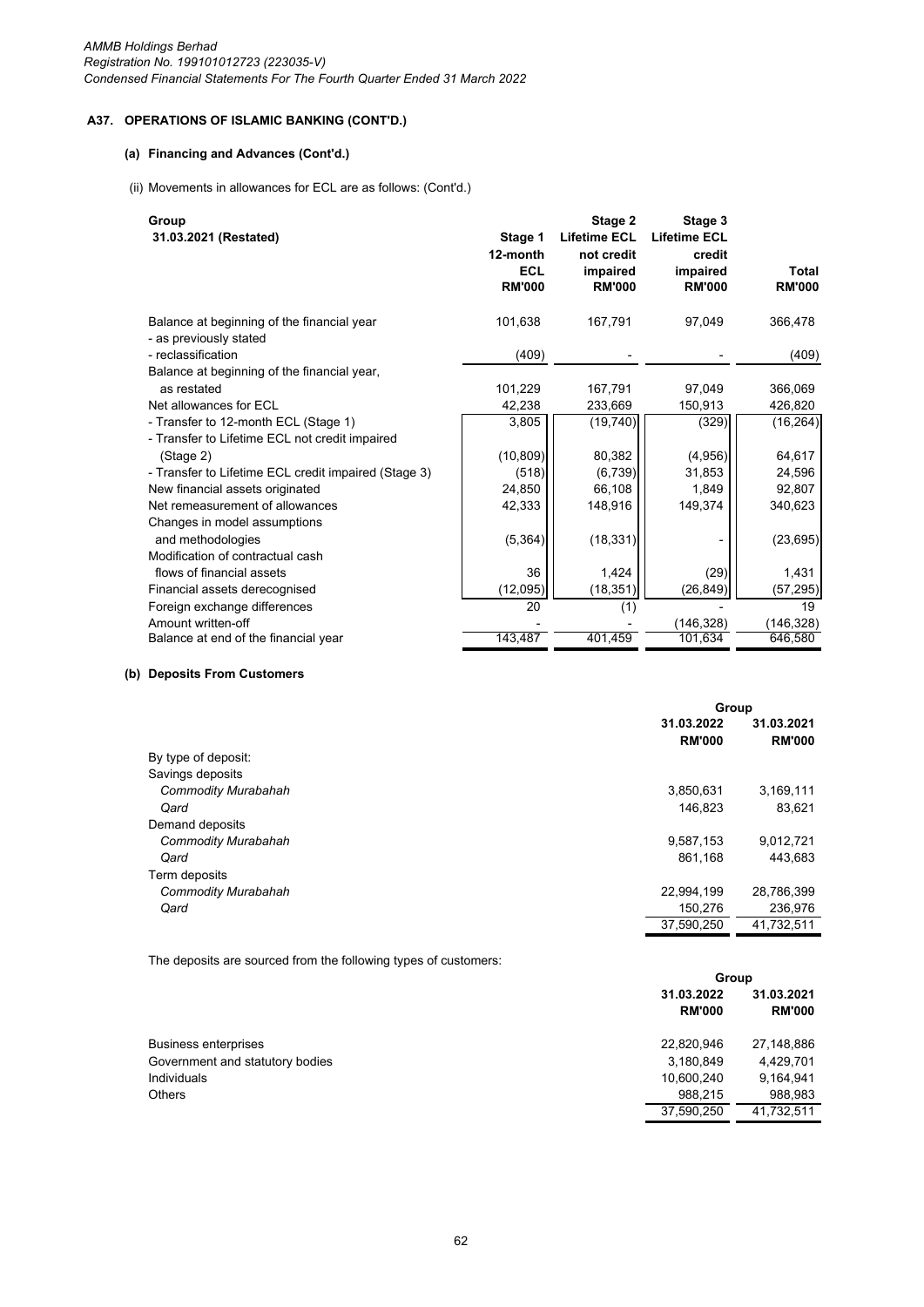## A37. OPERATIONS OF ISLAMIC BANKING (CONT'D.)

### (a) Financing and Advances (Cont'd.)

(ii) Movements in allowances for ECL are as follows: (Cont'd.)

| Group<br>31.03.2021 (Restated) | Stage 1<br>12-month<br>ECL<br>RM'000 | Stage 2<br>Lifetime ECL<br>not credit<br>impaired<br>RM'000 | Stage 3<br>Lifetime ECL<br>credit<br>impaired<br>RM'000 | Total<br>RM'000 |
|---|---|---|---|---|
| Balance at beginning of the financial year | 101,638 | 167,791 | 97,049 | 366,478 |
| - as previously stated | | | | |
| - reclassification | (409) | - | - | (409) |
| Balance at beginning of the financial year, as restated | 101,229 | 167,791 | 97,049 | 366,069 |
| Net allowances for ECL | 42,238 | 233,669 | 150,913 | 426,820 |
| - Transfer to 12-month ECL (Stage 1) | 3,805 | (19,740) | (329) | (16,264) |
| - Transfer to Lifetime ECL not credit impaired (Stage 2) | (10,809) | 80,382 | (4,956) | 64,617 |
| - Transfer to Lifetime ECL credit impaired (Stage 3) | (518) | (6,739) | 31,853 | 24,596 |
| New financial assets originated | 24,850 | 66,108 | 1,849 | 92,807 |
| Net remeasurement of allowances | 42,333 | 148,916 | 149,374 | 340,623 |
| Changes in model assumptions and methodologies | (5,364) | (18,331) | - | (23,695) |
| Modification of contractual cash flows of financial assets | 36 | 1,424 | (29) | 1,431 |
| Financial assets derecognised | (12,095) | (18,351) | (26,849) | (57,295) |
| Foreign exchange differences | 20 | (1) | - | 19 |
| Amount written-off | - | - | (146,328) | (146,328) |
| Balance at end of the financial year | 143,487 | 401,459 | 101,634 | 646,580 |

### (b) Deposits From Customers

| | Group<br>31.03.2022<br>RM'000 | Group<br>31.03.2021<br>RM'000 |
|---|---|---|
| By type of deposit: | | |
| Savings deposits | | |
| *Commodity Murabahah* | 3,850,631 | 3,169,111 |
| *Qard* | 146,823 | 83,621 |
| Demand deposits | | |
| *Commodity Murabahah* | 9,587,153 | 9,012,721 |
| *Qard* | 861,168 | 443,683 |
| Term deposits | | |
| *Commodity Murabahah* | 22,994,199 | 28,786,399 |
| *Qard* | 150,276 | 236,976 |
| | 37,590,250 | 41,732,511 |

The deposits are sourced from the following types of customers:

| | Group<br>31.03.2022<br>RM'000 | Group<br>31.03.2021<br>RM'000 |
|---|---|---|
| Business enterprises | 22,820,946 | 27,148,886 |
| Government and statutory bodies | 3,180,849 | 4,429,701 |
| Individuals | 10,600,240 | 9,164,941 |
| Others | 988,215 | 988,983 |
| | 37,590,250 | 41,732,511 |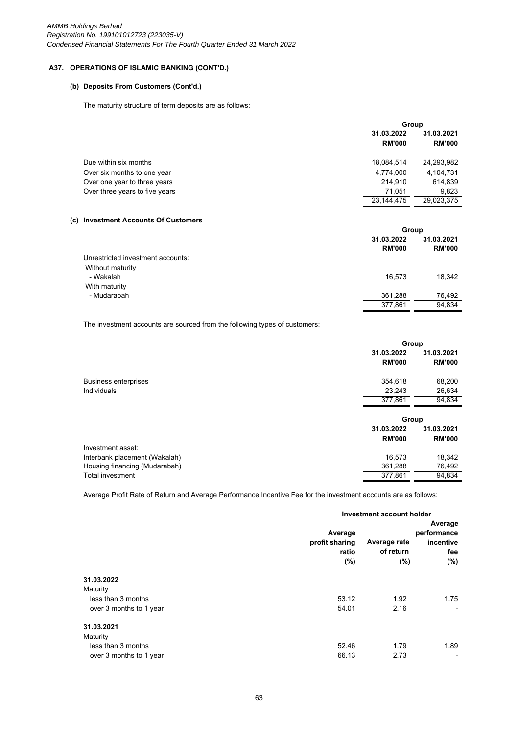## A37. OPERATIONS OF ISLAMIC BANKING (CONT'D.)

### (b) Deposits From Customers (Cont'd.)

The maturity structure of term deposits are as follows:

| | Group | |
|---|---|---|
| | 31.03.2022 | 31.03.2021 |
| | RM'000 | RM'000 |
| Due within six months | 18,084,514 | 24,293,982 |
| Over six months to one year | 4,774,000 | 4,104,731 |
| Over one year to three years | 214,910 | 614,839 |
| Over three years to five years | 71,051 | 9,823 |
| | 23,144,475 | 29,023,375 |

### (c) Investment Accounts Of Customers

| | Group | |
|---|---|---|
| | 31.03.2022 | 31.03.2021 |
| | RM'000 | RM'000 |
| Unrestricted investment accounts: | | |
| Without maturity | | |
| - Wakalah | 16,573 | 18,342 |
| With maturity | | |
| - Mudarabah | 361,288 | 76,492 |
| | 377,861 | 94,834 |

The investment accounts are sourced from the following types of customers:

| | Group | |
|---|---|---|
| | 31.03.2022 | 31.03.2021 |
| | RM'000 | RM'000 |
| Business enterprises | 354,618 | 68,200 |
| Individuals | 23,243 | 26,634 |
| | 377,861 | 94,834 |

| | Group | |
|---|---|---|
| | 31.03.2022 | 31.03.2021 |
| | RM'000 | RM'000 |
| Investment asset: | | |
| Interbank placement (Wakalah) | 16,573 | 18,342 |
| Housing financing (Mudarabah) | 361,288 | 76,492 |
| Total investment | 377,861 | 94,834 |

Average Profit Rate of Return and Average Performance Incentive Fee for the investment accounts are as follows:

| | Investment account holder | | |
|---|---|---|---|
| | Average profit sharing ratio (%) | Average rate of return (%) | Average performance incentive fee (%) |
| **31.03.2022** | | | |
| Maturity | | | |
| less than 3 months | 53.12 | 1.92 | 1.75 |
| over 3 months to 1 year | 54.01 | 2.16 | - |
| **31.03.2021** | | | |
| Maturity | | | |
| less than 3 months | 52.46 | 1.79 | 1.89 |
| over 3 months to 1 year | 66.13 | 2.73 | - |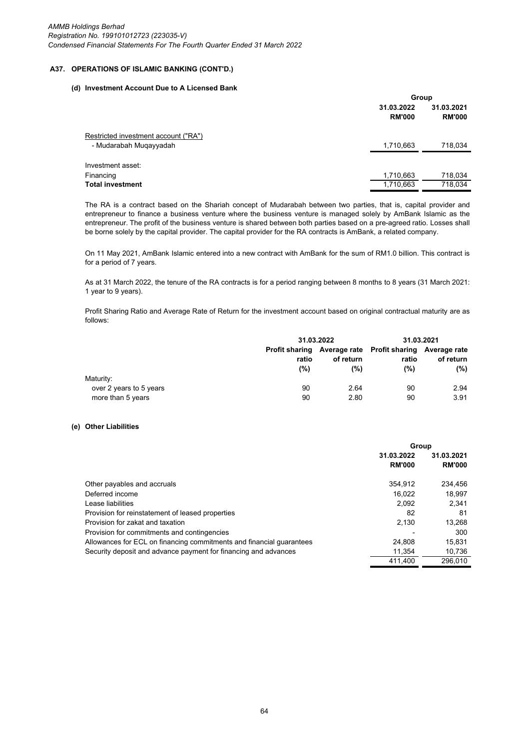## A37. OPERATIONS OF ISLAMIC BANKING (CONT'D.)

### (d) Investment Account Due to A Licensed Bank

| | Group | |
|---|---|---|
| | 31.03.2022 RM'000 | 31.03.2021 RM'000 |
| Restricted investment account ("RA") | | |
| - Mudarabah Muqayyadah | 1,710,663 | 718,034 |
| Investment asset: | | |
| Financing | 1,710,663 | 718,034 |
| **Total investment** | 1,710,663 | 718,034 |

The RA is a contract based on the Shariah concept of Mudarabah between two parties, that is, capital provider and entrepreneur to finance a business venture where the business venture is managed solely by AmBank Islamic as the entrepreneur. The profit of the business venture is shared between both parties based on a pre-agreed ratio. Losses shall be borne solely by the capital provider. The capital provider for the RA contracts is AmBank, a related company.

On 11 May 2021, AmBank Islamic entered into a new contract with AmBank for the sum of RM1.0 billion. This contract is for a period of 7 years.

As at 31 March 2022, the tenure of the RA contracts is for a period ranging between 8 months to 8 years (31 March 2021: 1 year to 9 years).

Profit Sharing Ratio and Average Rate of Return for the investment account based on original contractual maturity are as follows:

| | 31.03.2022 | | 31.03.2021 | |
|---|---|---|---|---|
| | Profit sharing ratio (%) | Average rate of return (%) | Profit sharing ratio (%) | Average rate of return (%) |
| Maturity: | | | | |
| over 2 years to 5 years | 90 | 2.64 | 90 | 2.94 |
| more than 5 years | 90 | 2.80 | 90 | 3.91 |

### (e) Other Liabilities

| | Group | |
|---|---|---|
| | 31.03.2022 RM'000 | 31.03.2021 RM'000 |
| Other payables and accruals | 354,912 | 234,456 |
| Deferred income | 16,022 | 18,997 |
| Lease liabilities | 2,092 | 2,341 |
| Provision for reinstatement of leased properties | 82 | 81 |
| Provision for zakat and taxation | 2,130 | 13,268 |
| Provision for commitments and contingencies | - | 300 |
| Allowances for ECL on financing commitments and financial guarantees | 24,808 | 15,831 |
| Security deposit and advance payment for financing and advances | 11,354 | 10,736 |
| | 411,400 | 296,010 |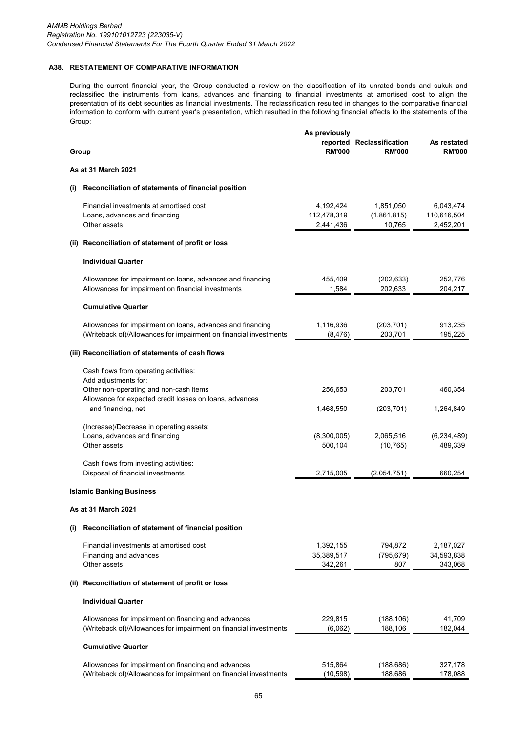## A38. RESTATEMENT OF COMPARATIVE INFORMATION

During the current financial year, the Group conducted a review on the classification of its unrated bonds and sukuk and reclassified the instruments from loans, advances and financing to financial investments at amortised cost to align the presentation of its debt securities as financial investments. The reclassification resulted in changes to the comparative financial information to conform with current year's presentation, which resulted in the following financial effects to the statements of the Group:

| Group | As previously reported RM'000 | Reclassification RM'000 | As restated RM'000 |
|---|---|---|---|
| **As at 31 March 2021** | | | |
| **(i) Reconciliation of statements of financial position** | | | |
| Financial investments at amortised cost | 4,192,424 | 1,851,050 | 6,043,474 |
| Loans, advances and financing | 112,478,319 | (1,861,815) | 110,616,504 |
| Other assets | 2,441,436 | 10,765 | 2,452,201 |
| **(ii) Reconciliation of statement of profit or loss** | | | |
| **Individual Quarter** | | | |
| Allowances for impairment on loans, advances and financing | 455,409 | (202,633) | 252,776 |
| Allowances for impairment on financial investments | 1,584 | 202,633 | 204,217 |
| **Cumulative Quarter** | | | |
| Allowances for impairment on loans, advances and financing | 1,116,936 | (203,701) | 913,235 |
| (Writeback of)/Allowances for impairment on financial investments | (8,476) | 203,701 | 195,225 |
| **(iii) Reconciliation of statements of cash flows** | | | |
| Cash flows from operating activities: | | | |
| Add adjustments for: | | | |
| Other non-operating and non-cash items | 256,653 | 203,701 | 460,354 |
| Allowance for expected credit losses on loans, advances and financing, net | 1,468,550 | (203,701) | 1,264,849 |
| (Increase)/Decrease in operating assets: | | | |
| Loans, advances and financing | (8,300,005) | 2,065,516 | (6,234,489) |
| Other assets | 500,104 | (10,765) | 489,339 |
| Cash flows from investing activities: | | | |
| Disposal of financial investments | 2,715,005 | (2,054,751) | 660,254 |

**Islamic Banking Business**

| | As previously reported RM'000 | Reclassification RM'000 | As restated RM'000 |
|---|---|---|---|
| **As at 31 March 2021** | | | |
| **(i) Reconciliation of statement of financial position** | | | |
| Financial investments at amortised cost | 1,392,155 | 794,872 | 2,187,027 |
| Financing and advances | 35,389,517 | (795,679) | 34,593,838 |
| Other assets | 342,261 | 807 | 343,068 |
| **(ii) Reconciliation of statement of profit or loss** | | | |
| **Individual Quarter** | | | |
| Allowances for impairment on financing and advances | 229,815 | (188,106) | 41,709 |
| (Writeback of)/Allowances for impairment on financial investments | (6,062) | 188,106 | 182,044 |
| **Cumulative Quarter** | | | |
| Allowances for impairment on financing and advances | 515,864 | (188,686) | 327,178 |
| (Writeback of)/Allowances for impairment on financial investments | (10,598) | 188,686 | 178,088 |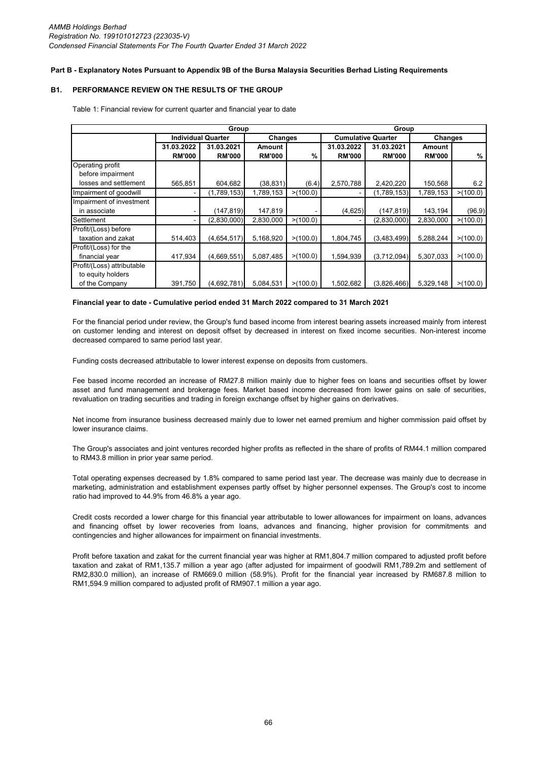*AMMB Holdings Berhad*
*Registration No. 199101012723 (223035-V)*
*Condensed Financial Statements For The Fourth Quarter Ended 31 March 2022*

**Part B - Explanatory Notes Pursuant to Appendix 9B of the Bursa Malaysia Securities Berhad Listing Requirements**

## B1. PERFORMANCE REVIEW ON THE RESULTS OF THE GROUP

Table 1: Financial review for current quarter and financial year to date

| | Group | | | | Group | | | |
|---|---|---|---|---|---|---|---|---|
| | Individual Quarter | | Changes | | Cumulative Quarter | | Changes | |
| | 31.03.2022 | 31.03.2021 | Amount | | 31.03.2022 | 31.03.2021 | Amount | |
| | RM'000 | RM'000 | RM'000 | % | RM'000 | RM'000 | RM'000 | % |
| Operating profit before impairment losses and settlement | 565,851 | 604,682 | (38,831) | (6.4) | 2,570,788 | 2,420,220 | 150,568 | 6.2 |
| Impairment of goodwill | - | (1,789,153) | 1,789,153 | >(100.0) | - | (1,789,153) | 1,789,153 | >(100.0) |
| Impairment of investment in associate | - | (147,819) | 147,819 | - | (4,625) | (147,819) | 143,194 | (96.9) |
| Settlement | - | (2,830,000) | 2,830,000 | >(100.0) | - | (2,830,000) | 2,830,000 | >(100.0) |
| Profit/(Loss) before taxation and zakat | 514,403 | (4,654,517) | 5,168,920 | >(100.0) | 1,804,745 | (3,483,499) | 5,288,244 | >(100.0) |
| Profit/(Loss) for the financial year | 417,934 | (4,669,551) | 5,087,485 | >(100.0) | 1,594,939 | (3,712,094) | 5,307,033 | >(100.0) |
| Profit/(Loss) attributable to equity holders of the Company | 391,750 | (4,692,781) | 5,084,531 | >(100.0) | 1,502,682 | (3,826,466) | 5,329,148 | >(100.0) |

**Financial year to date - Cumulative period ended 31 March 2022 compared to 31 March 2021**

For the financial period under review, the Group's fund based income from interest bearing assets increased mainly from interest on customer lending and interest on deposit offset by decreased in interest on fixed income securities. Non-interest income decreased compared to same period last year.

Funding costs decreased attributable to lower interest expense on deposits from customers.

Fee based income recorded an increase of RM27.8 million mainly due to higher fees on loans and securities offset by lower asset and fund management and brokerage fees. Market based income decreased from lower gains on sale of securities, revaluation on trading securities and trading in foreign exchange offset by higher gains on derivatives.

Net income from insurance business decreased mainly due to lower net earned premium and higher commission paid offset by lower insurance claims.

The Group's associates and joint ventures recorded higher profits as reflected in the share of profits of RM44.1 million compared to RM43.8 million in prior year same period.

Total operating expenses decreased by 1.8% compared to same period last year. The decrease was mainly due to decrease in marketing, administration and establishment expenses partly offset by higher personnel expenses. The Group's cost to income ratio had improved to 44.9% from 46.8% a year ago.

Credit costs recorded a lower charge for this financial year attributable to lower allowances for impairment on loans, advances and financing offset by lower recoveries from loans, advances and financing, higher provision for commitments and contingencies and higher allowances for impairment on financial investments.

Profit before taxation and zakat for the current financial year was higher at RM1,804.7 million compared to adjusted profit before taxation and zakat of RM1,135.7 million a year ago (after adjusted for impairment of goodwill RM1,789.2m and settlement of RM2,830.0 million), an increase of RM669.0 million (58.9%). Profit for the financial year increased by RM687.8 million to RM1,594.9 million compared to adjusted profit of RM907.1 million a year ago.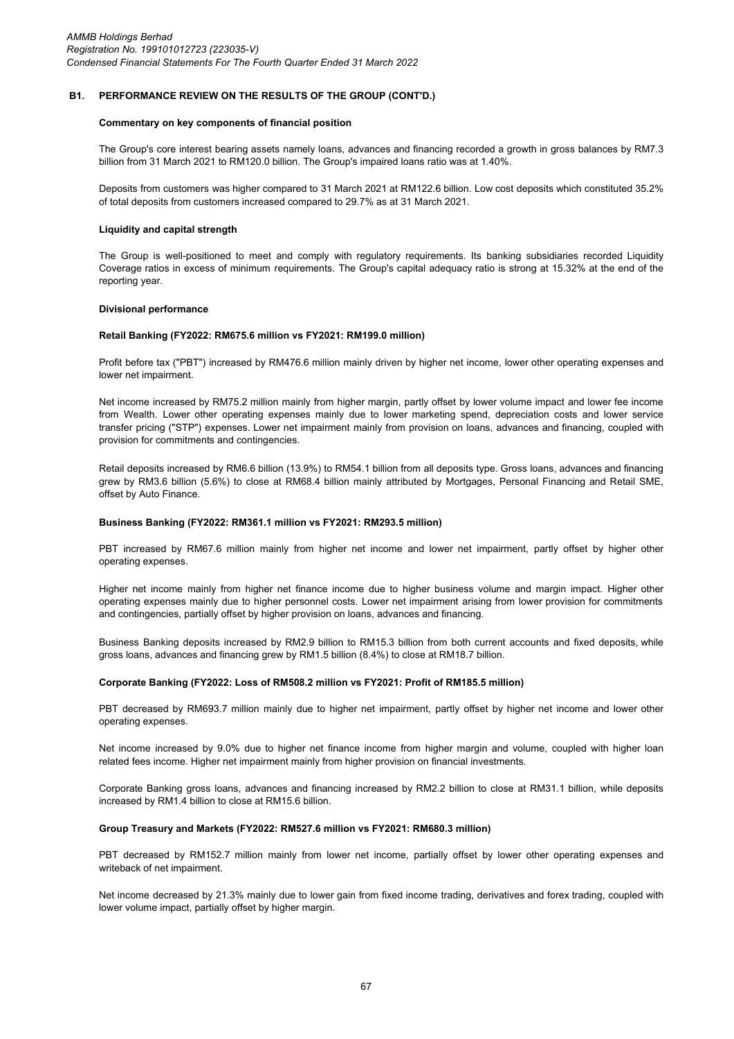## B1. PERFORMANCE REVIEW ON THE RESULTS OF THE GROUP (CONT'D.)

### Commentary on key components of financial position

The Group's core interest bearing assets namely loans, advances and financing recorded a growth in gross balances by RM7.3 billion from 31 March 2021 to RM120.0 billion. The Group's impaired loans ratio was at 1.40%.

Deposits from customers was higher compared to 31 March 2021 at RM122.6 billion. Low cost deposits which constituted 35.2% of total deposits from customers increased compared to 29.7% as at 31 March 2021.

### Liquidity and capital strength

The Group is well-positioned to meet and comply with regulatory requirements. Its banking subsidiaries recorded Liquidity Coverage ratios in excess of minimum requirements. The Group's capital adequacy ratio is strong at 15.32% at the end of the reporting year.

### Divisional performance

#### Retail Banking (FY2022: RM675.6 million vs FY2021: RM199.0 million)

Profit before tax ("PBT") increased by RM476.6 million mainly driven by higher net income, lower other operating expenses and lower net impairment.

Net income increased by RM75.2 million mainly from higher margin, partly offset by lower volume impact and lower fee income from Wealth. Lower other operating expenses mainly due to lower marketing spend, depreciation costs and lower service transfer pricing ("STP") expenses. Lower net impairment mainly from provision on loans, advances and financing, coupled with provision for commitments and contingencies.

Retail deposits increased by RM6.6 billion (13.9%) to RM54.1 billion from all deposits type. Gross loans, advances and financing grew by RM3.6 billion (5.6%) to close at RM68.4 billion mainly attributed by Mortgages, Personal Financing and Retail SME, offset by Auto Finance.

#### Business Banking (FY2022: RM361.1 million vs FY2021: RM293.5 million)

PBT increased by RM67.6 million mainly from higher net income and lower net impairment, partly offset by higher other operating expenses.

Higher net income mainly from higher net finance income due to higher business volume and margin impact. Higher other operating expenses mainly due to higher personnel costs. Lower net impairment arising from lower provision for commitments and contingencies, partially offset by higher provision on loans, advances and financing.

Business Banking deposits increased by RM2.9 billion to RM15.3 billion from both current accounts and fixed deposits, while gross loans, advances and financing grew by RM1.5 billion (8.4%) to close at RM18.7 billion.

#### Corporate Banking (FY2022: Loss of RM508.2 million vs FY2021: Profit of RM185.5 million)

PBT decreased by RM693.7 million mainly due to higher net impairment, partly offset by higher net income and lower other operating expenses.

Net income increased by 9.0% due to higher net finance income from higher margin and volume, coupled with higher loan related fees income. Higher net impairment mainly from higher provision on financial investments.

Corporate Banking gross loans, advances and financing increased by RM2.2 billion to close at RM31.1 billion, while deposits increased by RM1.4 billion to close at RM15.6 billion.

#### Group Treasury and Markets (FY2022: RM527.6 million vs FY2021: RM680.3 million)

PBT decreased by RM152.7 million mainly from lower net income, partially offset by lower other operating expenses and writeback of net impairment.

Net income decreased by 21.3% mainly due to lower gain from fixed income trading, derivatives and forex trading, coupled with lower volume impact, partially offset by higher margin.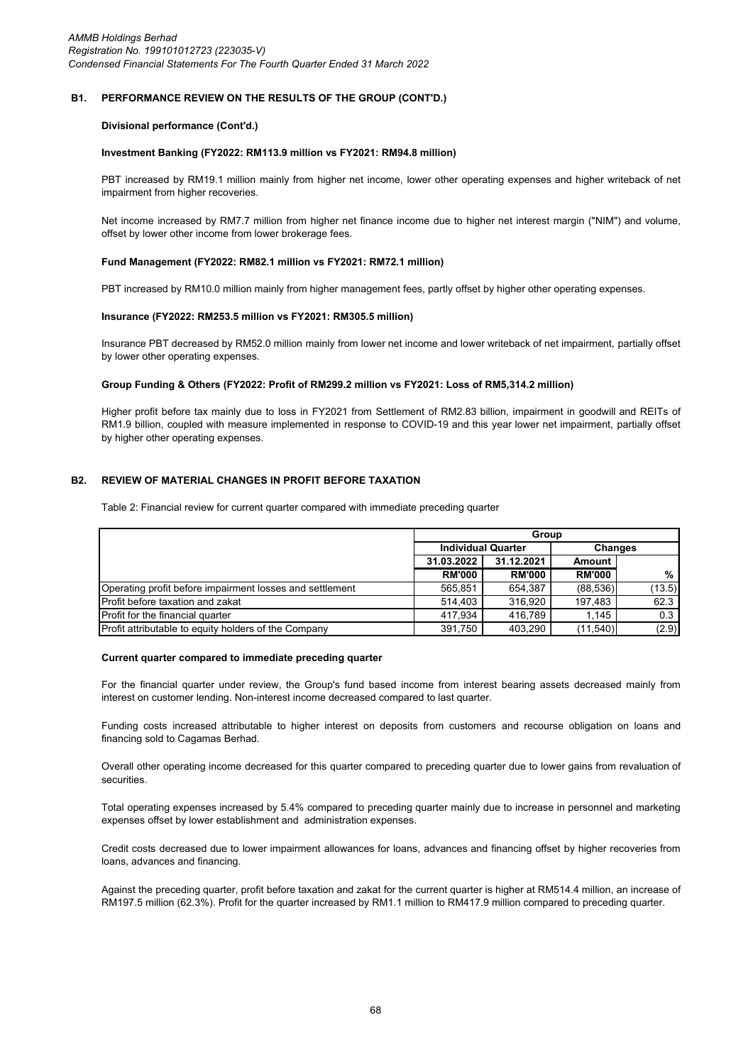## B1. PERFORMANCE REVIEW ON THE RESULTS OF THE GROUP (CONT'D.)

**Divisional performance (Cont'd.)**

**Investment Banking (FY2022: RM113.9 million vs FY2021: RM94.8 million)**

PBT increased by RM19.1 million mainly from higher net income, lower other operating expenses and higher writeback of net impairment from higher recoveries.

Net income increased by RM7.7 million from higher net finance income due to higher net interest margin ("NIM") and volume, offset by lower other income from lower brokerage fees.

**Fund Management (FY2022: RM82.1 million vs FY2021: RM72.1 million)**

PBT increased by RM10.0 million mainly from higher management fees, partly offset by higher other operating expenses.

**Insurance (FY2022: RM253.5 million vs FY2021: RM305.5 million)**

Insurance PBT decreased by RM52.0 million mainly from lower net income and lower writeback of net impairment, partially offset by lower other operating expenses.

**Group Funding & Others (FY2022: Profit of RM299.2 million vs FY2021: Loss of RM5,314.2 million)**

Higher profit before tax mainly due to loss in FY2021 from Settlement of RM2.83 billion, impairment in goodwill and REITs of RM1.9 billion, coupled with measure implemented in response to COVID-19 and this year lower net impairment, partially offset by higher other operating expenses.

## B2. REVIEW OF MATERIAL CHANGES IN PROFIT BEFORE TAXATION

Table 2: Financial review for current quarter compared with immediate preceding quarter

| | Group | | | |
|---|---|---|---|---|
| | Individual Quarter | | Changes | |
| | 31.03.2022 | 31.12.2021 | Amount | |
| | RM'000 | RM'000 | RM'000 | % |
| Operating profit before impairment losses and settlement | 565,851 | 654,387 | (88,536) | (13.5) |
| Profit before taxation and zakat | 514,403 | 316,920 | 197,483 | 62.3 |
| Profit for the financial quarter | 417,934 | 416,789 | 1,145 | 0.3 |
| Profit attributable to equity holders of the Company | 391,750 | 403,290 | (11,540) | (2.9) |

**Current quarter compared to immediate preceding quarter**

For the financial quarter under review, the Group's fund based income from interest bearing assets decreased mainly from interest on customer lending. Non-interest income decreased compared to last quarter.

Funding costs increased attributable to higher interest on deposits from customers and recourse obligation on loans and financing sold to Cagamas Berhad.

Overall other operating income decreased for this quarter compared to preceding quarter due to lower gains from revaluation of securities.

Total operating expenses increased by 5.4% compared to preceding quarter mainly due to increase in personnel and marketing expenses offset by lower establishment and administration expenses.

Credit costs decreased due to lower impairment allowances for loans, advances and financing offset by higher recoveries from loans, advances and financing.

Against the preceding quarter, profit before taxation and zakat for the current quarter is higher at RM514.4 million, an increase of RM197.5 million (62.3%). Profit for the quarter increased by RM1.1 million to RM417.9 million compared to preceding quarter.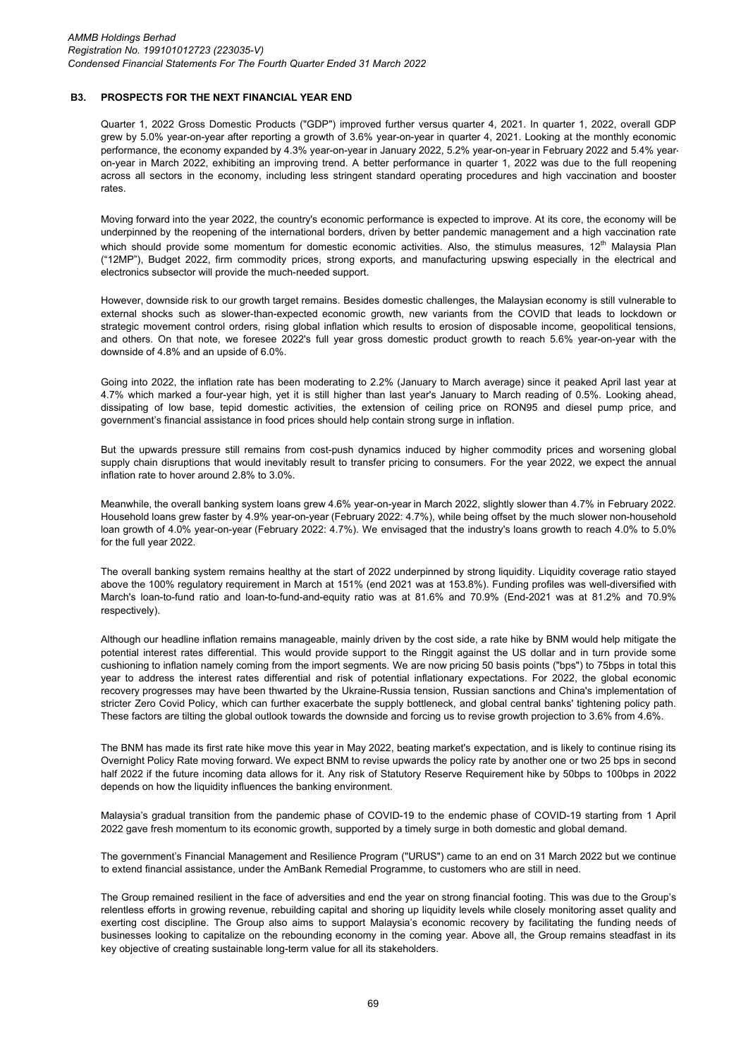## B3. PROSPECTS FOR THE NEXT FINANCIAL YEAR END

Quarter 1, 2022 Gross Domestic Products ("GDP") improved further versus quarter 4, 2021. In quarter 1, 2022, overall GDP grew by 5.0% year-on-year after reporting a growth of 3.6% year-on-year in quarter 4, 2021. Looking at the monthly economic performance, the economy expanded by 4.3% year-on-year in January 2022, 5.2% year-on-year in February 2022 and 5.4% year-on-year in March 2022, exhibiting an improving trend. A better performance in quarter 1, 2022 was due to the full reopening across all sectors in the economy, including less stringent standard operating procedures and high vaccination and booster rates.

Moving forward into the year 2022, the country's economic performance is expected to improve. At its core, the economy will be underpinned by the reopening of the international borders, driven by better pandemic management and a high vaccination rate which should provide some momentum for domestic economic activities. Also, the stimulus measures, 12th Malaysia Plan ("12MP"), Budget 2022, firm commodity prices, strong exports, and manufacturing upswing especially in the electrical and electronics subsector will provide the much-needed support.

However, downside risk to our growth target remains. Besides domestic challenges, the Malaysian economy is still vulnerable to external shocks such as slower-than-expected economic growth, new variants from the COVID that leads to lockdown or strategic movement control orders, rising global inflation which results to erosion of disposable income, geopolitical tensions, and others. On that note, we foresee 2022's full year gross domestic product growth to reach 5.6% year-on-year with the downside of 4.8% and an upside of 6.0%.

Going into 2022, the inflation rate has been moderating to 2.2% (January to March average) since it peaked April last year at 4.7% which marked a four-year high, yet it is still higher than last year's January to March reading of 0.5%. Looking ahead, dissipating of low base, tepid domestic activities, the extension of ceiling price on RON95 and diesel pump price, and government's financial assistance in food prices should help contain strong surge in inflation.

But the upwards pressure still remains from cost-push dynamics induced by higher commodity prices and worsening global supply chain disruptions that would inevitably result to transfer pricing to consumers. For the year 2022, we expect the annual inflation rate to hover around 2.8% to 3.0%.

Meanwhile, the overall banking system loans grew 4.6% year-on-year in March 2022, slightly slower than 4.7% in February 2022. Household loans grew faster by 4.9% year-on-year (February 2022: 4.7%), while being offset by the much slower non-household loan growth of 4.0% year-on-year (February 2022: 4.7%). We envisaged that the industry's loans growth to reach 4.0% to 5.0% for the full year 2022.

The overall banking system remains healthy at the start of 2022 underpinned by strong liquidity. Liquidity coverage ratio stayed above the 100% regulatory requirement in March at 151% (end 2021 was at 153.8%). Funding profiles was well-diversified with March's loan-to-fund ratio and loan-to-fund-and-equity ratio was at 81.6% and 70.9% (End-2021 was at 81.2% and 70.9% respectively).

Although our headline inflation remains manageable, mainly driven by the cost side, a rate hike by BNM would help mitigate the potential interest rates differential. This would provide support to the Ringgit against the US dollar and in turn provide some cushioning to inflation namely coming from the import segments. We are now pricing 50 basis points ("bps") to 75bps in total this year to address the interest rates differential and risk of potential inflationary expectations. For 2022, the global economic recovery progresses may have been thwarted by the Ukraine-Russia tension, Russian sanctions and China's implementation of stricter Zero Covid Policy, which can further exacerbate the supply bottleneck, and global central banks' tightening policy path. These factors are tilting the global outlook towards the downside and forcing us to revise growth projection to 3.6% from 4.6%.

The BNM has made its first rate hike move this year in May 2022, beating market's expectation, and is likely to continue rising its Overnight Policy Rate moving forward. We expect BNM to revise upwards the policy rate by another one or two 25 bps in second half 2022 if the future incoming data allows for it. Any risk of Statutory Reserve Requirement hike by 50bps to 100bps in 2022 depends on how the liquidity influences the banking environment.

Malaysia's gradual transition from the pandemic phase of COVID-19 to the endemic phase of COVID-19 starting from 1 April 2022 gave fresh momentum to its economic growth, supported by a timely surge in both domestic and global demand.

The government's Financial Management and Resilience Program ("URUS") came to an end on 31 March 2022 but we continue to extend financial assistance, under the AmBank Remedial Programme, to customers who are still in need.

The Group remained resilient in the face of adversities and end the year on strong financial footing. This was due to the Group's relentless efforts in growing revenue, rebuilding capital and shoring up liquidity levels while closely monitoring asset quality and exerting cost discipline. The Group also aims to support Malaysia's economic recovery by facilitating the funding needs of businesses looking to capitalize on the rebounding economy in the coming year. Above all, the Group remains steadfast in its key objective of creating sustainable long-term value for all its stakeholders.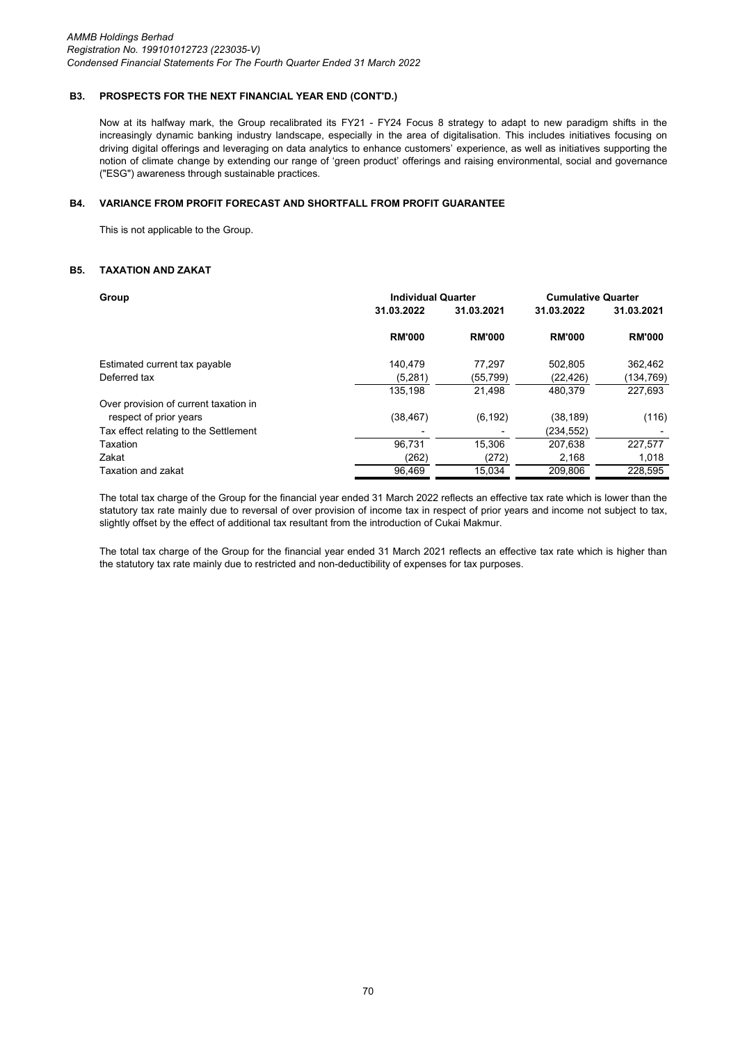### B3. PROSPECTS FOR THE NEXT FINANCIAL YEAR END (CONT'D.)

Now at its halfway mark, the Group recalibrated its FY21 - FY24 Focus 8 strategy to adapt to new paradigm shifts in the increasingly dynamic banking industry landscape, especially in the area of digitalisation. This includes initiatives focusing on driving digital offerings and leveraging on data analytics to enhance customers' experience, as well as initiatives supporting the notion of climate change by extending our range of 'green product' offerings and raising environmental, social and governance ("ESG") awareness through sustainable practices.

### B4. VARIANCE FROM PROFIT FORECAST AND SHORTFALL FROM PROFIT GUARANTEE

This is not applicable to the Group.

### B5. TAXATION AND ZAKAT

| Group | Individual Quarter | | Cumulative Quarter | |
|---|---|---|---|---|
| | 31.03.2022 | 31.03.2021 | 31.03.2022 | 31.03.2021 |
| | RM'000 | RM'000 | RM'000 | RM'000 |
| Estimated current tax payable | 140,479 | 77,297 | 502,805 | 362,462 |
| Deferred tax | (5,281) | (55,799) | (22,426) | (134,769) |
| | 135,198 | 21,498 | 480,379 | 227,693 |
| Over provision of current taxation in respect of prior years | (38,467) | (6,192) | (38,189) | (116) |
| Tax effect relating to the Settlement | - | - | (234,552) | - |
| Taxation | 96,731 | 15,306 | 207,638 | 227,577 |
| Zakat | (262) | (272) | 2,168 | 1,018 |
| Taxation and zakat | 96,469 | 15,034 | 209,806 | 228,595 |

The total tax charge of the Group for the financial year ended 31 March 2022 reflects an effective tax rate which is lower than the statutory tax rate mainly due to reversal of over provision of income tax in respect of prior years and income not subject to tax, slightly offset by the effect of additional tax resultant from the introduction of Cukai Makmur.

The total tax charge of the Group for the financial year ended 31 March 2021 reflects an effective tax rate which is higher than the statutory tax rate mainly due to restricted and non-deductibility of expenses for tax purposes.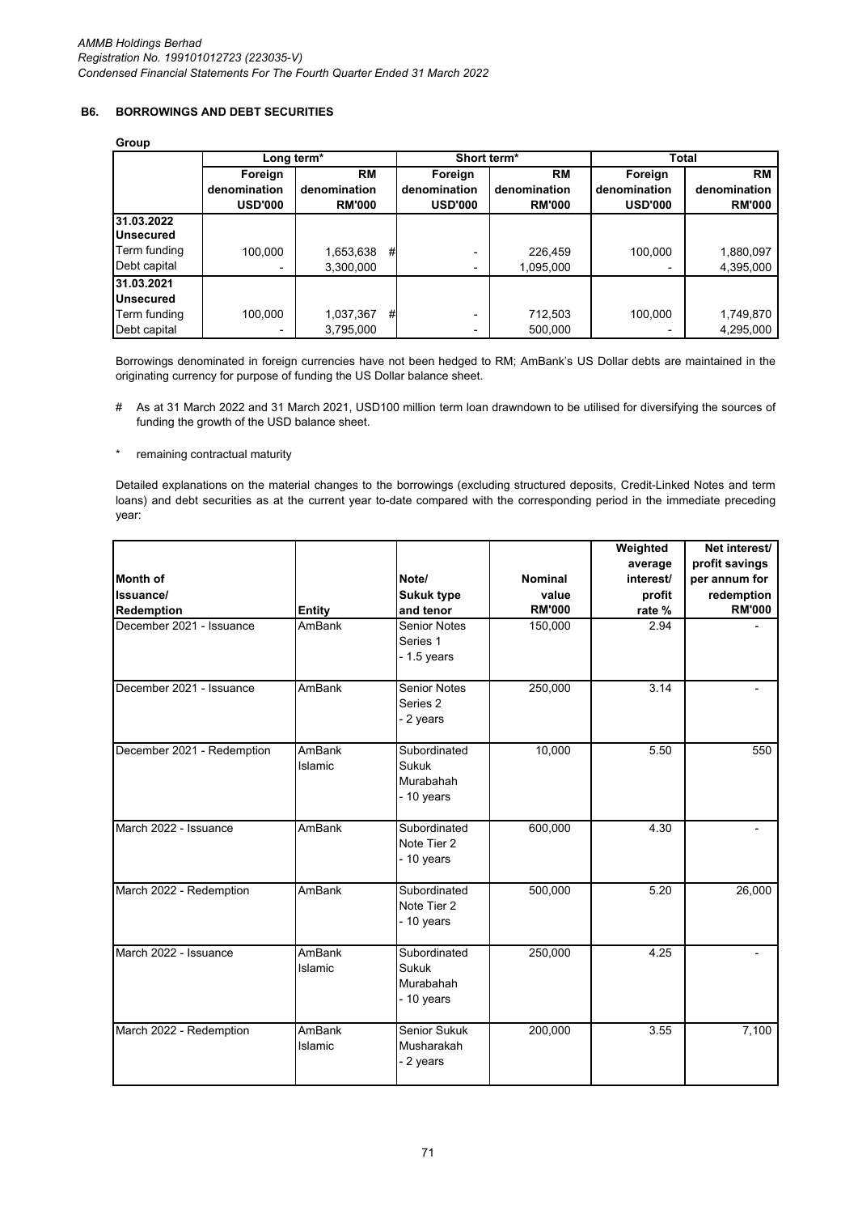*AMMB Holdings Berhad*
*Registration No. 199101012723 (223035-V)*
*Condensed Financial Statements For The Fourth Quarter Ended 31 March 2022*

### B6. BORROWINGS AND DEBT SECURITIES

**Group**

| | Long term* | | Short term* | | Total | |
|---|---|---|---|---|---|---|
| | Foreign denomination USD'000 | RM denomination RM'000 | Foreign denomination USD'000 | RM denomination RM'000 | Foreign denomination USD'000 | RM denomination RM'000 |
| **31.03.2022** | | | | | | |
| **Unsecured** | | | | | | |
| Term funding | 100,000 | 1,653,638 # | - | 226,459 | 100,000 | 1,880,097 |
| Debt capital | - | 3,300,000 | - | 1,095,000 | - | 4,395,000 |
| **31.03.2021** | | | | | | |
| **Unsecured** | | | | | | |
| Term funding | 100,000 | 1,037,367 # | - | 712,503 | 100,000 | 1,749,870 |
| Debt capital | - | 3,795,000 | - | 500,000 | - | 4,295,000 |

Borrowings denominated in foreign currencies have not been hedged to RM; AmBank's US Dollar debts are maintained in the originating currency for purpose of funding the US Dollar balance sheet.

\# As at 31 March 2022 and 31 March 2021, USD100 million term loan drawndown to be utilised for diversifying the sources of funding the growth of the USD balance sheet.

\* remaining contractual maturity

Detailed explanations on the material changes to the borrowings (excluding structured deposits, Credit-Linked Notes and term loans) and debt securities as at the current year to-date compared with the corresponding period in the immediate preceding year:

| Month of Issuance/ Redemption | Entity | Note/ Sukuk type and tenor | Nominal value RM'000 | Weighted average interest/ profit rate % | Net interest/ profit savings per annum for redemption RM'000 |
|---|---|---|---|---|---|
| December 2021 - Issuance | AmBank | Senior Notes Series 1 - 1.5 years | 150,000 | 2.94 | - |
| December 2021 - Issuance | AmBank | Senior Notes Series 2 - 2 years | 250,000 | 3.14 | - |
| December 2021 - Redemption | AmBank Islamic | Subordinated Sukuk Murabahah - 10 years | 10,000 | 5.50 | 550 |
| March 2022 - Issuance | AmBank | Subordinated Note Tier 2 - 10 years | 600,000 | 4.30 | - |
| March 2022 - Redemption | AmBank | Subordinated Note Tier 2 - 10 years | 500,000 | 5.20 | 26,000 |
| March 2022 - Issuance | AmBank Islamic | Subordinated Sukuk Murabahah - 10 years | 250,000 | 4.25 | - |
| March 2022 - Redemption | AmBank Islamic | Senior Sukuk Musharakah - 2 years | 200,000 | 3.55 | 7,100 |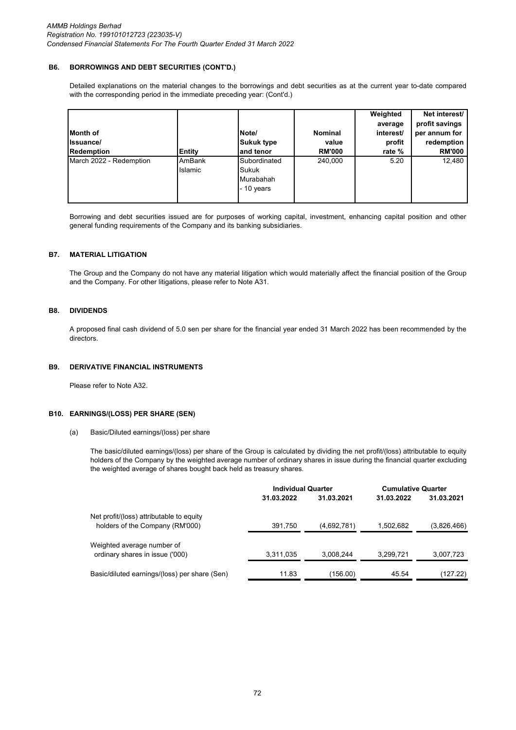### B6. BORROWINGS AND DEBT SECURITIES (CONT'D.)

Detailed explanations on the material changes to the borrowings and debt securities as at the current year to-date compared with the corresponding period in the immediate preceding year: (Cont'd.)

| Month of Issuance/ Redemption | Entity | Note/ Sukuk type and tenor | Nominal value RM'000 | Weighted average interest/ profit rate % | Net interest/ profit savings per annum for redemption RM'000 |
|---|---|---|---|---|---|
| March 2022 - Redemption | AmBank Islamic | Subordinated Sukuk Murabahah - 10 years | 240,000 | 5.20 | 12,480 |

Borrowing and debt securities issued are for purposes of working capital, investment, enhancing capital position and other general funding requirements of the Company and its banking subsidiaries.

### B7. MATERIAL LITIGATION

The Group and the Company do not have any material litigation which would materially affect the financial position of the Group and the Company. For other litigations, please refer to Note A31.

### B8. DIVIDENDS

A proposed final cash dividend of 5.0 sen per share for the financial year ended 31 March 2022 has been recommended by the directors.

### B9. DERIVATIVE FINANCIAL INSTRUMENTS

Please refer to Note A32.

### B10. EARNINGS/(LOSS) PER SHARE (SEN)

(a) Basic/Diluted earnings/(loss) per share

The basic/diluted earnings/(loss) per share of the Group is calculated by dividing the net profit/(loss) attributable to equity holders of the Company by the weighted average number of ordinary shares in issue during the financial quarter excluding the weighted average of shares bought back held as treasury shares.

| | Individual Quarter | | Cumulative Quarter | |
|---|---|---|---|---|
| | 31.03.2022 | 31.03.2021 | 31.03.2022 | 31.03.2021 |
| Net profit/(loss) attributable to equity holders of the Company (RM'000) | 391,750 | (4,692,781) | 1,502,682 | (3,826,466) |
| Weighted average number of ordinary shares in issue ('000) | 3,311,035 | 3,008,244 | 3,299,721 | 3,007,723 |
| Basic/diluted earnings/(loss) per share (Sen) | 11.83 | (156.00) | 45.54 | (127.22) |